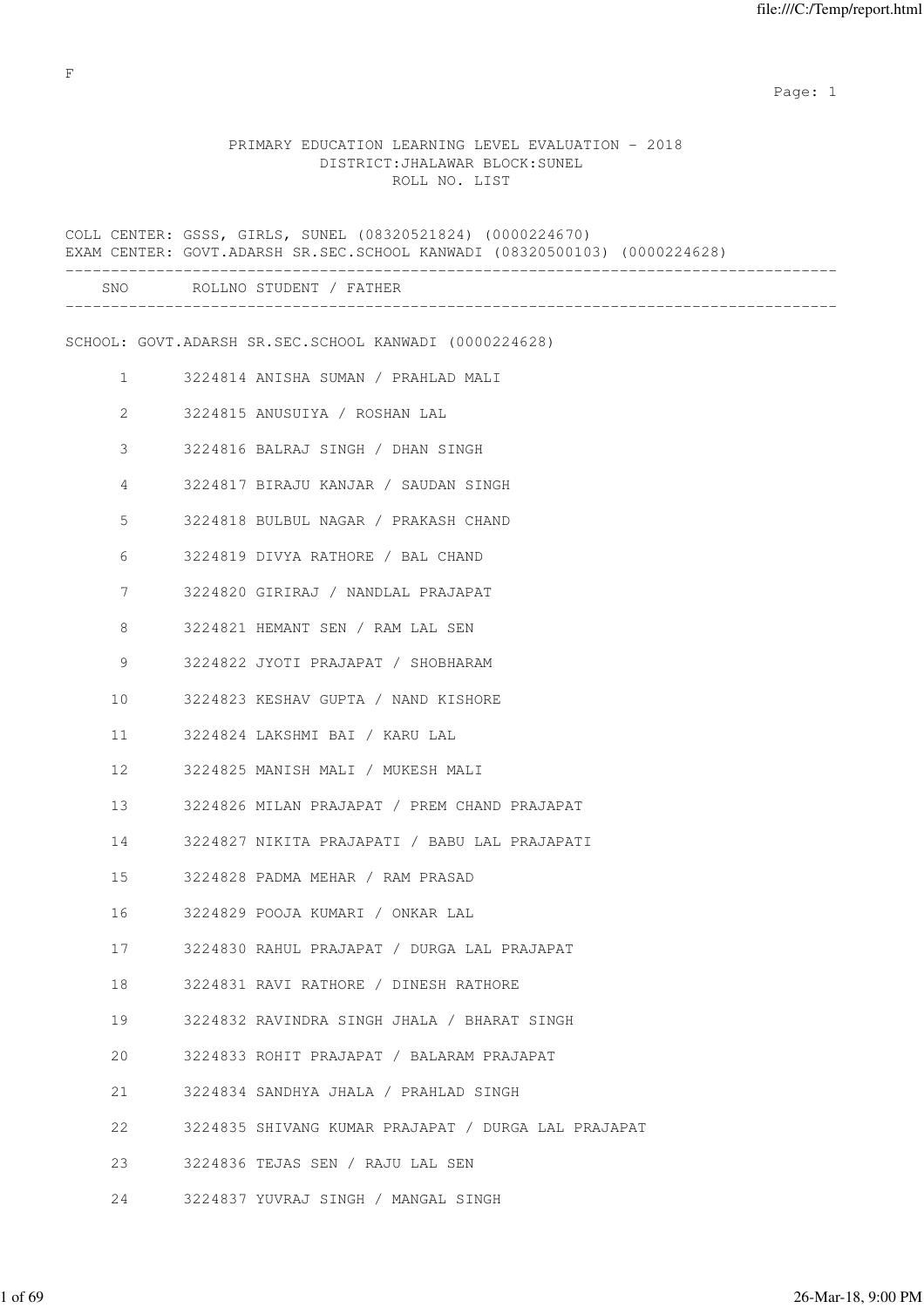F

PRIMARY EDUCATION LEARNING LEVEL EVALUATION - 2018
DISTRICT:JHALAWAR BLOCK:SUNEL
ROLL NO. LIST

COLL CENTER: GSSS, GIRLS, SUNEL (08320521824) (0000224670)
EXAM CENTER: GOVT.ADARSH SR.SEC.SCHOOL KANWADI (08320500103) (0000224628)

SCHOOL: GOVT.ADARSH SR.SEC.SCHOOL KANWADI (0000224628)

| SNO | ROLLNO | STUDENT / FATHER |
|---|---|---|
| 1 | 3224814 | ANISHA SUMAN / PRAHLAD MALI |
| 2 | 3224815 | ANUSUIYA / ROSHAN LAL |
| 3 | 3224816 | BALRAJ SINGH / DHAN SINGH |
| 4 | 3224817 | BIRAJU KANJAR / SAUDAN SINGH |
| 5 | 3224818 | BULBUL NAGAR / PRAKASH CHAND |
| 6 | 3224819 | DIVYA RATHORE / BAL CHAND |
| 7 | 3224820 | GIRIRAJ / NANDLAL PRAJAPAT |
| 8 | 3224821 | HEMANT SEN / RAM LAL SEN |
| 9 | 3224822 | JYOTI PRAJAPAT / SHOBHARAM |
| 10 | 3224823 | KESHAV GUPTA / NAND KISHORE |
| 11 | 3224824 | LAKSHMI BAI / KARU LAL |
| 12 | 3224825 | MANISH MALI / MUKESH MALI |
| 13 | 3224826 | MILAN PRAJAPAT / PREM CHAND PRAJAPAT |
| 14 | 3224827 | NIKITA PRAJAPATI / BABU LAL PRAJAPATI |
| 15 | 3224828 | PADMA MEHAR / RAM PRASAD |
| 16 | 3224829 | POOJA KUMARI / ONKAR LAL |
| 17 | 3224830 | RAHUL PRAJAPAT / DURGA LAL PRAJAPAT |
| 18 | 3224831 | RAVI RATHORE / DINESH RATHORE |
| 19 | 3224832 | RAVINDRA SINGH JHALA / BHARAT SINGH |
| 20 | 3224833 | ROHIT PRAJAPAT / BALARAM PRAJAPAT |
| 21 | 3224834 | SANDHYA JHALA / PRAHLAD SINGH |
| 22 | 3224835 | SHIVANG KUMAR PRAJAPAT / DURGA LAL PRAJAPAT |
| 23 | 3224836 | TEJAS SEN / RAJU LAL SEN |
| 24 | 3224837 | YUVRAJ SINGH / MANGAL SINGH |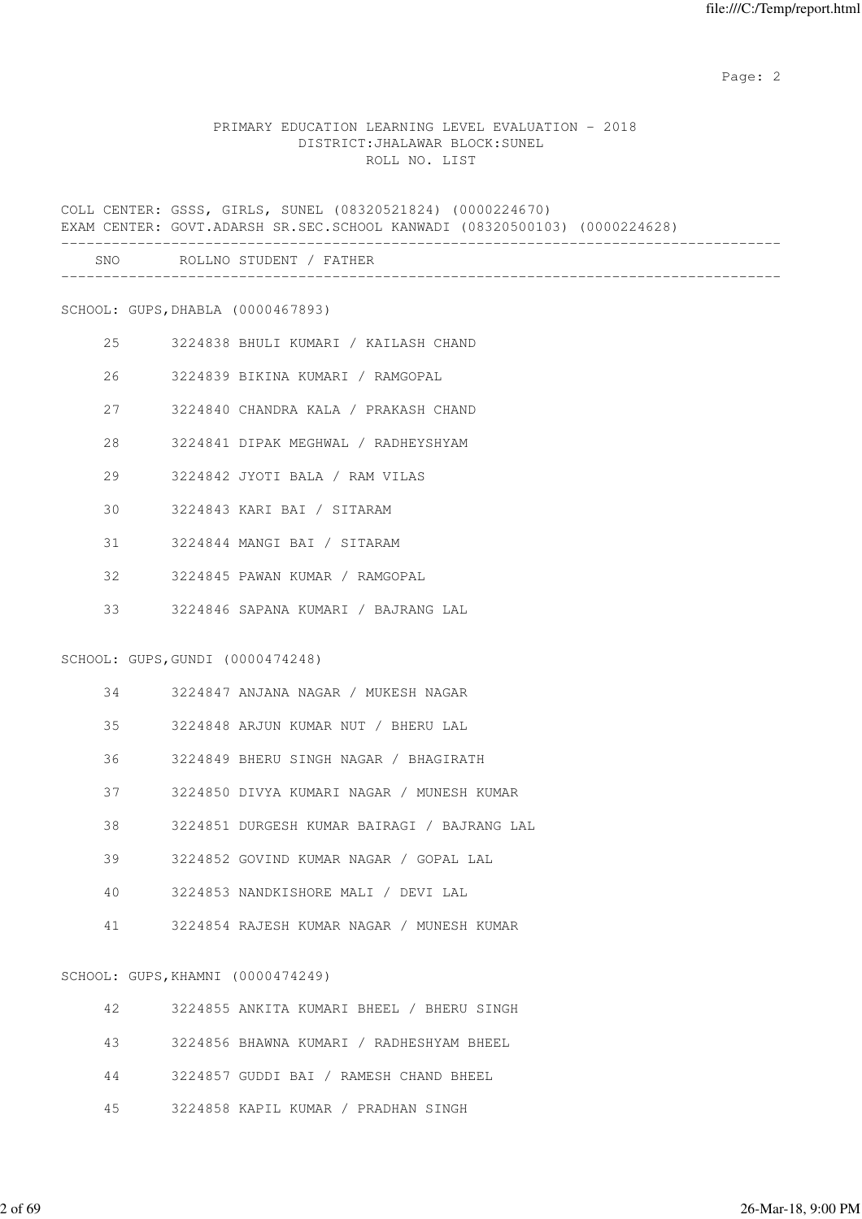PRIMARY EDUCATION LEARNING LEVEL EVALUATION - 2018
DISTRICT:JHALAWAR BLOCK:SUNEL
ROLL NO. LIST

COLL CENTER: GSSS, GIRLS, SUNEL (08320521824) (0000224670)
EXAM CENTER: GOVT.ADARSH SR.SEC.SCHOOL KANWADI (08320500103) (0000224628)

| SNO | ROLLNO | STUDENT / FATHER |
|---|---|---|

SCHOOL: GUPS,DHABLA (0000467893)

| SNO | ROLLNO | STUDENT / FATHER |
|---|---|---|
| 25 | 3224838 | BHULI KUMARI / KAILASH CHAND |
| 26 | 3224839 | BIKINA KUMARI / RAMGOPAL |
| 27 | 3224840 | CHANDRA KALA / PRAKASH CHAND |
| 28 | 3224841 | DIPAK MEGHWAL / RADHEYSHYAM |
| 29 | 3224842 | JYOTI BALA / RAM VILAS |
| 30 | 3224843 | KARI BAI / SITARAM |
| 31 | 3224844 | MANGI BAI / SITARAM |
| 32 | 3224845 | PAWAN KUMAR / RAMGOPAL |
| 33 | 3224846 | SAPANA KUMARI / BAJRANG LAL |

SCHOOL: GUPS,GUNDI (0000474248)

| SNO | ROLLNO | STUDENT / FATHER |
|---|---|---|
| 34 | 3224847 | ANJANA NAGAR / MUKESH NAGAR |
| 35 | 3224848 | ARJUN KUMAR NUT / BHERU LAL |
| 36 | 3224849 | BHERU SINGH NAGAR / BHAGIRATH |
| 37 | 3224850 | DIVYA KUMARI NAGAR / MUNESH KUMAR |
| 38 | 3224851 | DURGESH KUMAR BAIRAGI / BAJRANG LAL |
| 39 | 3224852 | GOVIND KUMAR NAGAR / GOPAL LAL |
| 40 | 3224853 | NANDKISHORE MALI / DEVI LAL |
| 41 | 3224854 | RAJESH KUMAR NAGAR / MUNESH KUMAR |

SCHOOL: GUPS,KHAMNI (0000474249)

| SNO | ROLLNO | STUDENT / FATHER |
|---|---|---|
| 42 | 3224855 | ANKITA KUMARI BHEEL / BHERU SINGH |
| 43 | 3224856 | BHAWNA KUMARI / RADHESHYAM BHEEL |
| 44 | 3224857 | GUDDI BAI / RAMESH CHAND BHEEL |
| 45 | 3224858 | KAPIL KUMAR / PRADHAN SINGH |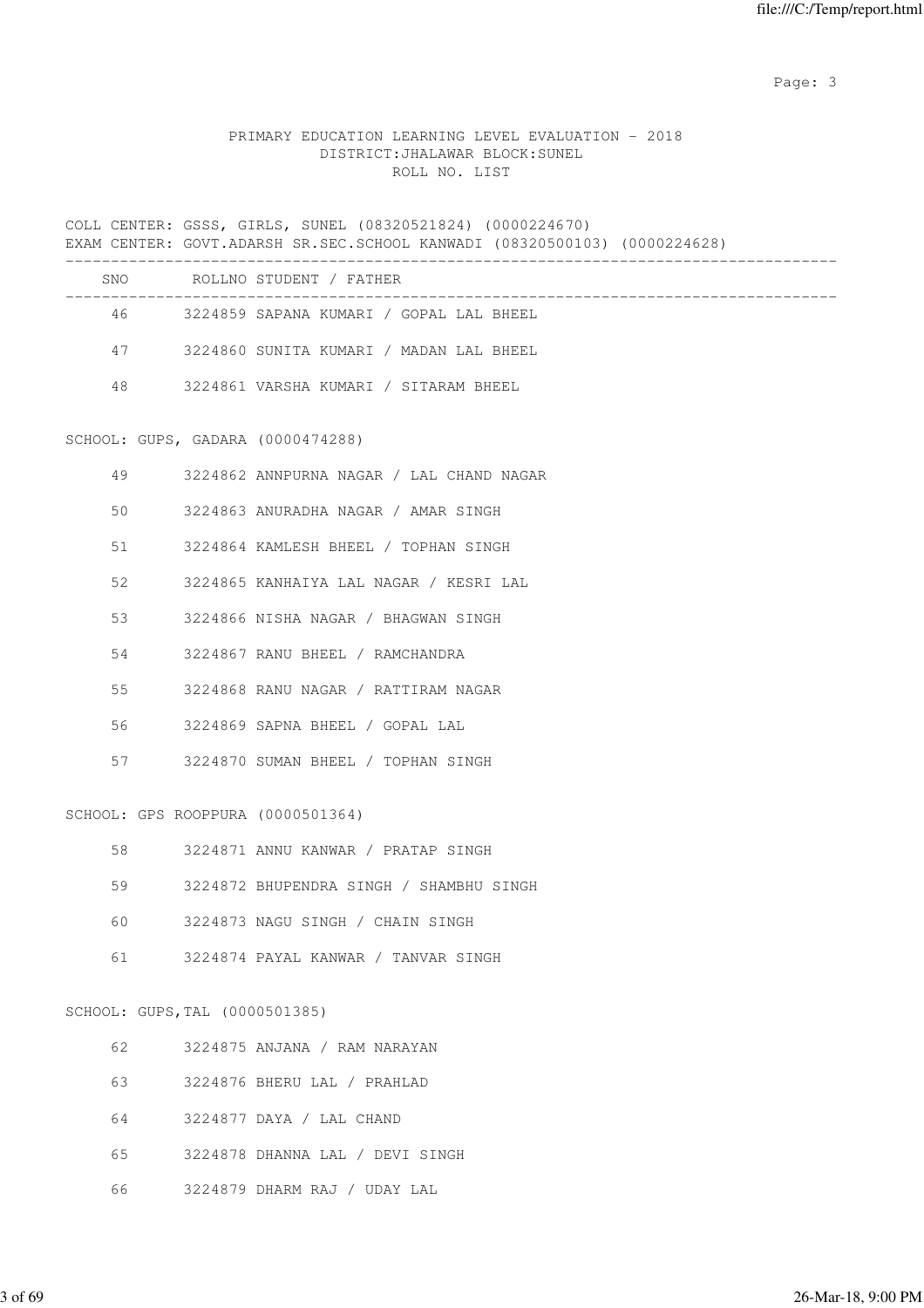PRIMARY EDUCATION LEARNING LEVEL EVALUATION - 2018
DISTRICT:JHALAWAR BLOCK:SUNEL
ROLL NO. LIST

COLL CENTER: GSSS, GIRLS, SUNEL (08320521824) (0000224670)
EXAM CENTER: GOVT.ADARSH SR.SEC.SCHOOL KANWADI (08320500103) (0000224628)

| SNO | ROLLNO | STUDENT / FATHER |
|---|---|---|
| 46 | 3224859 | SAPANA KUMARI / GOPAL LAL BHEEL |
| 47 | 3224860 | SUNITA KUMARI / MADAN LAL BHEEL |
| 48 | 3224861 | VARSHA KUMARI / SITARAM BHEEL |

SCHOOL: GUPS, GADARA (0000474288)

| SNO | ROLLNO | STUDENT / FATHER |
|---|---|---|
| 49 | 3224862 | ANNPURNA NAGAR / LAL CHAND NAGAR |
| 50 | 3224863 | ANURADHA NAGAR / AMAR SINGH |
| 51 | 3224864 | KAMLESH BHEEL / TOPHAN SINGH |
| 52 | 3224865 | KANHAIYA LAL NAGAR / KESRI LAL |
| 53 | 3224866 | NISHA NAGAR / BHAGWAN SINGH |
| 54 | 3224867 | RANU BHEEL / RAMCHANDRA |
| 55 | 3224868 | RANU NAGAR / RATTIRAM NAGAR |
| 56 | 3224869 | SAPNA BHEEL / GOPAL LAL |
| 57 | 3224870 | SUMAN BHEEL / TOPHAN SINGH |

SCHOOL: GPS ROOPPURA (0000501364)

| SNO | ROLLNO | STUDENT / FATHER |
|---|---|---|
| 58 | 3224871 | ANNU KANWAR / PRATAP SINGH |
| 59 | 3224872 | BHUPENDRA SINGH / SHAMBHU SINGH |
| 60 | 3224873 | NAGU SINGH / CHAIN SINGH |
| 61 | 3224874 | PAYAL KANWAR / TANVAR SINGH |

SCHOOL: GUPS,TAL (0000501385)

| SNO | ROLLNO | STUDENT / FATHER |
|---|---|---|
| 62 | 3224875 | ANJANA / RAM NARAYAN |
| 63 | 3224876 | BHERU LAL / PRAHLAD |
| 64 | 3224877 | DAYA / LAL CHAND |
| 65 | 3224878 | DHANNA LAL / DEVI SINGH |
| 66 | 3224879 | DHARM RAJ / UDAY LAL |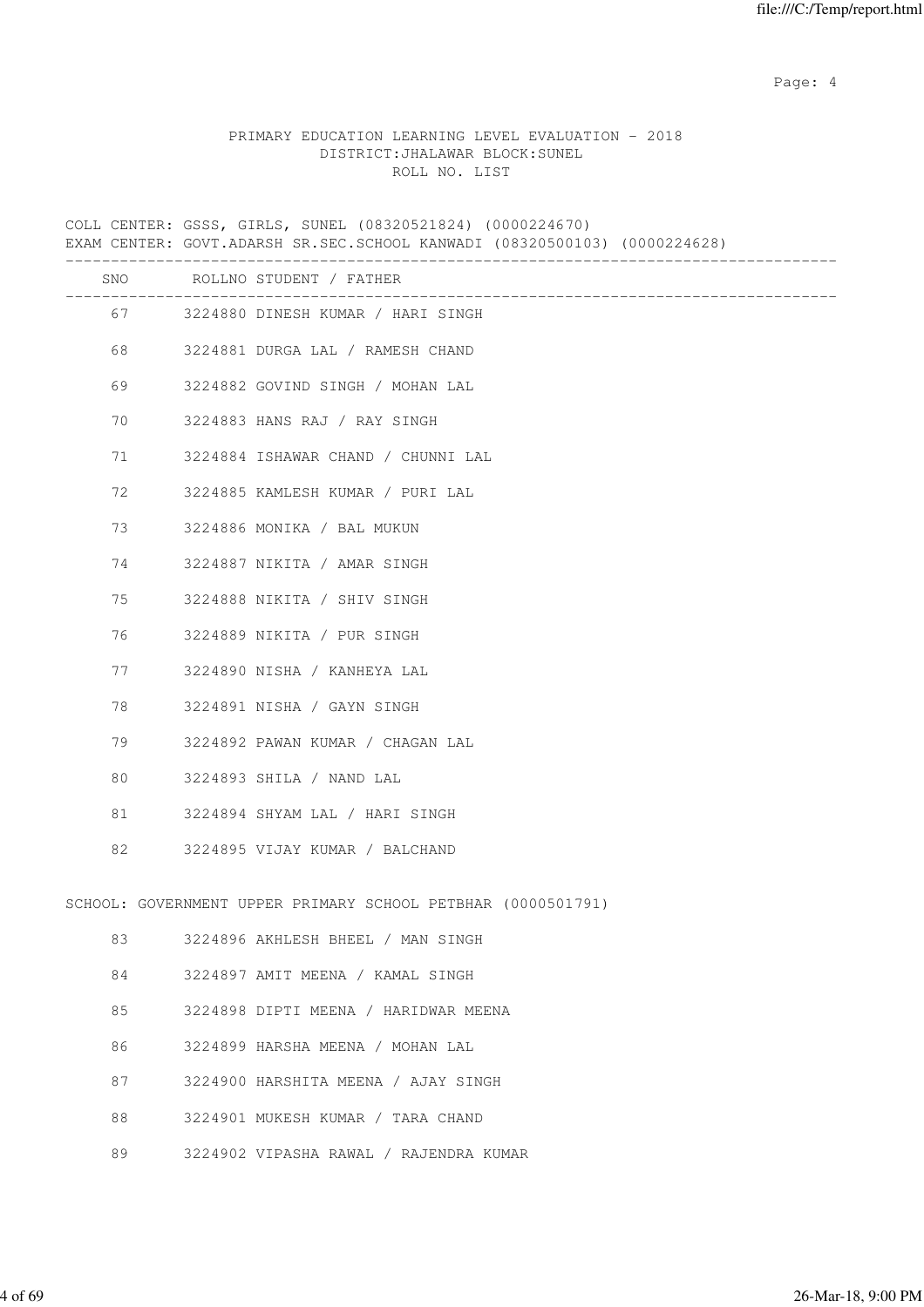PRIMARY EDUCATION LEARNING LEVEL EVALUATION - 2018
DISTRICT:JHALAWAR BLOCK:SUNEL
ROLL NO. LIST

COLL CENTER: GSSS, GIRLS, SUNEL (08320521824) (0000224670)
EXAM CENTER: GOVT.ADARSH SR.SEC.SCHOOL KANWADI (08320500103) (0000224628)

| SNO | ROLLNO | STUDENT / FATHER |
|---|---|---|
| 67 | 3224880 | DINESH KUMAR / HARI SINGH |
| 68 | 3224881 | DURGA LAL / RAMESH CHAND |
| 69 | 3224882 | GOVIND SINGH / MOHAN LAL |
| 70 | 3224883 | HANS RAJ / RAY SINGH |
| 71 | 3224884 | ISHAWAR CHAND / CHUNNI LAL |
| 72 | 3224885 | KAMLESH KUMAR / PURI LAL |
| 73 | 3224886 | MONIKA / BAL MUKUN |
| 74 | 3224887 | NIKITA / AMAR SINGH |
| 75 | 3224888 | NIKITA / SHIV SINGH |
| 76 | 3224889 | NIKITA / PUR SINGH |
| 77 | 3224890 | NISHA / KANHEYA LAL |
| 78 | 3224891 | NISHA / GAYN SINGH |
| 79 | 3224892 | PAWAN KUMAR / CHAGAN LAL |
| 80 | 3224893 | SHILA / NAND LAL |
| 81 | 3224894 | SHYAM LAL / HARI SINGH |
| 82 | 3224895 | VIJAY KUMAR / BALCHAND |

SCHOOL: GOVERNMENT UPPER PRIMARY SCHOOL PETBHAR (0000501791)

| SNO | ROLLNO | STUDENT / FATHER |
|---|---|---|
| 83 | 3224896 | AKHLESH BHEEL / MAN SINGH |
| 84 | 3224897 | AMIT MEENA / KAMAL SINGH |
| 85 | 3224898 | DIPTI MEENA / HARIDWAR MEENA |
| 86 | 3224899 | HARSHA MEENA / MOHAN LAL |
| 87 | 3224900 | HARSHITA MEENA / AJAY SINGH |
| 88 | 3224901 | MUKESH KUMAR / TARA CHAND |
| 89 | 3224902 | VIPASHA RAWAL / RAJENDRA KUMAR |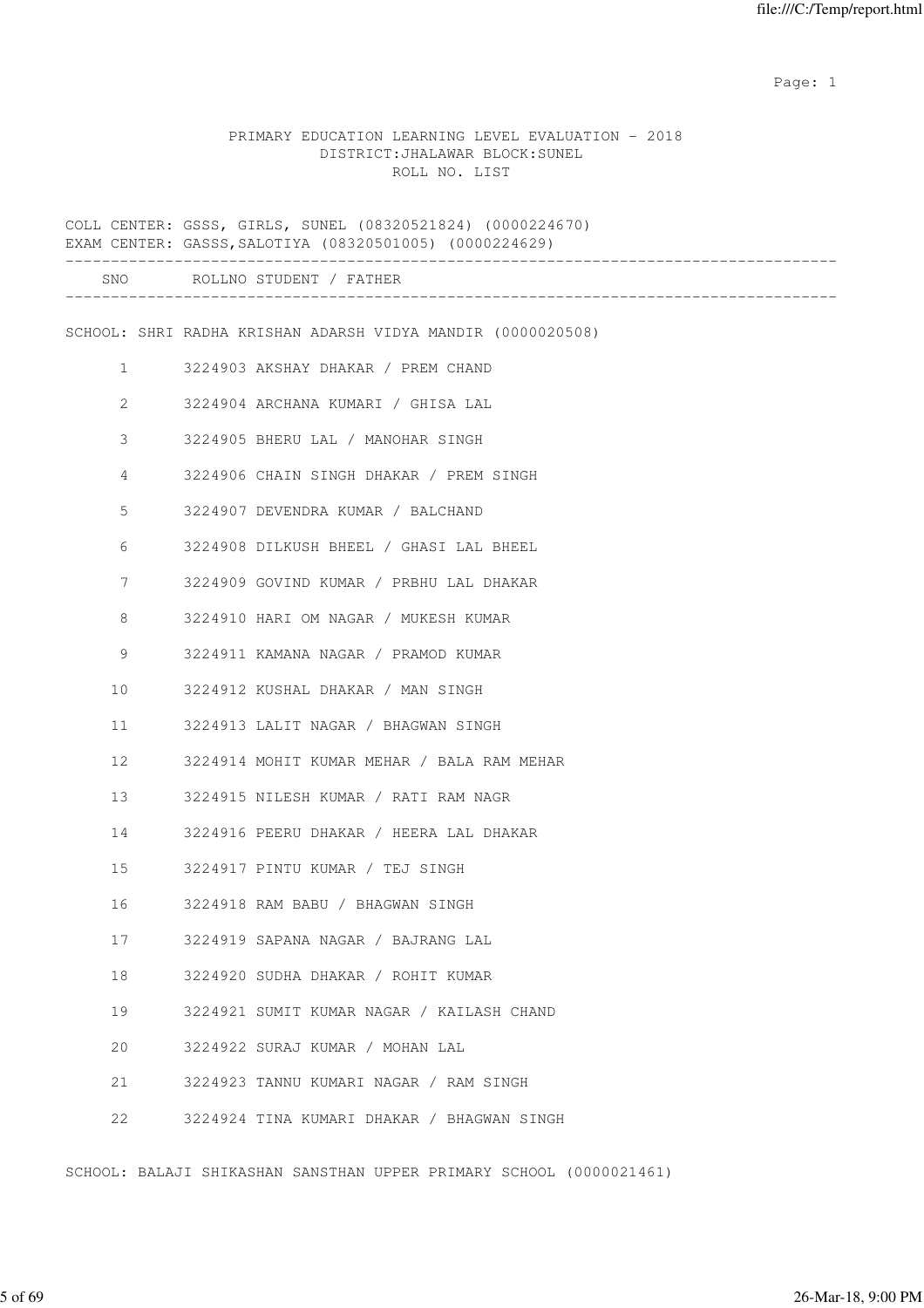PRIMARY EDUCATION LEARNING LEVEL EVALUATION - 2018
DISTRICT:JHALAWAR BLOCK:SUNEL
ROLL NO. LIST

COLL CENTER: GSSS, GIRLS, SUNEL (08320521824) (0000224670)
EXAM CENTER: GASSS,SALOTIYA (08320501005) (0000224629)

| SNO | ROLLNO STUDENT / FATHER |
|---|---|

SCHOOL: SHRI RADHA KRISHAN ADARSH VIDYA MANDIR (0000020508)

| SNO | ROLLNO | STUDENT / FATHER |
|---|---|---|
| 1 | 3224903 | AKSHAY DHAKAR / PREM CHAND |
| 2 | 3224904 | ARCHANA KUMARI / GHISA LAL |
| 3 | 3224905 | BHERU LAL / MANOHAR SINGH |
| 4 | 3224906 | CHAIN SINGH DHAKAR / PREM SINGH |
| 5 | 3224907 | DEVENDRA KUMAR / BALCHAND |
| 6 | 3224908 | DILKUSH BHEEL / GHASI LAL BHEEL |
| 7 | 3224909 | GOVIND KUMAR / PRBHU LAL DHAKAR |
| 8 | 3224910 | HARI OM NAGAR / MUKESH KUMAR |
| 9 | 3224911 | KAMANA NAGAR / PRAMOD KUMAR |
| 10 | 3224912 | KUSHAL DHAKAR / MAN SINGH |
| 11 | 3224913 | LALIT NAGAR / BHAGWAN SINGH |
| 12 | 3224914 | MOHIT KUMAR MEHAR / BALA RAM MEHAR |
| 13 | 3224915 | NILESH KUMAR / RATI RAM NAGR |
| 14 | 3224916 | PEERU DHAKAR / HEERA LAL DHAKAR |
| 15 | 3224917 | PINTU KUMAR / TEJ SINGH |
| 16 | 3224918 | RAM BABU / BHAGWAN SINGH |
| 17 | 3224919 | SAPANA NAGAR / BAJRANG LAL |
| 18 | 3224920 | SUDHA DHAKAR / ROHIT KUMAR |
| 19 | 3224921 | SUMIT KUMAR NAGAR / KAILASH CHAND |
| 20 | 3224922 | SURAJ KUMAR / MOHAN LAL |
| 21 | 3224923 | TANNU KUMARI NAGAR / RAM SINGH |
| 22 | 3224924 | TINA KUMARI DHAKAR / BHAGWAN SINGH |

SCHOOL: BALAJI SHIKASHAN SANSTHAN UPPER PRIMARY SCHOOL (0000021461)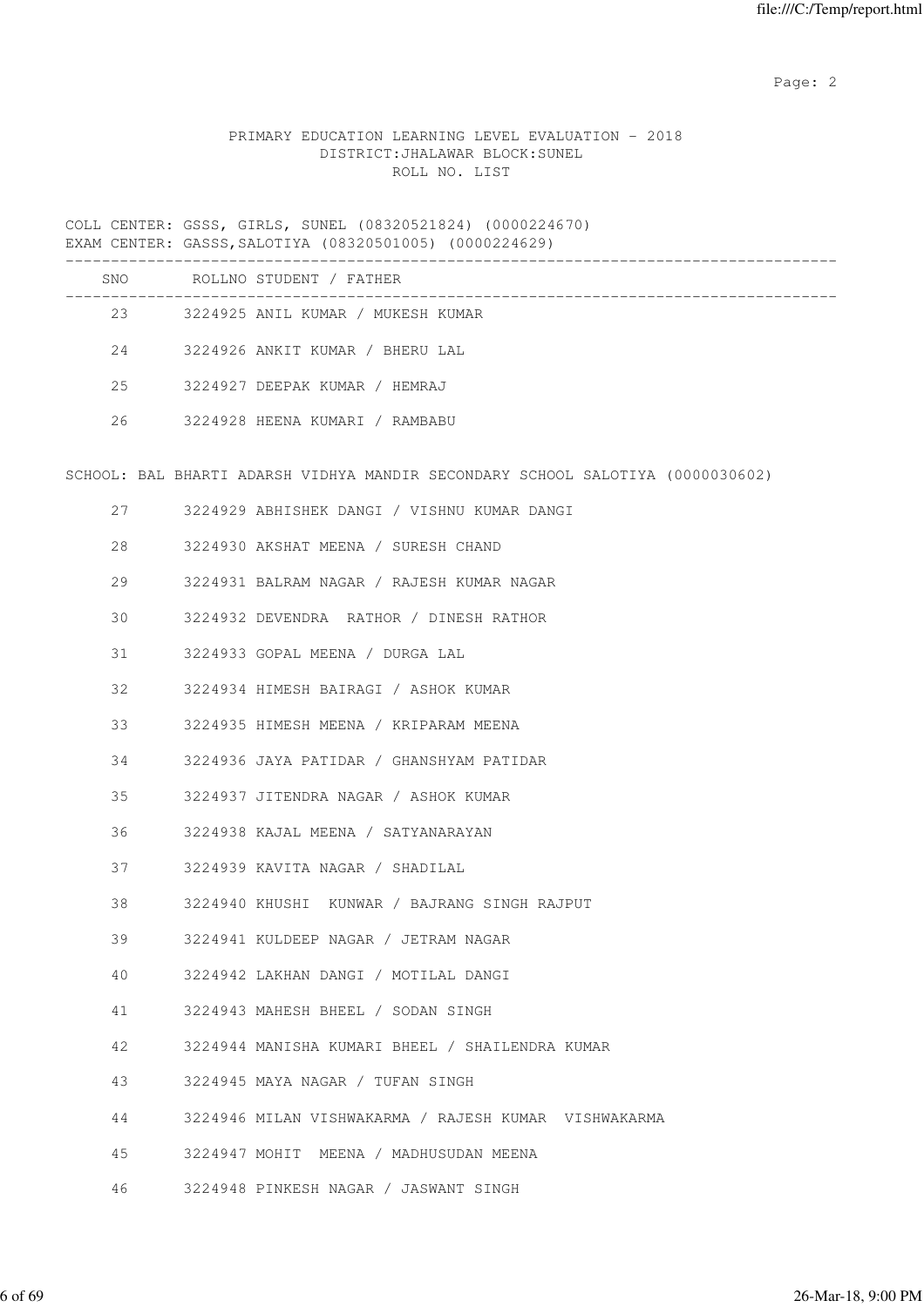PRIMARY EDUCATION LEARNING LEVEL EVALUATION - 2018
DISTRICT:JHALAWAR BLOCK:SUNEL
ROLL NO. LIST

COLL CENTER: GSSS, GIRLS, SUNEL (08320521824) (0000224670)
EXAM CENTER: GASSS,SALOTIYA (08320501005) (0000224629)

| SNO | ROLLNO | STUDENT / FATHER |
|---|---|---|
| 23 | 3224925 | ANIL KUMAR / MUKESH KUMAR |
| 24 | 3224926 | ANKIT KUMAR / BHERU LAL |
| 25 | 3224927 | DEEPAK KUMAR / HEMRAJ |
| 26 | 3224928 | HEENA KUMARI / RAMBABU |

SCHOOL: BAL BHARTI ADARSH VIDHYA MANDIR SECONDARY SCHOOL SALOTIYA (0000030602)

| SNO | ROLLNO | STUDENT / FATHER |
|---|---|---|
| 27 | 3224929 | ABHISHEK DANGI / VISHNU KUMAR DANGI |
| 28 | 3224930 | AKSHAT MEENA / SURESH CHAND |
| 29 | 3224931 | BALRAM NAGAR / RAJESH KUMAR NAGAR |
| 30 | 3224932 | DEVENDRA RATHOR / DINESH RATHOR |
| 31 | 3224933 | GOPAL MEENA / DURGA LAL |
| 32 | 3224934 | HIMESH BAIRAGI / ASHOK KUMAR |
| 33 | 3224935 | HIMESH MEENA / KRIPARAM MEENA |
| 34 | 3224936 | JAYA PATIDAR / GHANSHYAM PATIDAR |
| 35 | 3224937 | JITENDRA NAGAR / ASHOK KUMAR |
| 36 | 3224938 | KAJAL MEENA / SATYANARAYAN |
| 37 | 3224939 | KAVITA NAGAR / SHADILAL |
| 38 | 3224940 | KHUSHI KUNWAR / BAJRANG SINGH RAJPUT |
| 39 | 3224941 | KULDEEP NAGAR / JETRAM NAGAR |
| 40 | 3224942 | LAKHAN DANGI / MOTILAL DANGI |
| 41 | 3224943 | MAHESH BHEEL / SODAN SINGH |
| 42 | 3224944 | MANISHA KUMARI BHEEL / SHAILENDRA KUMAR |
| 43 | 3224945 | MAYA NAGAR / TUFAN SINGH |
| 44 | 3224946 | MILAN VISHWAKARMA / RAJESH KUMAR VISHWAKARMA |
| 45 | 3224947 | MOHIT MEENA / MADHUSUDAN MEENA |
| 46 | 3224948 | PINKESH NAGAR / JASWANT SINGH |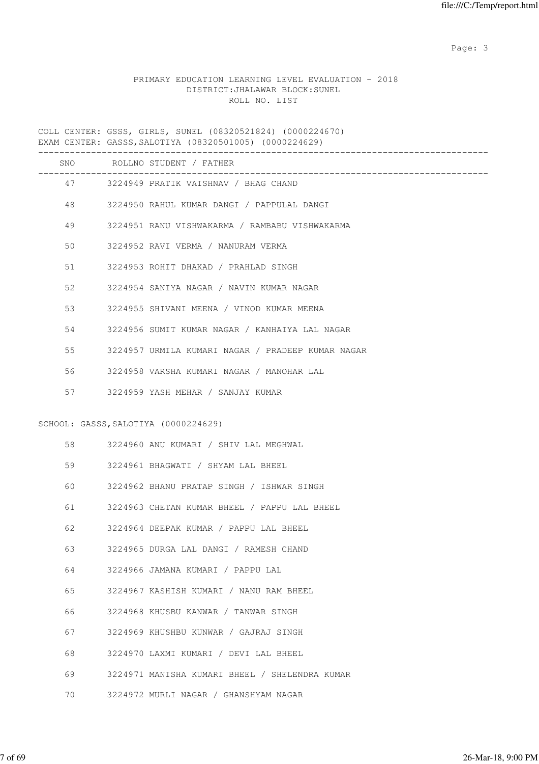PRIMARY EDUCATION LEARNING LEVEL EVALUATION - 2018
DISTRICT:JHALAWAR BLOCK:SUNEL
ROLL NO. LIST

COLL CENTER: GSSS, GIRLS, SUNEL (08320521824) (0000224670)
EXAM CENTER: GASSS,SALOTIYA (08320501005) (0000224629)

| SNO | ROLLNO | STUDENT / FATHER |
|---|---|---|
| 47 | 3224949 | PRATIK VAISHNAV / BHAG CHAND |
| 48 | 3224950 | RAHUL KUMAR DANGI / PAPPULAL DANGI |
| 49 | 3224951 | RANU VISHWAKARMA / RAMBABU VISHWAKARMA |
| 50 | 3224952 | RAVI VERMA / NANURAM VERMA |
| 51 | 3224953 | ROHIT DHAKAD / PRAHLAD SINGH |
| 52 | 3224954 | SANIYA NAGAR / NAVIN KUMAR NAGAR |
| 53 | 3224955 | SHIVANI MEENA / VINOD KUMAR MEENA |
| 54 | 3224956 | SUMIT KUMAR NAGAR / KANHAIYA LAL NAGAR |
| 55 | 3224957 | URMILA KUMARI NAGAR / PRADEEP KUMAR NAGAR |
| 56 | 3224958 | VARSHA KUMARI NAGAR / MANOHAR LAL |
| 57 | 3224959 | YASH MEHAR / SANJAY KUMAR |

SCHOOL: GASSS,SALOTIYA (0000224629)

| SNO | ROLLNO | STUDENT / FATHER |
|---|---|---|
| 58 | 3224960 | ANU KUMARI / SHIV LAL MEGHWAL |
| 59 | 3224961 | BHAGWATI / SHYAM LAL BHEEL |
| 60 | 3224962 | BHANU PRATAP SINGH / ISHWAR SINGH |
| 61 | 3224963 | CHETAN KUMAR BHEEL / PAPPU LAL BHEEL |
| 62 | 3224964 | DEEPAK KUMAR / PAPPU LAL BHEEL |
| 63 | 3224965 | DURGA LAL DANGI / RAMESH CHAND |
| 64 | 3224966 | JAMANA KUMARI / PAPPU LAL |
| 65 | 3224967 | KASHISH KUMARI / NANU RAM BHEEL |
| 66 | 3224968 | KHUSBU KANWAR / TANWAR SINGH |
| 67 | 3224969 | KHUSHBU KUNWAR / GAJRAJ SINGH |
| 68 | 3224970 | LAXMI KUMARI / DEVI LAL BHEEL |
| 69 | 3224971 | MANISHA KUMARI BHEEL / SHELENDRA KUMAR |
| 70 | 3224972 | MURLI NAGAR / GHANSHYAM NAGAR |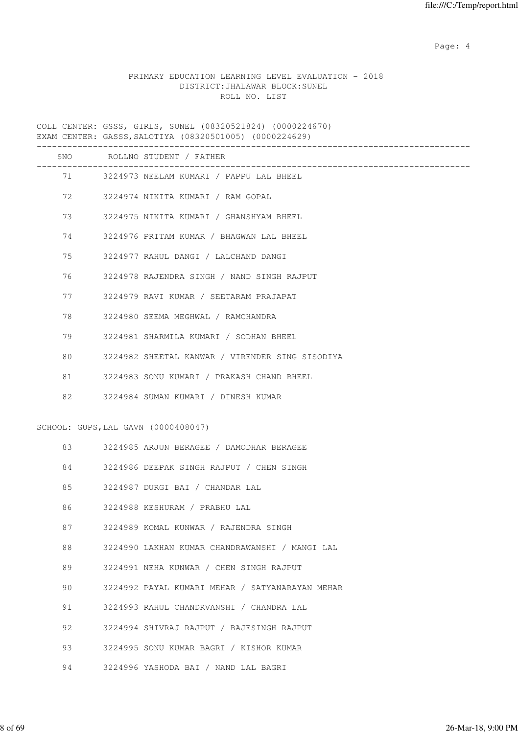PRIMARY EDUCATION LEARNING LEVEL EVALUATION - 2018
DISTRICT:JHALAWAR BLOCK:SUNEL
ROLL NO. LIST

COLL CENTER: GSSS, GIRLS, SUNEL (08320521824) (0000224670)
EXAM CENTER: GASSS,SALOTIYA (08320501005) (0000224629)

| SNO | ROLLNO | STUDENT / FATHER |
|---|---|---|
| 71 | 3224973 | NEELAM KUMARI / PAPPU LAL BHEEL |
| 72 | 3224974 | NIKITA KUMARI / RAM GOPAL |
| 73 | 3224975 | NIKITA KUMARI / GHANSHYAM BHEEL |
| 74 | 3224976 | PRITAM KUMAR / BHAGWAN LAL BHEEL |
| 75 | 3224977 | RAHUL DANGI / LALCHAND DANGI |
| 76 | 3224978 | RAJENDRA SINGH / NAND SINGH RAJPUT |
| 77 | 3224979 | RAVI KUMAR / SEETARAM PRAJAPAT |
| 78 | 3224980 | SEEMA MEGHWAL / RAMCHANDRA |
| 79 | 3224981 | SHARMILA KUMARI / SODHAN BHEEL |
| 80 | 3224982 | SHEETAL KANWAR / VIRENDER SING SISODIYA |
| 81 | 3224983 | SONU KUMARI / PRAKASH CHAND BHEEL |
| 82 | 3224984 | SUMAN KUMARI / DINESH KUMAR |

SCHOOL: GUPS,LAL GAVN (0000408047)

| SNO | ROLLNO | STUDENT / FATHER |
|---|---|---|
| 83 | 3224985 | ARJUN BERAGEE / DAMODHAR BERAGEE |
| 84 | 3224986 | DEEPAK SINGH RAJPUT / CHEN SINGH |
| 85 | 3224987 | DURGI BAI / CHANDAR LAL |
| 86 | 3224988 | KESHURAM / PRABHU LAL |
| 87 | 3224989 | KOMAL KUNWAR / RAJENDRA SINGH |
| 88 | 3224990 | LAKHAN KUMAR CHANDRAWANSHI / MANGI LAL |
| 89 | 3224991 | NEHA KUNWAR / CHEN SINGH RAJPUT |
| 90 | 3224992 | PAYAL KUMARI MEHAR / SATYANARAYAN MEHAR |
| 91 | 3224993 | RAHUL CHANDRVANSHI / CHANDRA LAL |
| 92 | 3224994 | SHIVRAJ RAJPUT / BAJESINGH RAJPUT |
| 93 | 3224995 | SONU KUMAR BAGRI / KISHOR KUMAR |
| 94 | 3224996 | YASHODA BAI / NAND LAL BAGRI |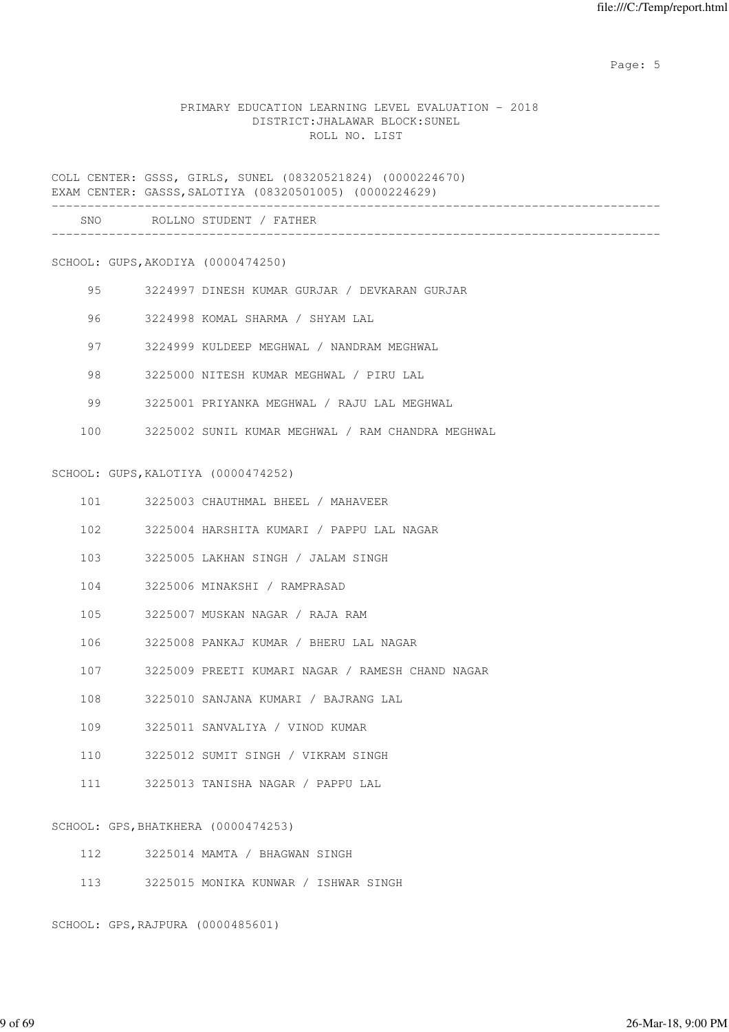PRIMARY EDUCATION LEARNING LEVEL EVALUATION - 2018
DISTRICT:JHALAWAR BLOCK:SUNEL
ROLL NO. LIST

COLL CENTER: GSSS, GIRLS, SUNEL (08320521824) (0000224670)
EXAM CENTER: GASSS,SALOTIYA (08320501005) (0000224629)

| SNO | ROLLNO | STUDENT / FATHER |
|---|---|---|

SCHOOL: GUPS,AKODIYA (0000474250)

| SNO | ROLLNO | STUDENT / FATHER |
|---|---|---|
| 95 | 3224997 | DINESH KUMAR GURJAR / DEVKARAN GURJAR |
| 96 | 3224998 | KOMAL SHARMA / SHYAM LAL |
| 97 | 3224999 | KULDEEP MEGHWAL / NANDRAM MEGHWAL |
| 98 | 3225000 | NITESH KUMAR MEGHWAL / PIRU LAL |
| 99 | 3225001 | PRIYANKA MEGHWAL / RAJU LAL MEGHWAL |
| 100 | 3225002 | SUNIL KUMAR MEGHWAL / RAM CHANDRA MEGHWAL |

SCHOOL: GUPS,KALOTIYA (0000474252)

| SNO | ROLLNO | STUDENT / FATHER |
|---|---|---|
| 101 | 3225003 | CHAUTHMAL BHEEL / MAHAVEER |
| 102 | 3225004 | HARSHITA KUMARI / PAPPU LAL NAGAR |
| 103 | 3225005 | LAKHAN SINGH / JALAM SINGH |
| 104 | 3225006 | MINAKSHI / RAMPRASAD |
| 105 | 3225007 | MUSKAN NAGAR / RAJA RAM |
| 106 | 3225008 | PANKAJ KUMAR / BHERU LAL NAGAR |
| 107 | 3225009 | PREETI KUMARI NAGAR / RAMESH CHAND NAGAR |
| 108 | 3225010 | SANJANA KUMARI / BAJRANG LAL |
| 109 | 3225011 | SANVALIYA / VINOD KUMAR |
| 110 | 3225012 | SUMIT SINGH / VIKRAM SINGH |
| 111 | 3225013 | TANISHA NAGAR / PAPPU LAL |

SCHOOL: GPS,BHATKHERA (0000474253)

| SNO | ROLLNO | STUDENT / FATHER |
|---|---|---|
| 112 | 3225014 | MAMTA / BHAGWAN SINGH |
| 113 | 3225015 | MONIKA KUNWAR / ISHWAR SINGH |

SCHOOL: GPS,RAJPURA (0000485601)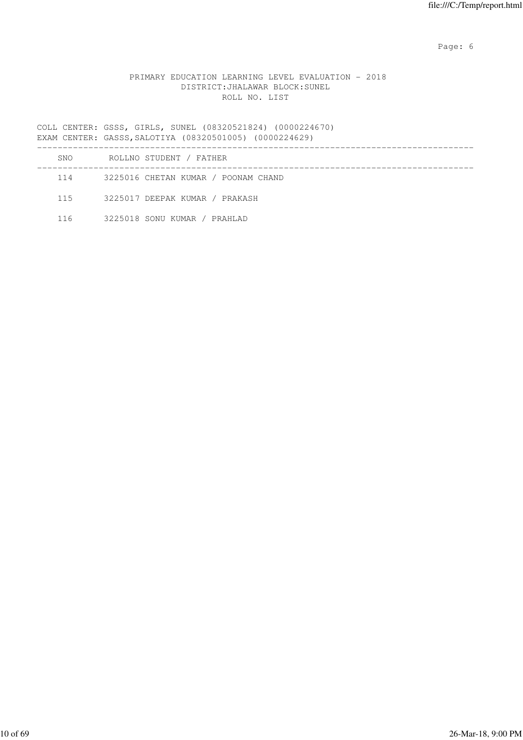PRIMARY EDUCATION LEARNING LEVEL EVALUATION - 2018
DISTRICT:JHALAWAR BLOCK:SUNEL
ROLL NO. LIST

COLL CENTER: GSSS, GIRLS, SUNEL (08320521824) (0000224670)
EXAM CENTER: GASSS,SALOTIYA (08320501005) (0000224629)

| SNO | ROLLNO STUDENT / FATHER |
| --- | --- |
| 114 | 3225016 CHETAN KUMAR / POONAM CHAND |
| 115 | 3225017 DEEPAK KUMAR / PRAKASH |
| 116 | 3225018 SONU KUMAR / PRAHLAD |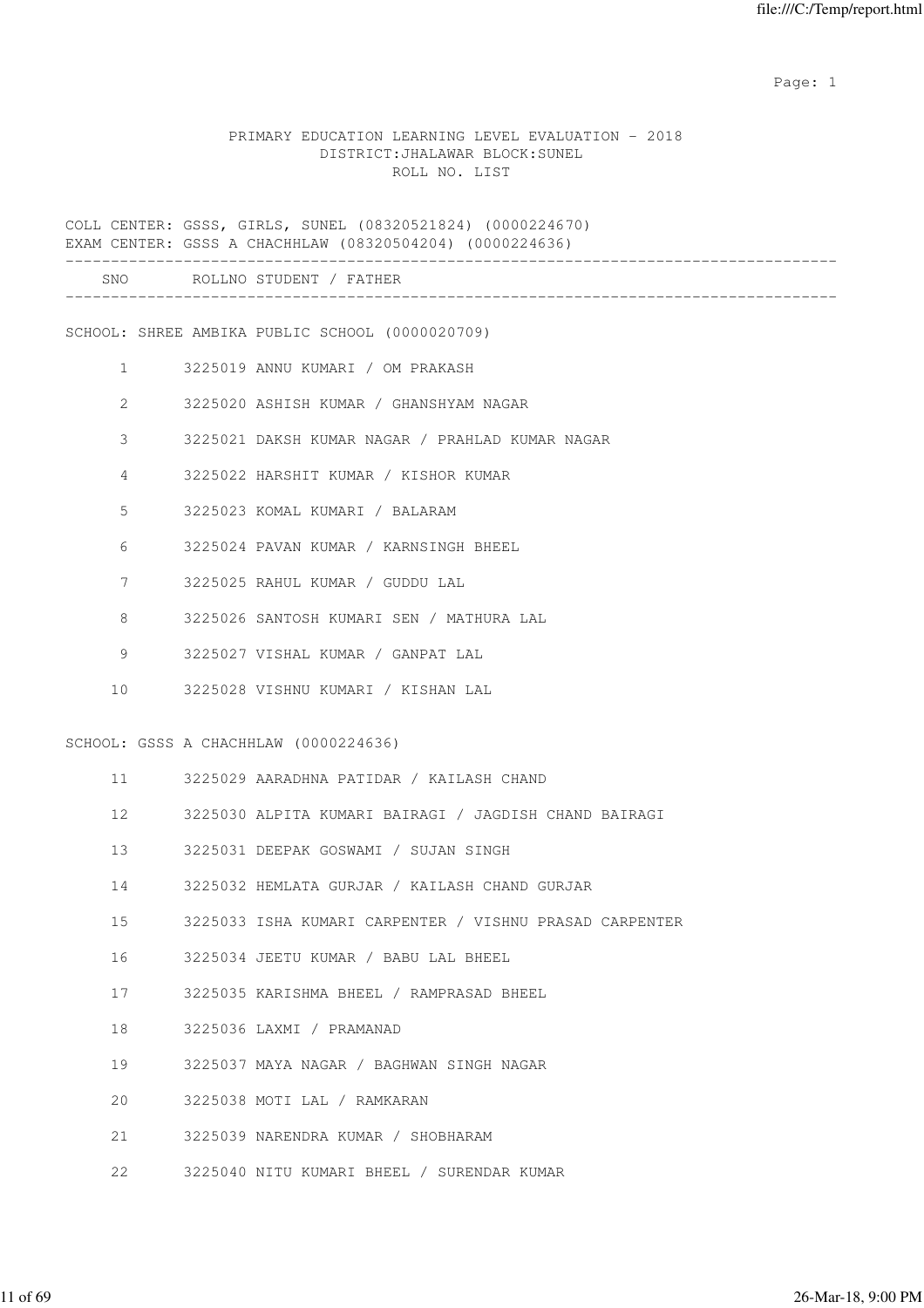PRIMARY EDUCATION LEARNING LEVEL EVALUATION - 2018
DISTRICT:JHALAWAR BLOCK:SUNEL
ROLL NO. LIST

COLL CENTER: GSSS, GIRLS, SUNEL (08320521824) (0000224670)
EXAM CENTER: GSSS A CHACHHLAW (08320504204) (0000224636)

| SNO | ROLLNO | STUDENT / FATHER |
|---|---|---|

SCHOOL: SHREE AMBIKA PUBLIC SCHOOL (0000020709)

| SNO | ROLLNO | STUDENT / FATHER |
|---|---|---|
| 1 | 3225019 | ANNU KUMARI / OM PRAKASH |
| 2 | 3225020 | ASHISH KUMAR / GHANSHYAM NAGAR |
| 3 | 3225021 | DAKSH KUMAR NAGAR / PRAHLAD KUMAR NAGAR |
| 4 | 3225022 | HARSHIT KUMAR / KISHOR KUMAR |
| 5 | 3225023 | KOMAL KUMARI / BALARAM |
| 6 | 3225024 | PAVAN KUMAR / KARNSINGH BHEEL |
| 7 | 3225025 | RAHUL KUMAR / GUDDU LAL |
| 8 | 3225026 | SANTOSH KUMARI SEN / MATHURA LAL |
| 9 | 3225027 | VISHAL KUMAR / GANPAT LAL |
| 10 | 3225028 | VISHNU KUMARI / KISHAN LAL |

SCHOOL: GSSS A CHACHHLAW (0000224636)

| SNO | ROLLNO | STUDENT / FATHER |
|---|---|---|
| 11 | 3225029 | AARADHNA PATIDAR / KAILASH CHAND |
| 12 | 3225030 | ALPITA KUMARI BAIRAGI / JAGDISH CHAND BAIRAGI |
| 13 | 3225031 | DEEPAK GOSWAMI / SUJAN SINGH |
| 14 | 3225032 | HEMLATA GURJAR / KAILASH CHAND GURJAR |
| 15 | 3225033 | ISHA KUMARI CARPENTER / VISHNU PRASAD CARPENTER |
| 16 | 3225034 | JEETU KUMAR / BABU LAL BHEEL |
| 17 | 3225035 | KARISHMA BHEEL / RAMPRASAD BHEEL |
| 18 | 3225036 | LAXMI / PRAMANAD |
| 19 | 3225037 | MAYA NAGAR / BAGHWAN SINGH NAGAR |
| 20 | 3225038 | MOTI LAL / RAMKARAN |
| 21 | 3225039 | NARENDRA KUMAR / SHOBHARAM |
| 22 | 3225040 | NITU KUMARI BHEEL / SURENDAR KUMAR |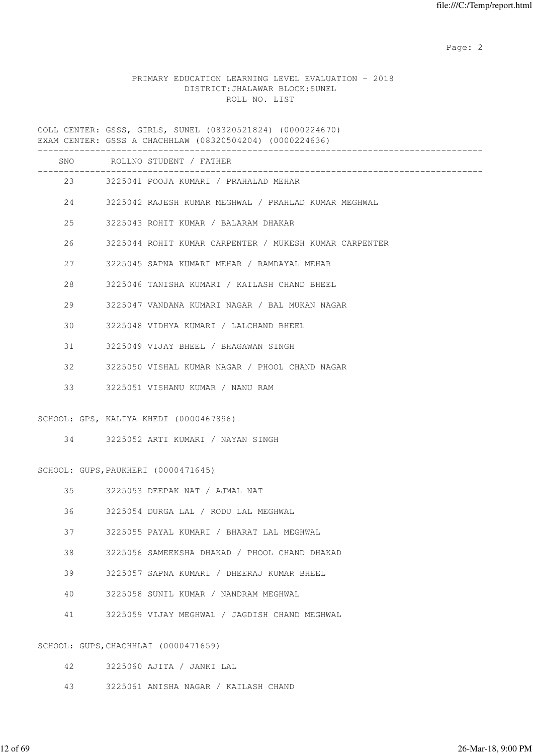PRIMARY EDUCATION LEARNING LEVEL EVALUATION - 2018
DISTRICT:JHALAWAR BLOCK:SUNEL
ROLL NO. LIST

COLL CENTER: GSSS, GIRLS, SUNEL (08320521824) (0000224670)
EXAM CENTER: GSSS A CHACHHLAW (08320504204) (0000224636)

| SNO | ROLLNO | STUDENT / FATHER |
|---|---|---|
| 23 | 3225041 | POOJA KUMARI / PRAHALAD MEHAR |
| 24 | 3225042 | RAJESH KUMAR MEGHWAL / PRAHLAD KUMAR MEGHWAL |
| 25 | 3225043 | ROHIT KUMAR / BALARAM DHAKAR |
| 26 | 3225044 | ROHIT KUMAR CARPENTER / MUKESH KUMAR CARPENTER |
| 27 | 3225045 | SAPNA KUMARI MEHAR / RAMDAYAL MEHAR |
| 28 | 3225046 | TANISHA KUMARI / KAILASH CHAND BHEEL |
| 29 | 3225047 | VANDANA KUMARI NAGAR / BAL MUKAN NAGAR |
| 30 | 3225048 | VIDHYA KUMARI / LALCHAND BHEEL |
| 31 | 3225049 | VIJAY BHEEL / BHAGAWAN SINGH |
| 32 | 3225050 | VISHAL KUMAR NAGAR / PHOOL CHAND NAGAR |
| 33 | 3225051 | VISHANU KUMAR / NANU RAM |

SCHOOL: GPS, KALIYA KHEDI (0000467896)

| SNO | ROLLNO | STUDENT / FATHER |
|---|---|---|
| 34 | 3225052 | ARTI KUMARI / NAYAN SINGH |

SCHOOL: GUPS,PAUKHERI (0000471645)

| SNO | ROLLNO | STUDENT / FATHER |
|---|---|---|
| 35 | 3225053 | DEEPAK NAT / AJMAL NAT |
| 36 | 3225054 | DURGA LAL / RODU LAL MEGHWAL |
| 37 | 3225055 | PAYAL KUMARI / BHARAT LAL MEGHWAL |
| 38 | 3225056 | SAMEEKSHA DHAKAD / PHOOL CHAND DHAKAD |
| 39 | 3225057 | SAPNA KUMARI / DHEERAJ KUMAR BHEEL |
| 40 | 3225058 | SUNIL KUMAR / NANDRAM MEGHWAL |
| 41 | 3225059 | VIJAY MEGHWAL / JAGDISH CHAND MEGHWAL |

SCHOOL: GUPS,CHACHHLAI (0000471659)

| SNO | ROLLNO | STUDENT / FATHER |
|---|---|---|
| 42 | 3225060 | AJITA / JANKI LAL |
| 43 | 3225061 | ANISHA NAGAR / KAILASH CHAND |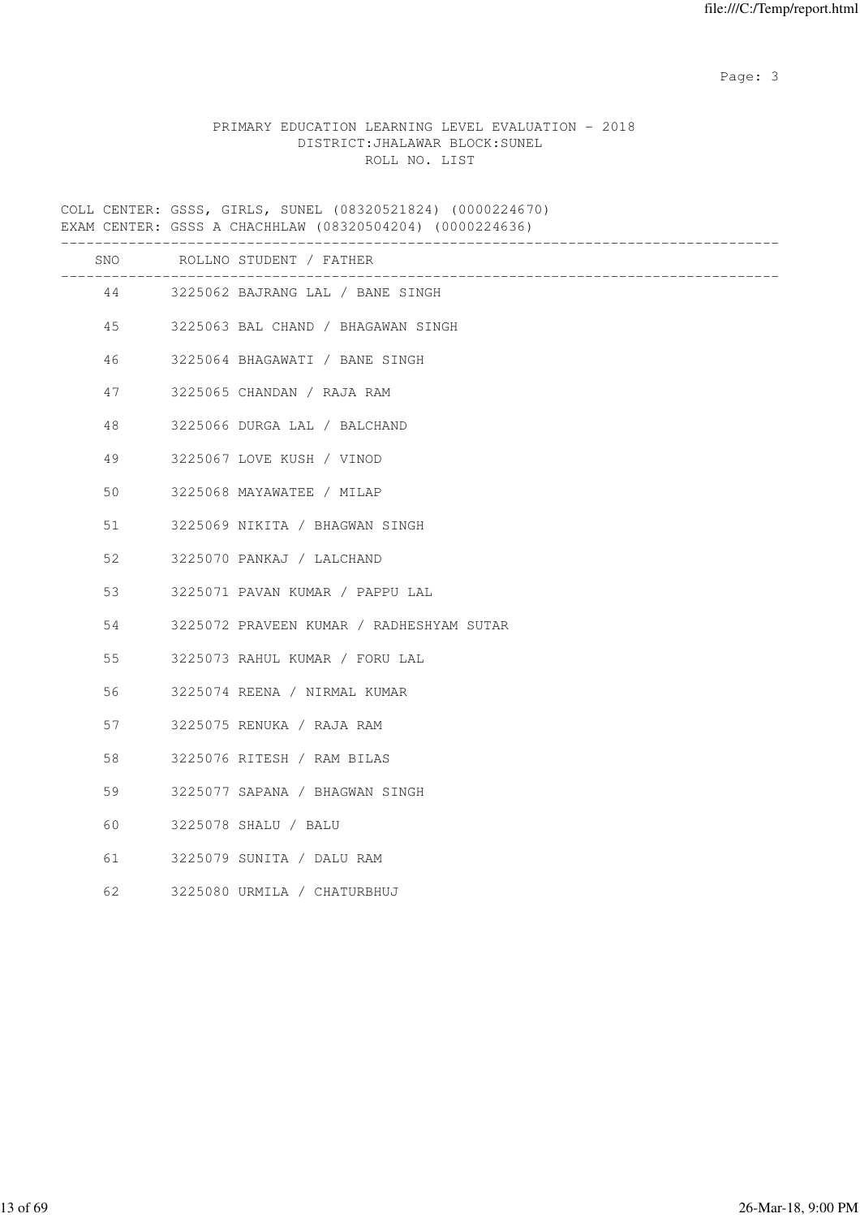PRIMARY EDUCATION LEARNING LEVEL EVALUATION - 2018
DISTRICT:JHALAWAR BLOCK:SUNEL
ROLL NO. LIST

COLL CENTER: GSSS, GIRLS, SUNEL (08320521824) (0000224670)
EXAM CENTER: GSSS A CHACHHLAW (08320504204) (0000224636)

| SNO | ROLLNO | STUDENT / FATHER |
|---|---|---|
| 44 | 3225062 | BAJRANG LAL / BANE SINGH |
| 45 | 3225063 | BAL CHAND / BHAGAWAN SINGH |
| 46 | 3225064 | BHAGAWATI / BANE SINGH |
| 47 | 3225065 | CHANDAN / RAJA RAM |
| 48 | 3225066 | DURGA LAL / BALCHAND |
| 49 | 3225067 | LOVE KUSH / VINOD |
| 50 | 3225068 | MAYAWATEE / MILAP |
| 51 | 3225069 | NIKITA / BHAGWAN SINGH |
| 52 | 3225070 | PANKAJ / LALCHAND |
| 53 | 3225071 | PAVAN KUMAR / PAPPU LAL |
| 54 | 3225072 | PRAVEEN KUMAR / RADHESHYAM SUTAR |
| 55 | 3225073 | RAHUL KUMAR / FORU LAL |
| 56 | 3225074 | REENA / NIRMAL KUMAR |
| 57 | 3225075 | RENUKA / RAJA RAM |
| 58 | 3225076 | RITESH / RAM BILAS |
| 59 | 3225077 | SAPANA / BHAGWAN SINGH |
| 60 | 3225078 | SHALU / BALU |
| 61 | 3225079 | SUNITA / DALU RAM |
| 62 | 3225080 | URMILA / CHATURBHUJ |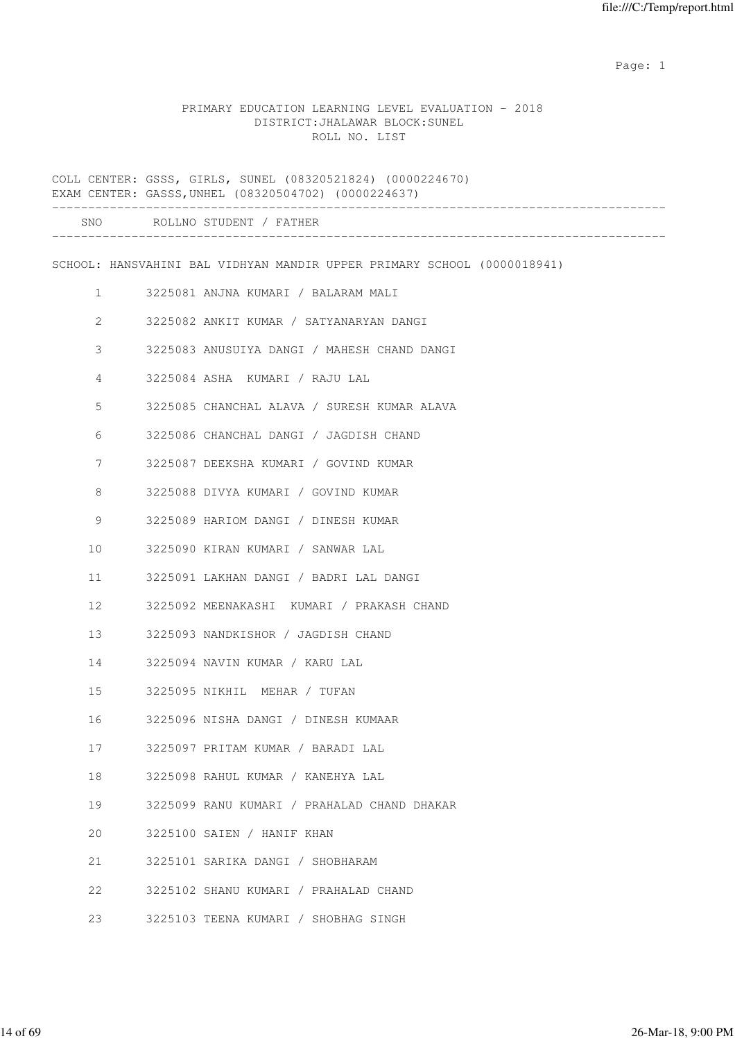PRIMARY EDUCATION LEARNING LEVEL EVALUATION - 2018
DISTRICT:JHALAWAR BLOCK:SUNEL
ROLL NO. LIST

COLL CENTER: GSSS, GIRLS, SUNEL (08320521824) (0000224670)
EXAM CENTER: GASSS,UNHEL (08320504702) (0000224637)

| SNO | ROLLNO STUDENT / FATHER |
|---|---|

SCHOOL: HANSVAHINI BAL VIDHYAN MANDIR UPPER PRIMARY SCHOOL (0000018941)

| SNO | ROLLNO STUDENT / FATHER |
|---|---|
| 1 | 3225081 ANJNA KUMARI / BALARAM MALI |
| 2 | 3225082 ANKIT KUMAR / SATYANARYAN DANGI |
| 3 | 3225083 ANUSUIYA DANGI / MAHESH CHAND DANGI |
| 4 | 3225084 ASHA KUMARI / RAJU LAL |
| 5 | 3225085 CHANCHAL ALAVA / SURESH KUMAR ALAVA |
| 6 | 3225086 CHANCHAL DANGI / JAGDISH CHAND |
| 7 | 3225087 DEEKSHA KUMARI / GOVIND KUMAR |
| 8 | 3225088 DIVYA KUMARI / GOVIND KUMAR |
| 9 | 3225089 HARIOM DANGI / DINESH KUMAR |
| 10 | 3225090 KIRAN KUMARI / SANWAR LAL |
| 11 | 3225091 LAKHAN DANGI / BADRI LAL DANGI |
| 12 | 3225092 MEENAKASHI KUMARI / PRAKASH CHAND |
| 13 | 3225093 NANDKISHOR / JAGDISH CHAND |
| 14 | 3225094 NAVIN KUMAR / KARU LAL |
| 15 | 3225095 NIKHIL MEHAR / TUFAN |
| 16 | 3225096 NISHA DANGI / DINESH KUMAAR |
| 17 | 3225097 PRITAM KUMAR / BARADI LAL |
| 18 | 3225098 RAHUL KUMAR / KANEHYA LAL |
| 19 | 3225099 RANU KUMARI / PRAHALAD CHAND DHAKAR |
| 20 | 3225100 SAIEN / HANIF KHAN |
| 21 | 3225101 SARIKA DANGI / SHOBHARAM |
| 22 | 3225102 SHANU KUMARI / PRAHALAD CHAND |
| 23 | 3225103 TEENA KUMARI / SHOBHAG SINGH |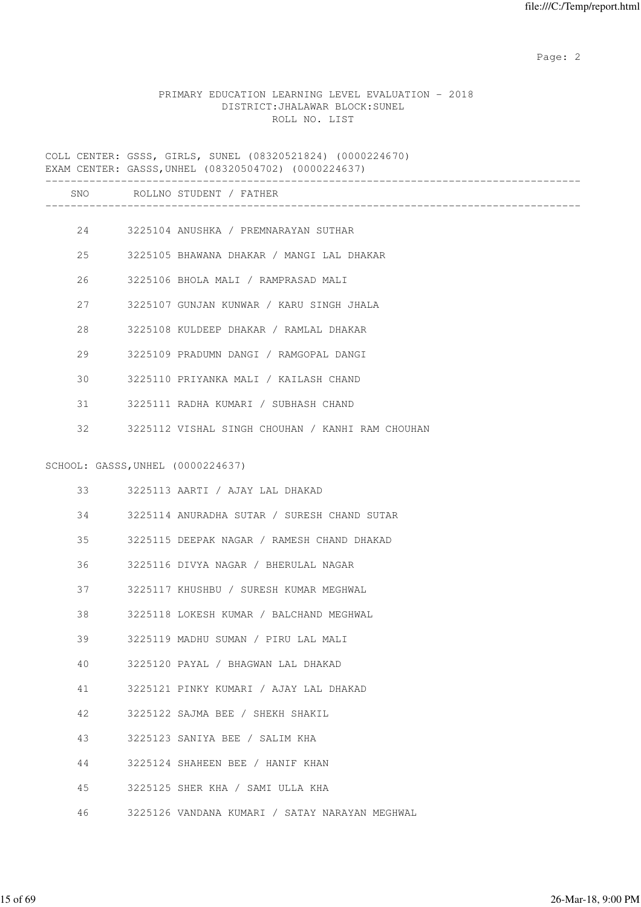PRIMARY EDUCATION LEARNING LEVEL EVALUATION - 2018
DISTRICT:JHALAWAR BLOCK:SUNEL
ROLL NO. LIST

COLL CENTER: GSSS, GIRLS, SUNEL (08320521824) (0000224670)
EXAM CENTER: GASSS,UNHEL (08320504702) (0000224637)

| SNO | ROLLNO | STUDENT / FATHER |
|---|---|---|
| 24 | 3225104 | ANUSHKA / PREMNARAYAN SUTHAR |
| 25 | 3225105 | BHAWANA DHAKAR / MANGI LAL DHAKAR |
| 26 | 3225106 | BHOLA MALI / RAMPRASAD MALI |
| 27 | 3225107 | GUNJAN KUNWAR / KARU SINGH JHALA |
| 28 | 3225108 | KULDEEP DHAKAR / RAMLAL DHAKAR |
| 29 | 3225109 | PRADUMN DANGI / RAMGOPAL DANGI |
| 30 | 3225110 | PRIYANKA MALI / KAILASH CHAND |
| 31 | 3225111 | RADHA KUMARI / SUBHASH CHAND |
| 32 | 3225112 | VISHAL SINGH CHOUHAN / KANHI RAM CHOUHAN |

SCHOOL: GASSS,UNHEL (0000224637)

| SNO | ROLLNO | STUDENT / FATHER |
|---|---|---|
| 33 | 3225113 | AARTI / AJAY LAL DHAKAD |
| 34 | 3225114 | ANURADHA SUTAR / SURESH CHAND SUTAR |
| 35 | 3225115 | DEEPAK NAGAR / RAMESH CHAND DHAKAD |
| 36 | 3225116 | DIVYA NAGAR / BHERULAL NAGAR |
| 37 | 3225117 | KHUSHBU / SURESH KUMAR MEGHWAL |
| 38 | 3225118 | LOKESH KUMAR / BALCHAND MEGHWAL |
| 39 | 3225119 | MADHU SUMAN / PIRU LAL MALI |
| 40 | 3225120 | PAYAL / BHAGWAN LAL DHAKAD |
| 41 | 3225121 | PINKY KUMARI / AJAY LAL DHAKAD |
| 42 | 3225122 | SAJMA BEE / SHEKH SHAKIL |
| 43 | 3225123 | SANIYA BEE / SALIM KHA |
| 44 | 3225124 | SHAHEEN BEE / HANIF KHAN |
| 45 | 3225125 | SHER KHA / SAMI ULLA KHA |
| 46 | 3225126 | VANDANA KUMARI / SATAY NARAYAN MEGHWAL |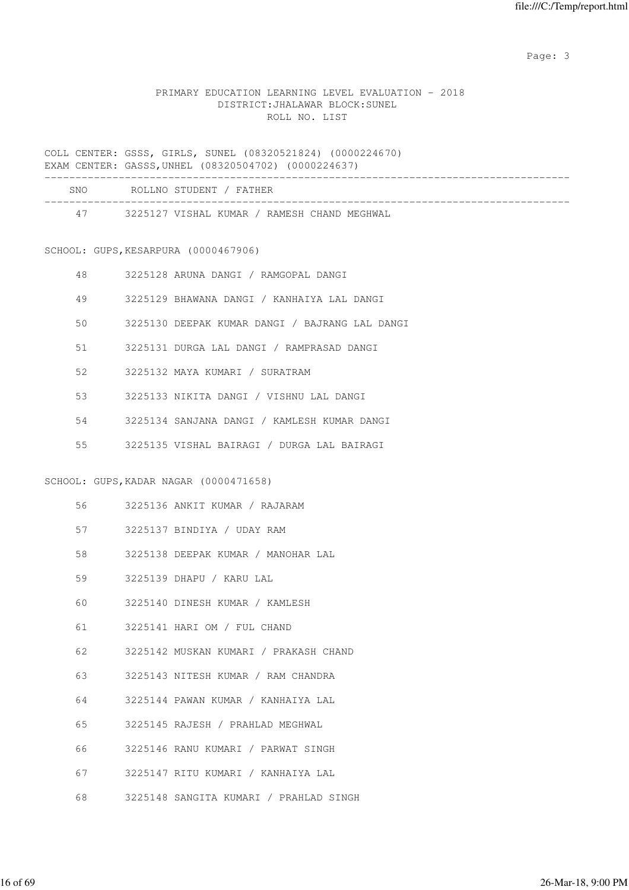PRIMARY EDUCATION LEARNING LEVEL EVALUATION - 2018
DISTRICT:JHALAWAR BLOCK:SUNEL
ROLL NO. LIST

COLL CENTER: GSSS, GIRLS, SUNEL (08320521824) (0000224670)
EXAM CENTER: GASSS,UNHEL (08320504702) (0000224637)

| SNO | ROLLNO STUDENT / FATHER |
|---|---|
| 47 | 3225127 VISHAL KUMAR / RAMESH CHAND MEGHWAL |

SCHOOL: GUPS,KESARPURA (0000467906)

| SNO | ROLLNO STUDENT / FATHER |
|---|---|
| 48 | 3225128 ARUNA DANGI / RAMGOPAL DANGI |
| 49 | 3225129 BHAWANA DANGI / KANHAIYA LAL DANGI |
| 50 | 3225130 DEEPAK KUMAR DANGI / BAJRANG LAL DANGI |
| 51 | 3225131 DURGA LAL DANGI / RAMPRASAD DANGI |
| 52 | 3225132 MAYA KUMARI / SURATRAM |
| 53 | 3225133 NIKITA DANGI / VISHNU LAL DANGI |
| 54 | 3225134 SANJANA DANGI / KAMLESH KUMAR DANGI |
| 55 | 3225135 VISHAL BAIRAGI / DURGA LAL BAIRAGI |

SCHOOL: GUPS,KADAR NAGAR (0000471658)

| SNO | ROLLNO STUDENT / FATHER |
|---|---|
| 56 | 3225136 ANKIT KUMAR / RAJARAM |
| 57 | 3225137 BINDIYA / UDAY RAM |
| 58 | 3225138 DEEPAK KUMAR / MANOHAR LAL |
| 59 | 3225139 DHAPU / KARU LAL |
| 60 | 3225140 DINESH KUMAR / KAMLESH |
| 61 | 3225141 HARI OM / FUL CHAND |
| 62 | 3225142 MUSKAN KUMARI / PRAKASH CHAND |
| 63 | 3225143 NITESH KUMAR / RAM CHANDRA |
| 64 | 3225144 PAWAN KUMAR / KANHAIYA LAL |
| 65 | 3225145 RAJESH / PRAHLAD MEGHWAL |
| 66 | 3225146 RANU KUMARI / PARWAT SINGH |
| 67 | 3225147 RITU KUMARI / KANHAIYA LAL |
| 68 | 3225148 SANGITA KUMARI / PRAHLAD SINGH |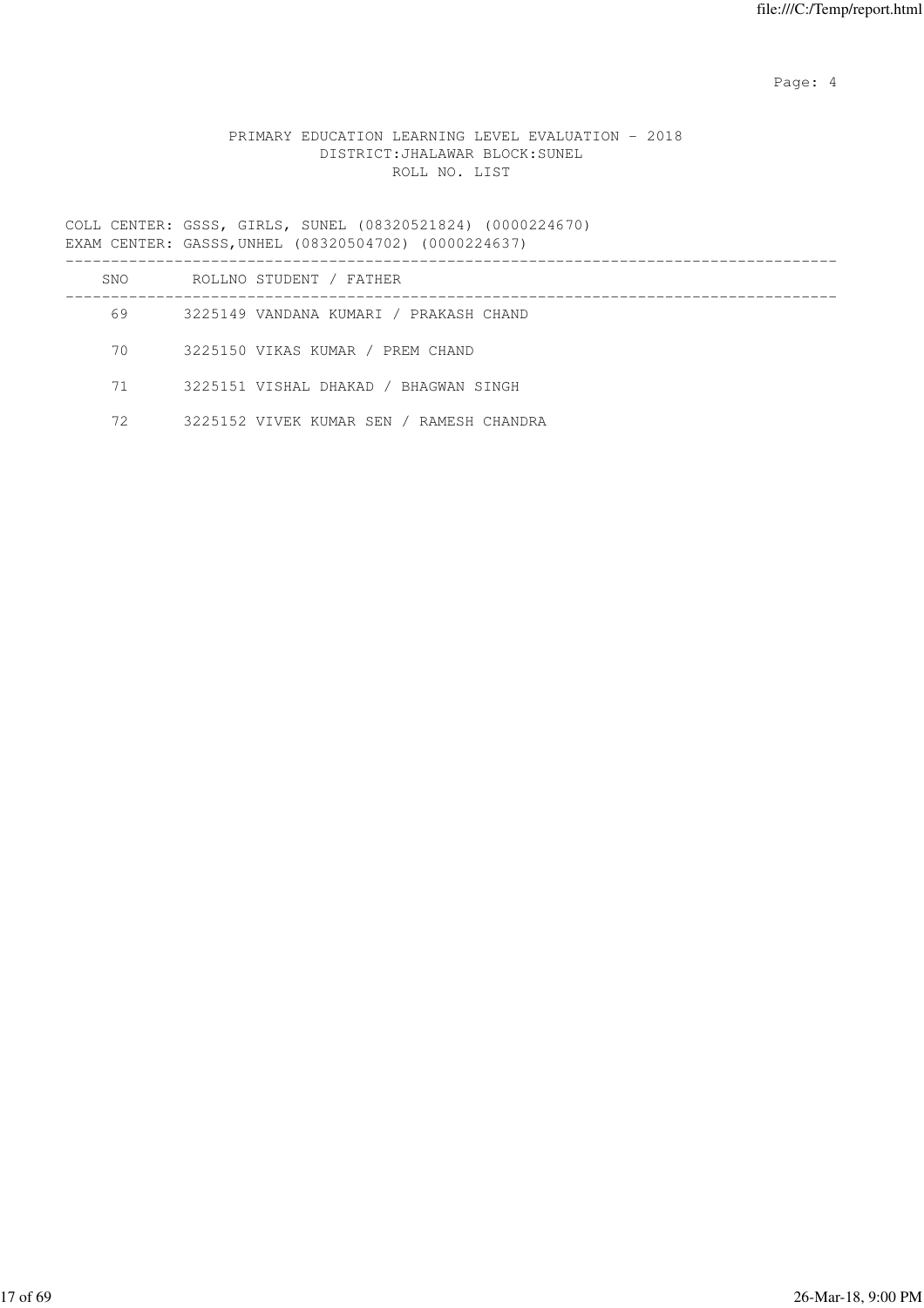PRIMARY EDUCATION LEARNING LEVEL EVALUATION - 2018
DISTRICT:JHALAWAR BLOCK:SUNEL
ROLL NO. LIST

COLL CENTER: GSSS, GIRLS, SUNEL (08320521824) (0000224670)
EXAM CENTER: GASSS,UNHEL (08320504702) (0000224637)

| SNO | ROLLNO STUDENT / FATHER |
|---|---|
| 69 | 3225149 VANDANA KUMARI / PRAKASH CHAND |
| 70 | 3225150 VIKAS KUMAR / PREM CHAND |
| 71 | 3225151 VISHAL DHAKAD / BHAGWAN SINGH |
| 72 | 3225152 VIVEK KUMAR SEN / RAMESH CHANDRA |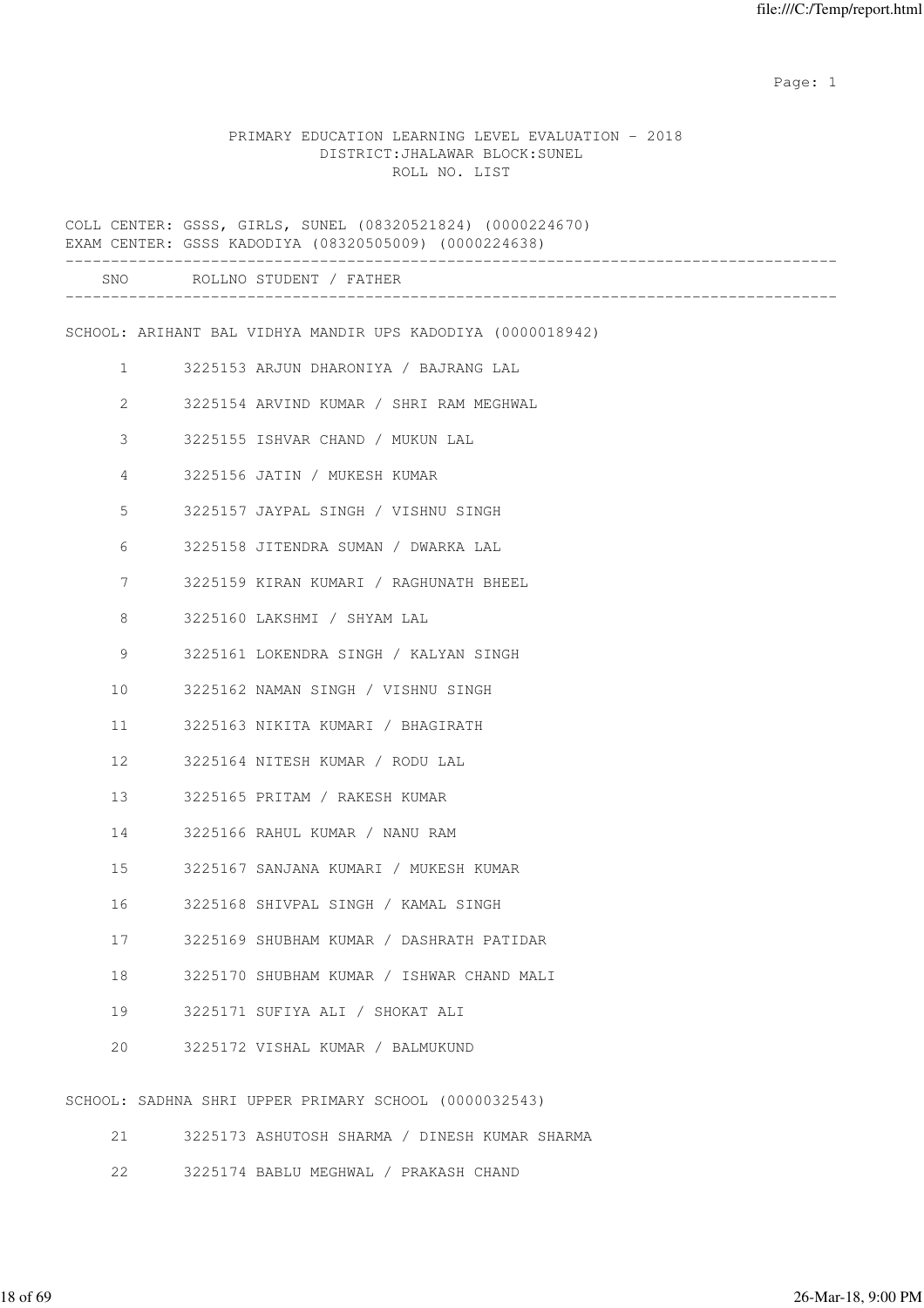PRIMARY EDUCATION LEARNING LEVEL EVALUATION - 2018
DISTRICT:JHALAWAR BLOCK:SUNEL
ROLL NO. LIST

COLL CENTER: GSSS, GIRLS, SUNEL (08320521824) (0000224670)
EXAM CENTER: GSSS KADODIYA (08320505009) (0000224638)

| SNO | ROLLNO | STUDENT / FATHER |
|---|---|---|
| **SCHOOL: ARIHANT BAL VIDHYA MANDIR UPS KADODIYA (0000018942)** | | |
| 1 | 3225153 | ARJUN DHARONIYA / BAJRANG LAL |
| 2 | 3225154 | ARVIND KUMAR / SHRI RAM MEGHWAL |
| 3 | 3225155 | ISHVAR CHAND / MUKUN LAL |
| 4 | 3225156 | JATIN / MUKESH KUMAR |
| 5 | 3225157 | JAYPAL SINGH / VISHNU SINGH |
| 6 | 3225158 | JITENDRA SUMAN / DWARKA LAL |
| 7 | 3225159 | KIRAN KUMARI / RAGHUNATH BHEEL |
| 8 | 3225160 | LAKSHMI / SHYAM LAL |
| 9 | 3225161 | LOKENDRA SINGH / KALYAN SINGH |
| 10 | 3225162 | NAMAN SINGH / VISHNU SINGH |
| 11 | 3225163 | NIKITA KUMARI / BHAGIRATH |
| 12 | 3225164 | NITESH KUMAR / RODU LAL |
| 13 | 3225165 | PRITAM / RAKESH KUMAR |
| 14 | 3225166 | RAHUL KUMAR / NANU RAM |
| 15 | 3225167 | SANJANA KUMARI / MUKESH KUMAR |
| 16 | 3225168 | SHIVPAL SINGH / KAMAL SINGH |
| 17 | 3225169 | SHUBHAM KUMAR / DASHRATH PATIDAR |
| 18 | 3225170 | SHUBHAM KUMAR / ISHWAR CHAND MALI |
| 19 | 3225171 | SUFIYA ALI / SHOKAT ALI |
| 20 | 3225172 | VISHAL KUMAR / BALMUKUND |
| **SCHOOL: SADHNA SHRI UPPER PRIMARY SCHOOL (0000032543)** | | |
| 21 | 3225173 | ASHUTOSH SHARMA / DINESH KUMAR SHARMA |
| 22 | 3225174 | BABLU MEGHWAL / PRAKASH CHAND |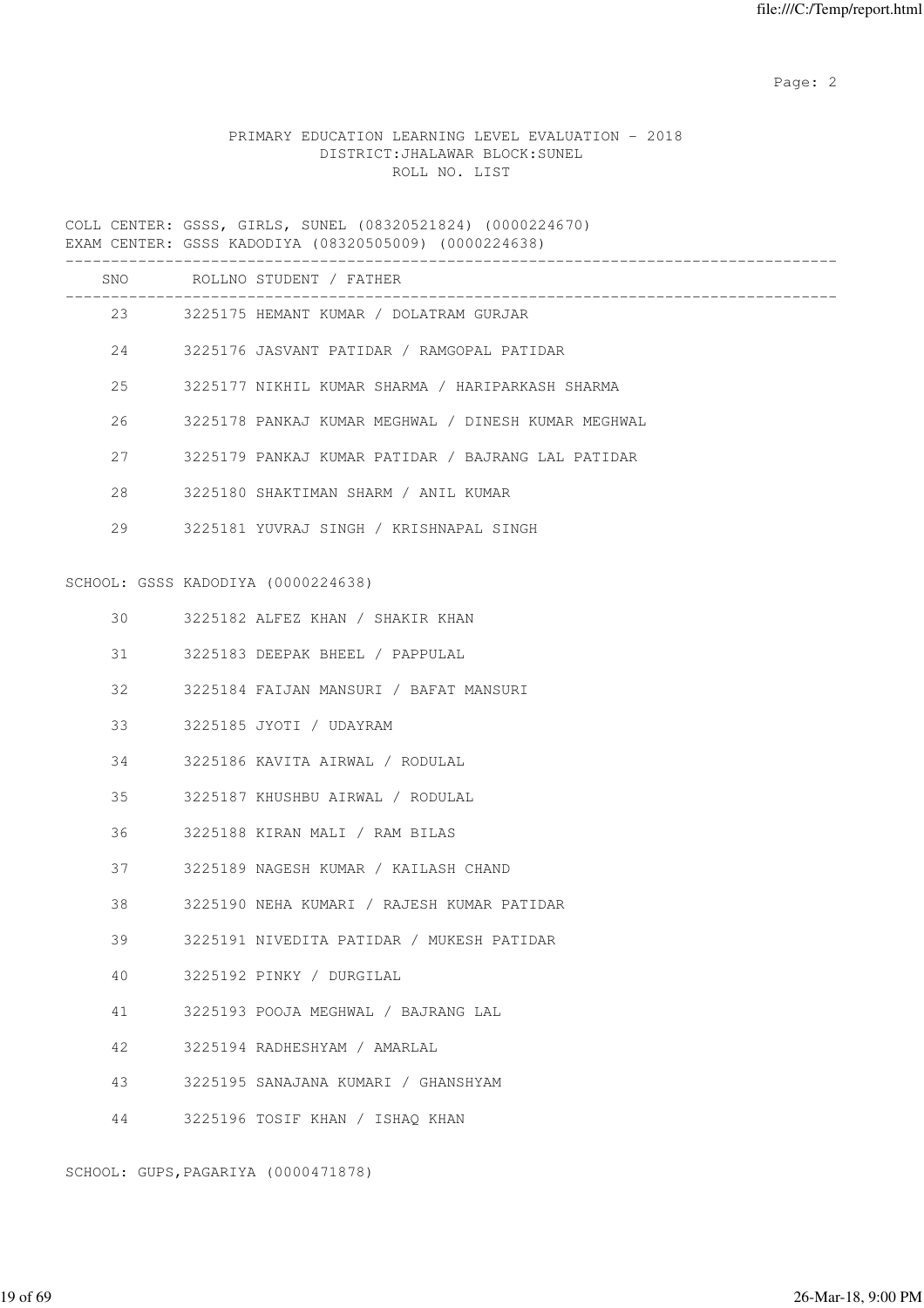PRIMARY EDUCATION LEARNING LEVEL EVALUATION - 2018
DISTRICT:JHALAWAR BLOCK:SUNEL
ROLL NO. LIST

COLL CENTER: GSSS, GIRLS, SUNEL (08320521824) (0000224670)
EXAM CENTER: GSSS KADODIYA (08320505009) (0000224638)

| SNO | ROLLNO | STUDENT / FATHER |
|---|---|---|
| 23 | 3225175 | HEMANT KUMAR / DOLATRAM GURJAR |
| 24 | 3225176 | JASVANT PATIDAR / RAMGOPAL PATIDAR |
| 25 | 3225177 | NIKHIL KUMAR SHARMA / HARIPARKASH SHARMA |
| 26 | 3225178 | PANKAJ KUMAR MEGHWAL / DINESH KUMAR MEGHWAL |
| 27 | 3225179 | PANKAJ KUMAR PATIDAR / BAJRANG LAL PATIDAR |
| 28 | 3225180 | SHAKTIMAN SHARM / ANIL KUMAR |
| 29 | 3225181 | YUVRAJ SINGH / KRISHNAPAL SINGH |

SCHOOL: GSSS KADODIYA (0000224638)

| SNO | ROLLNO | STUDENT / FATHER |
|---|---|---|
| 30 | 3225182 | ALFEZ KHAN / SHAKIR KHAN |
| 31 | 3225183 | DEEPAK BHEEL / PAPPULAL |
| 32 | 3225184 | FAIJAN MANSURI / BAFAT MANSURI |
| 33 | 3225185 | JYOTI / UDAYRAM |
| 34 | 3225186 | KAVITA AIRWAL / RODULAL |
| 35 | 3225187 | KHUSHBU AIRWAL / RODULAL |
| 36 | 3225188 | KIRAN MALI / RAM BILAS |
| 37 | 3225189 | NAGESH KUMAR / KAILASH CHAND |
| 38 | 3225190 | NEHA KUMARI / RAJESH KUMAR PATIDAR |
| 39 | 3225191 | NIVEDITA PATIDAR / MUKESH PATIDAR |
| 40 | 3225192 | PINKY / DURGILAL |
| 41 | 3225193 | POOJA MEGHWAL / BAJRANG LAL |
| 42 | 3225194 | RADHESHYAM / AMARLAL |
| 43 | 3225195 | SANAJANA KUMARI / GHANSHYAM |
| 44 | 3225196 | TOSIF KHAN / ISHAQ KHAN |

SCHOOL: GUPS,PAGARIYA (0000471878)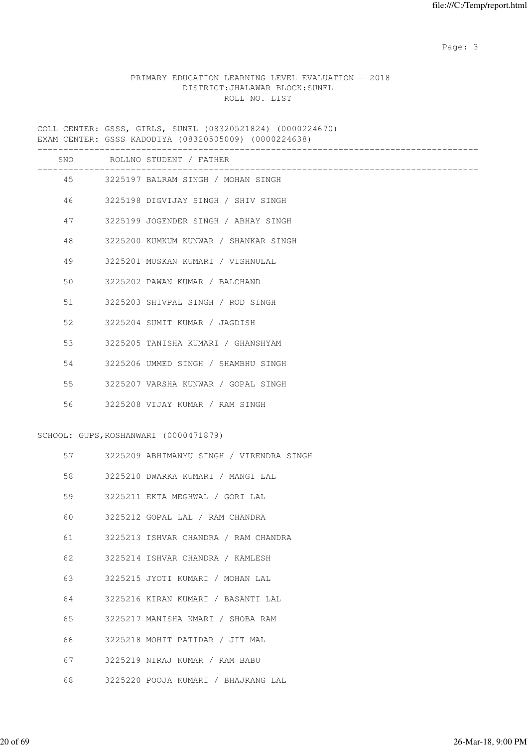PRIMARY EDUCATION LEARNING LEVEL EVALUATION - 2018
DISTRICT:JHALAWAR BLOCK:SUNEL
ROLL NO. LIST

COLL CENTER: GSSS, GIRLS, SUNEL (08320521824) (0000224670)
EXAM CENTER: GSSS KADODIYA (08320505009) (0000224638)

| SNO | ROLLNO STUDENT / FATHER |
|---|---|
| 45 | 3225197 BALRAM SINGH / MOHAN SINGH |
| 46 | 3225198 DIGVIJAY SINGH / SHIV SINGH |
| 47 | 3225199 JOGENDER SINGH / ABHAY SINGH |
| 48 | 3225200 KUMKUM KUNWAR / SHANKAR SINGH |
| 49 | 3225201 MUSKAN KUMARI / VISHNULAL |
| 50 | 3225202 PAWAN KUMAR / BALCHAND |
| 51 | 3225203 SHIVPAL SINGH / ROD SINGH |
| 52 | 3225204 SUMIT KUMAR / JAGDISH |
| 53 | 3225205 TANISHA KUMARI / GHANSHYAM |
| 54 | 3225206 UMMED SINGH / SHAMBHU SINGH |
| 55 | 3225207 VARSHA KUNWAR / GOPAL SINGH |
| 56 | 3225208 VIJAY KUMAR / RAM SINGH |

SCHOOL: GUPS,ROSHANWARI (0000471879)

| SNO | ROLLNO STUDENT / FATHER |
|---|---|
| 57 | 3225209 ABHIMANYU SINGH / VIRENDRA SINGH |
| 58 | 3225210 DWARKA KUMARI / MANGI LAL |
| 59 | 3225211 EKTA MEGHWAL / GORI LAL |
| 60 | 3225212 GOPAL LAL / RAM CHANDRA |
| 61 | 3225213 ISHVAR CHANDRA / RAM CHANDRA |
| 62 | 3225214 ISHVAR CHANDRA / KAMLESH |
| 63 | 3225215 JYOTI KUMARI / MOHAN LAL |
| 64 | 3225216 KIRAN KUMARI / BASANTI LAL |
| 65 | 3225217 MANISHA KMARI / SHOBA RAM |
| 66 | 3225218 MOHIT PATIDAR / JIT MAL |
| 67 | 3225219 NIRAJ KUMAR / RAM BABU |
| 68 | 3225220 POOJA KUMARI / BHAJRANG LAL |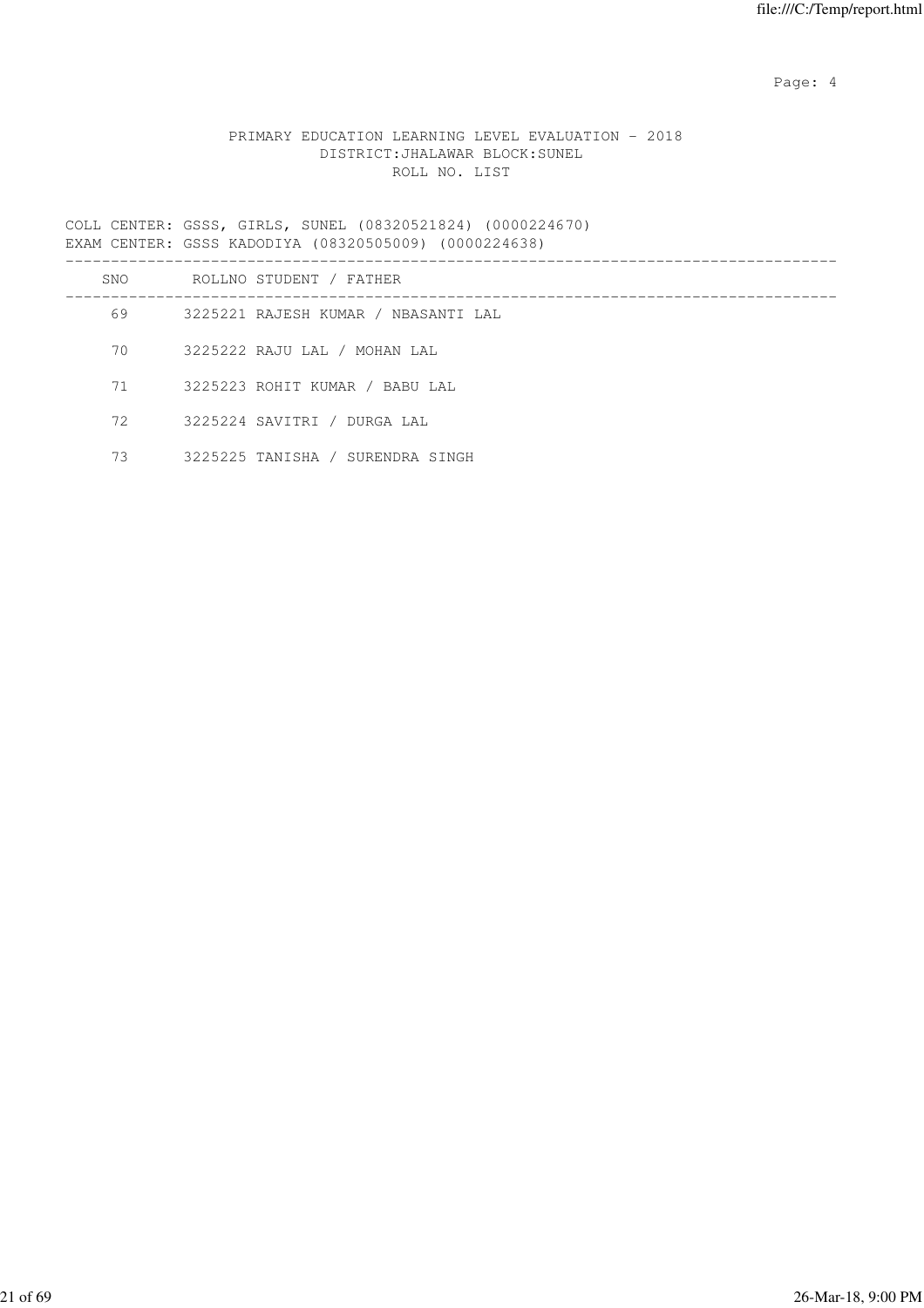PRIMARY EDUCATION LEARNING LEVEL EVALUATION - 2018
DISTRICT:JHALAWAR BLOCK:SUNEL
ROLL NO. LIST

COLL CENTER: GSSS, GIRLS, SUNEL (08320521824) (0000224670)
EXAM CENTER: GSSS KADODIYA (08320505009) (0000224638)

| SNO | ROLLNO | STUDENT / FATHER |
|---|---|---|
| 69 | 3225221 | RAJESH KUMAR / NBASANTI LAL |
| 70 | 3225222 | RAJU LAL / MOHAN LAL |
| 71 | 3225223 | ROHIT KUMAR / BABU LAL |
| 72 | 3225224 | SAVITRI / DURGA LAL |
| 73 | 3225225 | TANISHA / SURENDRA SINGH |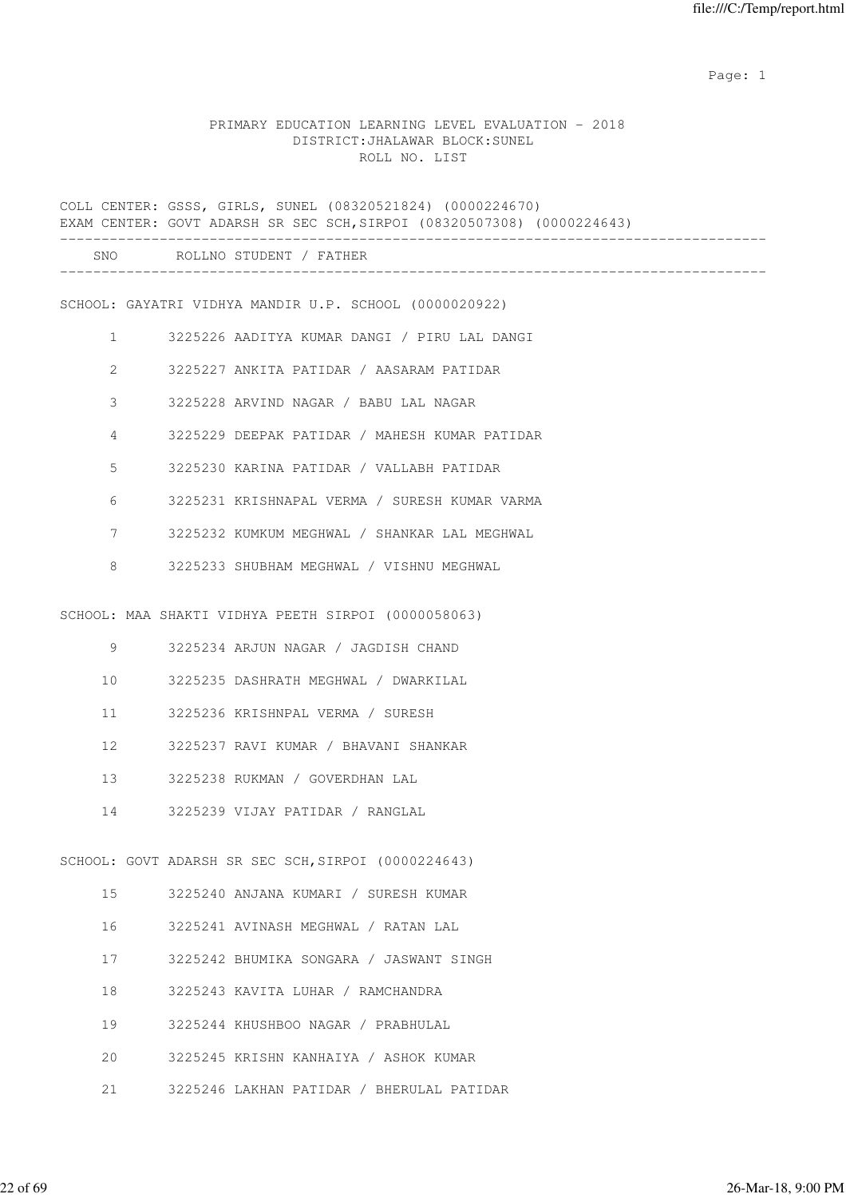PRIMARY EDUCATION LEARNING LEVEL EVALUATION - 2018
DISTRICT:JHALAWAR BLOCK:SUNEL
ROLL NO. LIST

COLL CENTER: GSSS, GIRLS, SUNEL (08320521824) (0000224670)
EXAM CENTER: GOVT ADARSH SR SEC SCH,SIRPOI (08320507308) (0000224643)

| SNO | ROLLNO | STUDENT / FATHER |
|---|---|---|
| | | **SCHOOL: GAYATRI VIDHYA MANDIR U.P. SCHOOL (0000020922)** |
| 1 | 3225226 | AADITYA KUMAR DANGI / PIRU LAL DANGI |
| 2 | 3225227 | ANKITA PATIDAR / AASARAM PATIDAR |
| 3 | 3225228 | ARVIND NAGAR / BABU LAL NAGAR |
| 4 | 3225229 | DEEPAK PATIDAR / MAHESH KUMAR PATIDAR |
| 5 | 3225230 | KARINA PATIDAR / VALLABH PATIDAR |
| 6 | 3225231 | KRISHNAPAL VERMA / SURESH KUMAR VARMA |
| 7 | 3225232 | KUMKUM MEGHWAL / SHANKAR LAL MEGHWAL |
| 8 | 3225233 | SHUBHAM MEGHWAL / VISHNU MEGHWAL |
| | | **SCHOOL: MAA SHAKTI VIDHYA PEETH SIRPOI (0000058063)** |
| 9 | 3225234 | ARJUN NAGAR / JAGDISH CHAND |
| 10 | 3225235 | DASHRATH MEGHWAL / DWARKILAL |
| 11 | 3225236 | KRISHNPAL VERMA / SURESH |
| 12 | 3225237 | RAVI KUMAR / BHAVANI SHANKAR |
| 13 | 3225238 | RUKMAN / GOVERDHAN LAL |
| 14 | 3225239 | VIJAY PATIDAR / RANGLAL |
| | | **SCHOOL: GOVT ADARSH SR SEC SCH,SIRPOI (0000224643)** |
| 15 | 3225240 | ANJANA KUMARI / SURESH KUMAR |
| 16 | 3225241 | AVINASH MEGHWAL / RATAN LAL |
| 17 | 3225242 | BHUMIKA SONGARA / JASWANT SINGH |
| 18 | 3225243 | KAVITA LUHAR / RAMCHANDRA |
| 19 | 3225244 | KHUSHBOO NAGAR / PRABHULAL |
| 20 | 3225245 | KRISHN KANHAIYA / ASHOK KUMAR |
| 21 | 3225246 | LAKHAN PATIDAR / BHERULAL PATIDAR |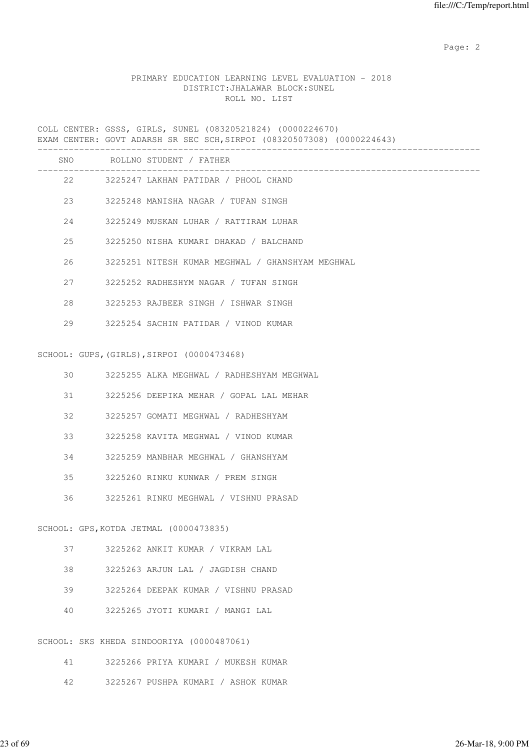PRIMARY EDUCATION LEARNING LEVEL EVALUATION - 2018
DISTRICT:JHALAWAR BLOCK:SUNEL
ROLL NO. LIST

COLL CENTER: GSSS, GIRLS, SUNEL (08320521824) (0000224670)
EXAM CENTER: GOVT ADARSH SR SEC SCH,SIRPOI (08320507308) (0000224643)

| SNO | ROLLNO | STUDENT / FATHER |
|---|---|---|
| 22 | 3225247 | LAKHAN PATIDAR / PHOOL CHAND |
| 23 | 3225248 | MANISHA NAGAR / TUFAN SINGH |
| 24 | 3225249 | MUSKAN LUHAR / RATTIRAM LUHAR |
| 25 | 3225250 | NISHA KUMARI DHAKAD / BALCHAND |
| 26 | 3225251 | NITESH KUMAR MEGHWAL / GHANSHYAM MEGHWAL |
| 27 | 3225252 | RADHESHYM NAGAR / TUFAN SINGH |
| 28 | 3225253 | RAJBEER SINGH / ISHWAR SINGH |
| 29 | 3225254 | SACHIN PATIDAR / VINOD KUMAR |

SCHOOL: GUPS,(GIRLS),SIRPOI (0000473468)

| SNO | ROLLNO | STUDENT / FATHER |
|---|---|---|
| 30 | 3225255 | ALKA MEGHWAL / RADHESHYAM MEGHWAL |
| 31 | 3225256 | DEEPIKA MEHAR / GOPAL LAL MEHAR |
| 32 | 3225257 | GOMATI MEGHWAL / RADHESHYAM |
| 33 | 3225258 | KAVITA MEGHWAL / VINOD KUMAR |
| 34 | 3225259 | MANBHAR MEGHWAL / GHANSHYAM |
| 35 | 3225260 | RINKU KUNWAR / PREM SINGH |
| 36 | 3225261 | RINKU MEGHWAL / VISHNU PRASAD |

SCHOOL: GPS,KOTDA JETMAL (0000473835)

| SNO | ROLLNO | STUDENT / FATHER |
|---|---|---|
| 37 | 3225262 | ANKIT KUMAR / VIKRAM LAL |
| 38 | 3225263 | ARJUN LAL / JAGDISH CHAND |
| 39 | 3225264 | DEEPAK KUMAR / VISHNU PRASAD |
| 40 | 3225265 | JYOTI KUMARI / MANGI LAL |

SCHOOL: SKS KHEDA SINDOORIYA (0000487061)

| SNO | ROLLNO | STUDENT / FATHER |
|---|---|---|
| 41 | 3225266 | PRIYA KUMARI / MUKESH KUMAR |
| 42 | 3225267 | PUSHPA KUMARI / ASHOK KUMAR |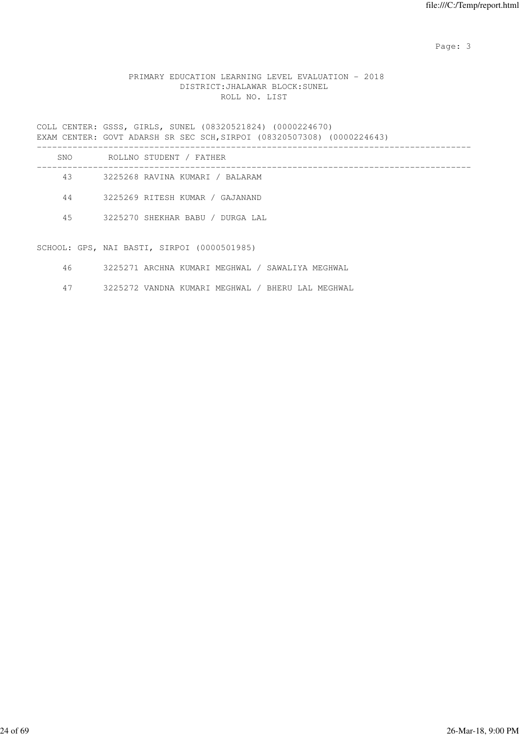PRIMARY EDUCATION LEARNING LEVEL EVALUATION - 2018
DISTRICT:JHALAWAR BLOCK:SUNEL
ROLL NO. LIST

COLL CENTER: GSSS, GIRLS, SUNEL (08320521824) (0000224670)
EXAM CENTER: GOVT ADARSH SR SEC SCH,SIRPOI (08320507308) (0000224643)

| SNO | ROLLNO | STUDENT / FATHER |
|---|---|---|
| 43 | 3225268 | RAVINA KUMARI / BALARAM |
| 44 | 3225269 | RITESH KUMAR / GAJANAND |
| 45 | 3225270 | SHEKHAR BABU / DURGA LAL |

SCHOOL: GPS, NAI BASTI, SIRPOI (0000501985)

| SNO | ROLLNO | STUDENT / FATHER |
|---|---|---|
| 46 | 3225271 | ARCHNA KUMARI MEGHWAL / SAWALIYA MEGHWAL |
| 47 | 3225272 | VANDNA KUMARI MEGHWAL / BHERU LAL MEGHWAL |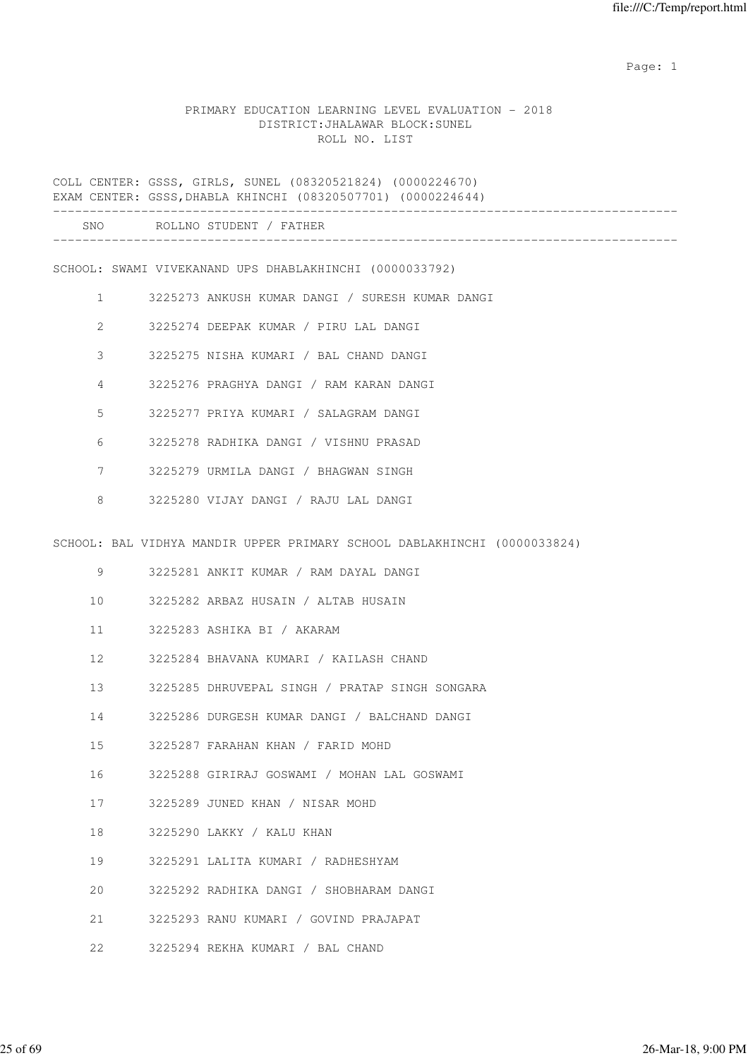PRIMARY EDUCATION LEARNING LEVEL EVALUATION - 2018
DISTRICT:JHALAWAR BLOCK:SUNEL
ROLL NO. LIST

COLL CENTER: GSSS, GIRLS, SUNEL (08320521824) (0000224670)
EXAM CENTER: GSSS,DHABLA KHINCHI (08320507701) (0000224644)

| SNO | ROLLNO | STUDENT / FATHER |
|---|---|---|

SCHOOL: SWAMI VIVEKANAND UPS DHABLAKHINCHI (0000033792)

| SNO | ROLLNO | STUDENT / FATHER |
|---|---|---|
| 1 | 3225273 | ANKUSH KUMAR DANGI / SURESH KUMAR DANGI |
| 2 | 3225274 | DEEPAK KUMAR / PIRU LAL DANGI |
| 3 | 3225275 | NISHA KUMARI / BAL CHAND DANGI |
| 4 | 3225276 | PRAGHYA DANGI / RAM KARAN DANGI |
| 5 | 3225277 | PRIYA KUMARI / SALAGRAM DANGI |
| 6 | 3225278 | RADHIKA DANGI / VISHNU PRASAD |
| 7 | 3225279 | URMILA DANGI / BHAGWAN SINGH |
| 8 | 3225280 | VIJAY DANGI / RAJU LAL DANGI |

SCHOOL: BAL VIDHYA MANDIR UPPER PRIMARY SCHOOL DABLAKHINCHI (0000033824)

| SNO | ROLLNO | STUDENT / FATHER |
|---|---|---|
| 9 | 3225281 | ANKIT KUMAR / RAM DAYAL DANGI |
| 10 | 3225282 | ARBAZ HUSAIN / ALTAB HUSAIN |
| 11 | 3225283 | ASHIKA BI / AKARAM |
| 12 | 3225284 | BHAVANA KUMARI / KAILASH CHAND |
| 13 | 3225285 | DHRUVEPAL SINGH / PRATAP SINGH SONGARA |
| 14 | 3225286 | DURGESH KUMAR DANGI / BALCHAND DANGI |
| 15 | 3225287 | FARAHAN KHAN / FARID MOHD |
| 16 | 3225288 | GIRIRAJ GOSWAMI / MOHAN LAL GOSWAMI |
| 17 | 3225289 | JUNED KHAN / NISAR MOHD |
| 18 | 3225290 | LAKKY / KALU KHAN |
| 19 | 3225291 | LALITA KUMARI / RADHESHYAM |
| 20 | 3225292 | RADHIKA DANGI / SHOBHARAM DANGI |
| 21 | 3225293 | RANU KUMARI / GOVIND PRAJAPAT |
| 22 | 3225294 | REKHA KUMARI / BAL CHAND |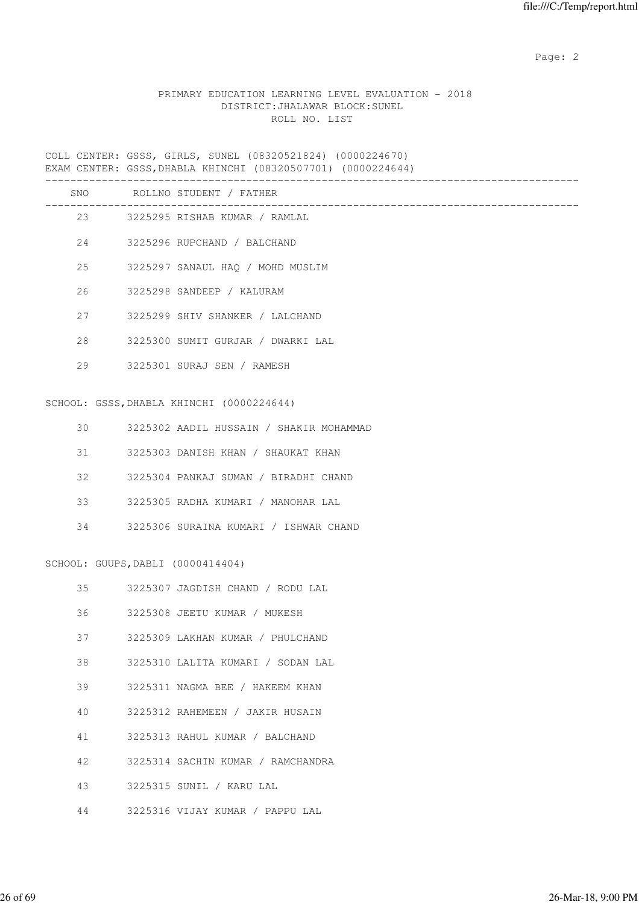PRIMARY EDUCATION LEARNING LEVEL EVALUATION - 2018
DISTRICT:JHALAWAR BLOCK:SUNEL
ROLL NO. LIST

COLL CENTER: GSSS, GIRLS, SUNEL (08320521824) (0000224670)
EXAM CENTER: GSSS,DHABLA KHINCHI (08320507701) (0000224644)

| SNO | ROLLNO STUDENT / FATHER |
|---|---|
| 23 | 3225295 RISHAB KUMAR / RAMLAL |
| 24 | 3225296 RUPCHAND / BALCHAND |
| 25 | 3225297 SANAUL HAQ / MOHD MUSLIM |
| 26 | 3225298 SANDEEP / KALURAM |
| 27 | 3225299 SHIV SHANKER / LALCHAND |
| 28 | 3225300 SUMIT GURJAR / DWARKI LAL |
| 29 | 3225301 SURAJ SEN / RAMESH |

SCHOOL: GSSS,DHABLA KHINCHI (0000224644)

| SNO | ROLLNO STUDENT / FATHER |
|---|---|
| 30 | 3225302 AADIL HUSSAIN / SHAKIR MOHAMMAD |
| 31 | 3225303 DANISH KHAN / SHAUKAT KHAN |
| 32 | 3225304 PANKAJ SUMAN / BIRADHI CHAND |
| 33 | 3225305 RADHA KUMARI / MANOHAR LAL |
| 34 | 3225306 SURAINA KUMARI / ISHWAR CHAND |

SCHOOL: GUUPS,DABLI (0000414404)

| SNO | ROLLNO STUDENT / FATHER |
|---|---|
| 35 | 3225307 JAGDISH CHAND / RODU LAL |
| 36 | 3225308 JEETU KUMAR / MUKESH |
| 37 | 3225309 LAKHAN KUMAR / PHULCHAND |
| 38 | 3225310 LALITA KUMARI / SODAN LAL |
| 39 | 3225311 NAGMA BEE / HAKEEM KHAN |
| 40 | 3225312 RAHEMEEN / JAKIR HUSAIN |
| 41 | 3225313 RAHUL KUMAR / BALCHAND |
| 42 | 3225314 SACHIN KUMAR / RAMCHANDRA |
| 43 | 3225315 SUNIL / KARU LAL |
| 44 | 3225316 VIJAY KUMAR / PAPPU LAL |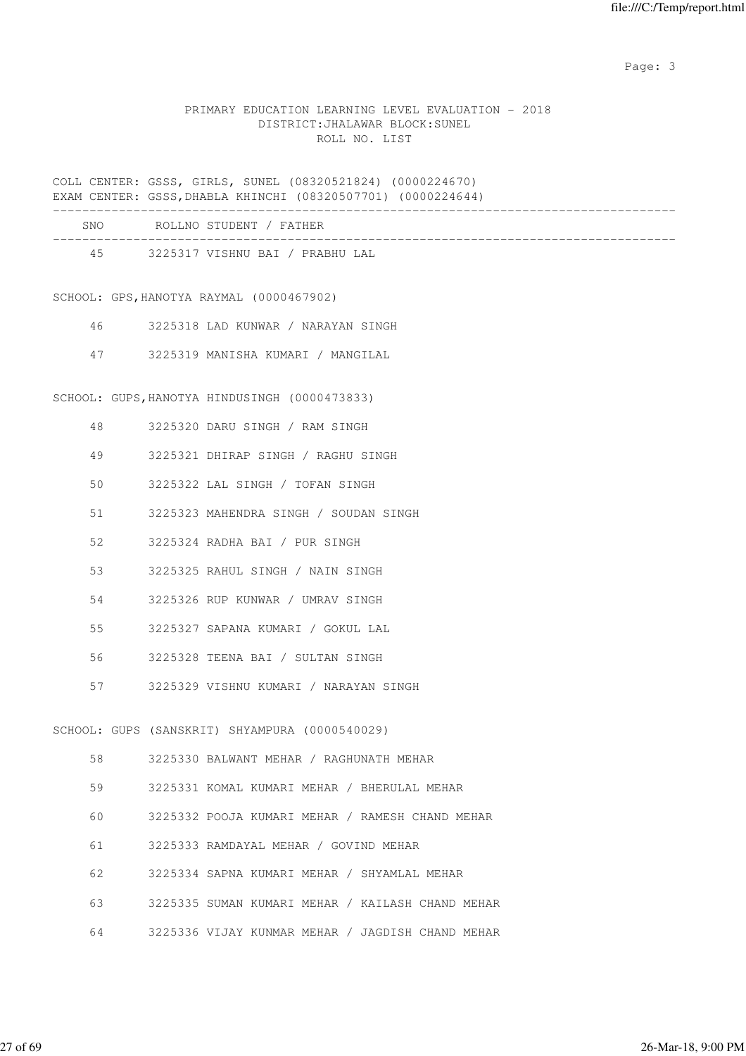PRIMARY EDUCATION LEARNING LEVEL EVALUATION - 2018
DISTRICT:JHALAWAR BLOCK:SUNEL
ROLL NO. LIST

COLL CENTER: GSSS, GIRLS, SUNEL (08320521824) (0000224670)
EXAM CENTER: GSSS,DHABLA KHINCHI (08320507701) (0000224644)

| SNO | ROLLNO | STUDENT / FATHER |
|---|---|---|
| 45 | 3225317 | VISHNU BAI / PRABHU LAL |

SCHOOL: GPS,HANOTYA RAYMAL (0000467902)

| SNO | ROLLNO | STUDENT / FATHER |
|---|---|---|
| 46 | 3225318 | LAD KUNWAR / NARAYAN SINGH |
| 47 | 3225319 | MANISHA KUMARI / MANGILAL |

SCHOOL: GUPS,HANOTYA HINDUSINGH (0000473833)

| SNO | ROLLNO | STUDENT / FATHER |
|---|---|---|
| 48 | 3225320 | DARU SINGH / RAM SINGH |
| 49 | 3225321 | DHIRAP SINGH / RAGHU SINGH |
| 50 | 3225322 | LAL SINGH / TOFAN SINGH |
| 51 | 3225323 | MAHENDRA SINGH / SOUDAN SINGH |
| 52 | 3225324 | RADHA BAI / PUR SINGH |
| 53 | 3225325 | RAHUL SINGH / NAIN SINGH |
| 54 | 3225326 | RUP KUNWAR / UMRAV SINGH |
| 55 | 3225327 | SAPANA KUMARI / GOKUL LAL |
| 56 | 3225328 | TEENA BAI / SULTAN SINGH |
| 57 | 3225329 | VISHNU KUMARI / NARAYAN SINGH |

SCHOOL: GUPS (SANSKRIT) SHYAMPURA (0000540029)

| SNO | ROLLNO | STUDENT / FATHER |
|---|---|---|
| 58 | 3225330 | BALWANT MEHAR / RAGHUNATH MEHAR |
| 59 | 3225331 | KOMAL KUMARI MEHAR / BHERULAL MEHAR |
| 60 | 3225332 | POOJA KUMARI MEHAR / RAMESH CHAND MEHAR |
| 61 | 3225333 | RAMDAYAL MEHAR / GOVIND MEHAR |
| 62 | 3225334 | SAPNA KUMARI MEHAR / SHYAMLAL MEHAR |
| 63 | 3225335 | SUMAN KUMARI MEHAR / KAILASH CHAND MEHAR |
| 64 | 3225336 | VIJAY KUNMAR MEHAR / JAGDISH CHAND MEHAR |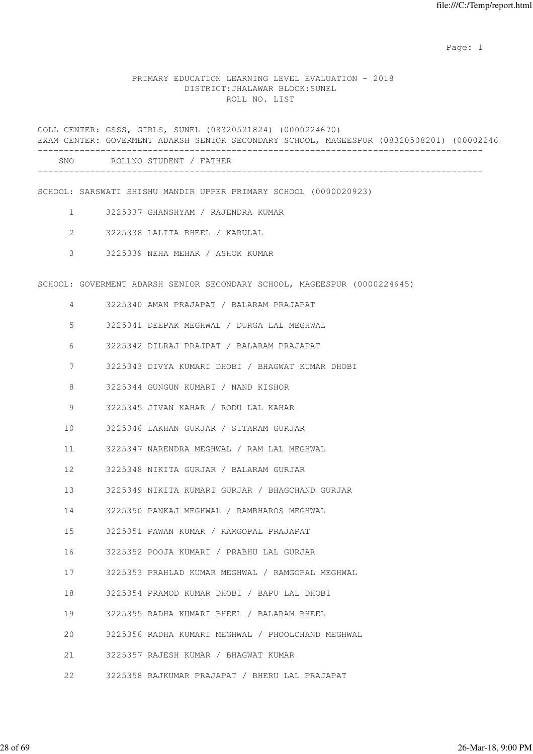PRIMARY EDUCATION LEARNING LEVEL EVALUATION - 2018
DISTRICT:JHALAWAR BLOCK:SUNEL
ROLL NO. LIST

COLL CENTER: GSSS, GIRLS, SUNEL (08320521824) (0000224670)
EXAM CENTER: GOVERMENT ADARSH SENIOR SECONDARY SCHOOL, MAGEESPUR (08320508201) (00002246

| SNO | ROLLNO | STUDENT / FATHER |
|---|---|---|

SCHOOL: SARSWATI SHISHU MANDIR UPPER PRIMARY SCHOOL (0000020923)

| SNO | ROLLNO | STUDENT / FATHER |
|---|---|---|
| 1 | 3225337 | GHANSHYAM / RAJENDRA KUMAR |
| 2 | 3225338 | LALITA BHEEL / KARULAL |
| 3 | 3225339 | NEHA MEHAR / ASHOK KUMAR |

SCHOOL: GOVERMENT ADARSH SENIOR SECONDARY SCHOOL, MAGEESPUR (0000224645)

| SNO | ROLLNO | STUDENT / FATHER |
|---|---|---|
| 4 | 3225340 | AMAN PRAJAPAT / BALARAM PRAJAPAT |
| 5 | 3225341 | DEEPAK MEGHWAL / DURGA LAL MEGHWAL |
| 6 | 3225342 | DILRAJ PRAJPAT / BALARAM PRAJAPAT |
| 7 | 3225343 | DIVYA KUMARI DHOBI / BHAGWAT KUMAR DHOBI |
| 8 | 3225344 | GUNGUN KUMARI / NAND KISHOR |
| 9 | 3225345 | JIVAN KAHAR / RODU LAL KAHAR |
| 10 | 3225346 | LAKHAN GURJAR / SITARAM GURJAR |
| 11 | 3225347 | NARENDRA MEGHWAL / RAM LAL MEGHWAL |
| 12 | 3225348 | NIKITA GURJAR / BALARAM GURJAR |
| 13 | 3225349 | NIKITA KUMARI GURJAR / BHAGCHAND GURJAR |
| 14 | 3225350 | PANKAJ MEGHWAL / RAMBHAROS MEGHWAL |
| 15 | 3225351 | PAWAN KUMAR / RAMGOPAL PRAJAPAT |
| 16 | 3225352 | POOJA KUMARI / PRABHU LAL GURJAR |
| 17 | 3225353 | PRAHLAD KUMAR MEGHWAL / RAMGOPAL MEGHWAL |
| 18 | 3225354 | PRAMOD KUMAR DHOBI / BAPU LAL DHOBI |
| 19 | 3225355 | RADHA KUMARI BHEEL / BALARAM BHEEL |
| 20 | 3225356 | RADHA KUMARI MEGHWAL / PHOOLCHAND MEGHWAL |
| 21 | 3225357 | RAJESH KUMAR / BHAGWAT KUMAR |
| 22 | 3225358 | RAJKUMAR PRAJAPAT / BHERU LAL PRAJAPAT |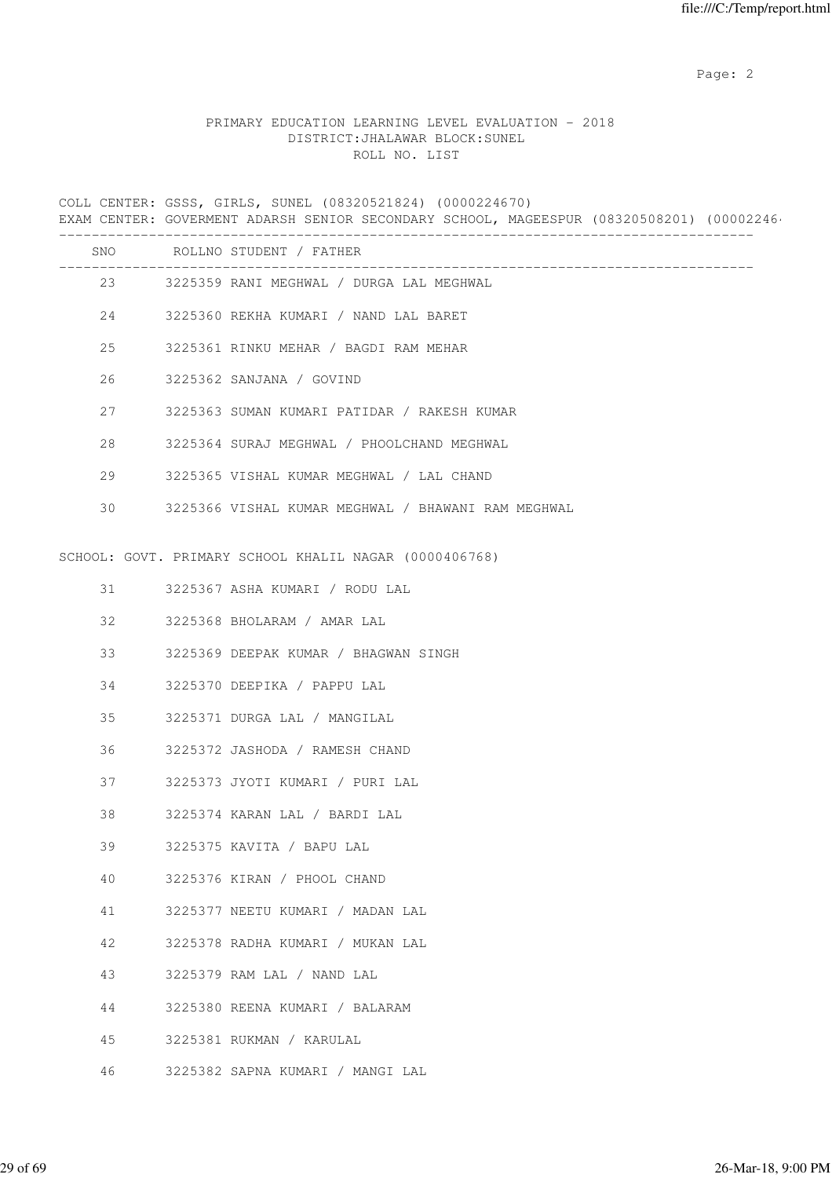PRIMARY EDUCATION LEARNING LEVEL EVALUATION - 2018
DISTRICT:JHALAWAR BLOCK:SUNEL
ROLL NO. LIST

COLL CENTER: GSSS, GIRLS, SUNEL (08320521824) (0000224670)
EXAM CENTER: GOVERMENT ADARSH SENIOR SECONDARY SCHOOL, MAGEESPUR (08320508201) (00002246

| SNO | ROLLNO | STUDENT / FATHER |
|---|---|---|
| 23 | 3225359 | RANI MEGHWAL / DURGA LAL MEGHWAL |
| 24 | 3225360 | REKHA KUMARI / NAND LAL BARET |
| 25 | 3225361 | RINKU MEHAR / BAGDI RAM MEHAR |
| 26 | 3225362 | SANJANA / GOVIND |
| 27 | 3225363 | SUMAN KUMARI PATIDAR / RAKESH KUMAR |
| 28 | 3225364 | SURAJ MEGHWAL / PHOOLCHAND MEGHWAL |
| 29 | 3225365 | VISHAL KUMAR MEGHWAL / LAL CHAND |
| 30 | 3225366 | VISHAL KUMAR MEGHWAL / BHAWANI RAM MEGHWAL |

SCHOOL: GOVT. PRIMARY SCHOOL KHALIL NAGAR (0000406768)

| SNO | ROLLNO | STUDENT / FATHER |
|---|---|---|
| 31 | 3225367 | ASHA KUMARI / RODU LAL |
| 32 | 3225368 | BHOLARAM / AMAR LAL |
| 33 | 3225369 | DEEPAK KUMAR / BHAGWAN SINGH |
| 34 | 3225370 | DEEPIKA / PAPPU LAL |
| 35 | 3225371 | DURGA LAL / MANGILAL |
| 36 | 3225372 | JASHODA / RAMESH CHAND |
| 37 | 3225373 | JYOTI KUMARI / PURI LAL |
| 38 | 3225374 | KARAN LAL / BARDI LAL |
| 39 | 3225375 | KAVITA / BAPU LAL |
| 40 | 3225376 | KIRAN / PHOOL CHAND |
| 41 | 3225377 | NEETU KUMARI / MADAN LAL |
| 42 | 3225378 | RADHA KUMARI / MUKAN LAL |
| 43 | 3225379 | RAM LAL / NAND LAL |
| 44 | 3225380 | REENA KUMARI / BALARAM |
| 45 | 3225381 | RUKMAN / KARULAL |
| 46 | 3225382 | SAPNA KUMARI / MANGI LAL |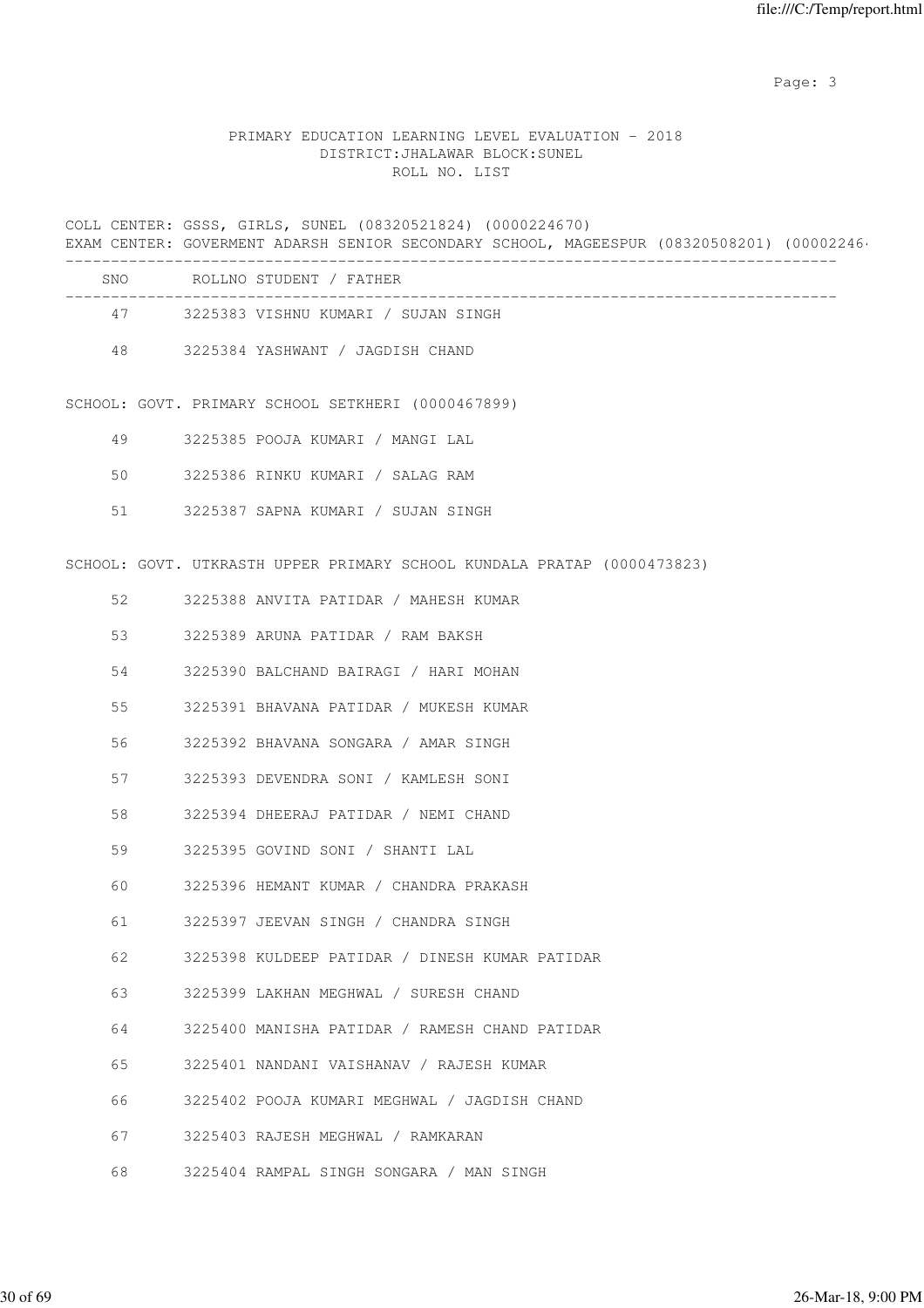PRIMARY EDUCATION LEARNING LEVEL EVALUATION - 2018
DISTRICT:JHALAWAR BLOCK:SUNEL
ROLL NO. LIST

COLL CENTER: GSSS, GIRLS, SUNEL (08320521824) (0000224670)
EXAM CENTER: GOVERMENT ADARSH SENIOR SECONDARY SCHOOL, MAGEESPUR (08320508201) (00002246

| SNO | ROLLNO | STUDENT / FATHER |
|---|---|---|
| 47 | 3225383 | VISHNU KUMARI / SUJAN SINGH |
| 48 | 3225384 | YASHWANT / JAGDISH CHAND |

SCHOOL: GOVT. PRIMARY SCHOOL SETKHERI (0000467899)

| SNO | ROLLNO | STUDENT / FATHER |
|---|---|---|
| 49 | 3225385 | POOJA KUMARI / MANGI LAL |
| 50 | 3225386 | RINKU KUMARI / SALAG RAM |
| 51 | 3225387 | SAPNA KUMARI / SUJAN SINGH |

SCHOOL: GOVT. UTKRASTH UPPER PRIMARY SCHOOL KUNDALA PRATAP (0000473823)

| SNO | ROLLNO | STUDENT / FATHER |
|---|---|---|
| 52 | 3225388 | ANVITA PATIDAR / MAHESH KUMAR |
| 53 | 3225389 | ARUNA PATIDAR / RAM BAKSH |
| 54 | 3225390 | BALCHAND BAIRAGI / HARI MOHAN |
| 55 | 3225391 | BHAVANA PATIDAR / MUKESH KUMAR |
| 56 | 3225392 | BHAVANA SONGARA / AMAR SINGH |
| 57 | 3225393 | DEVENDRA SONI / KAMLESH SONI |
| 58 | 3225394 | DHEERAJ PATIDAR / NEMI CHAND |
| 59 | 3225395 | GOVIND SONI / SHANTI LAL |
| 60 | 3225396 | HEMANT KUMAR / CHANDRA PRAKASH |
| 61 | 3225397 | JEEVAN SINGH / CHANDRA SINGH |
| 62 | 3225398 | KULDEEP PATIDAR / DINESH KUMAR PATIDAR |
| 63 | 3225399 | LAKHAN MEGHWAL / SURESH CHAND |
| 64 | 3225400 | MANISHA PATIDAR / RAMESH CHAND PATIDAR |
| 65 | 3225401 | NANDANI VAISHANAV / RAJESH KUMAR |
| 66 | 3225402 | POOJA KUMARI MEGHWAL / JAGDISH CHAND |
| 67 | 3225403 | RAJESH MEGHWAL / RAMKARAN |
| 68 | 3225404 | RAMPAL SINGH SONGARA / MAN SINGH |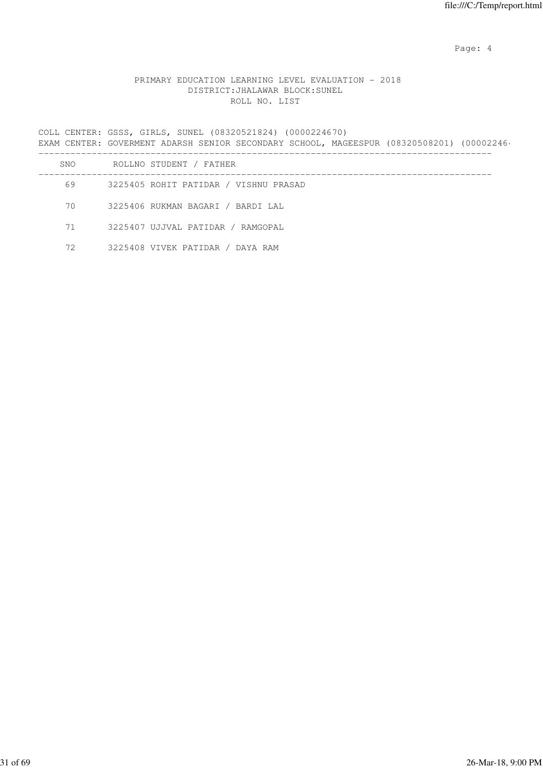PRIMARY EDUCATION LEARNING LEVEL EVALUATION - 2018
DISTRICT:JHALAWAR BLOCK:SUNEL
ROLL NO. LIST

COLL CENTER: GSSS, GIRLS, SUNEL (08320521824) (0000224670)
EXAM CENTER: GOVERMENT ADARSH SENIOR SECONDARY SCHOOL, MAGEESPUR (08320508201) (00002246

| SNO | ROLLNO | STUDENT / FATHER |
|---|---|---|
| 69 | 3225405 | ROHIT PATIDAR / VISHNU PRASAD |
| 70 | 3225406 | RUKMAN BAGARI / BARDI LAL |
| 71 | 3225407 | UJJVAL PATIDAR / RAMGOPAL |
| 72 | 3225408 | VIVEK PATIDAR / DAYA RAM |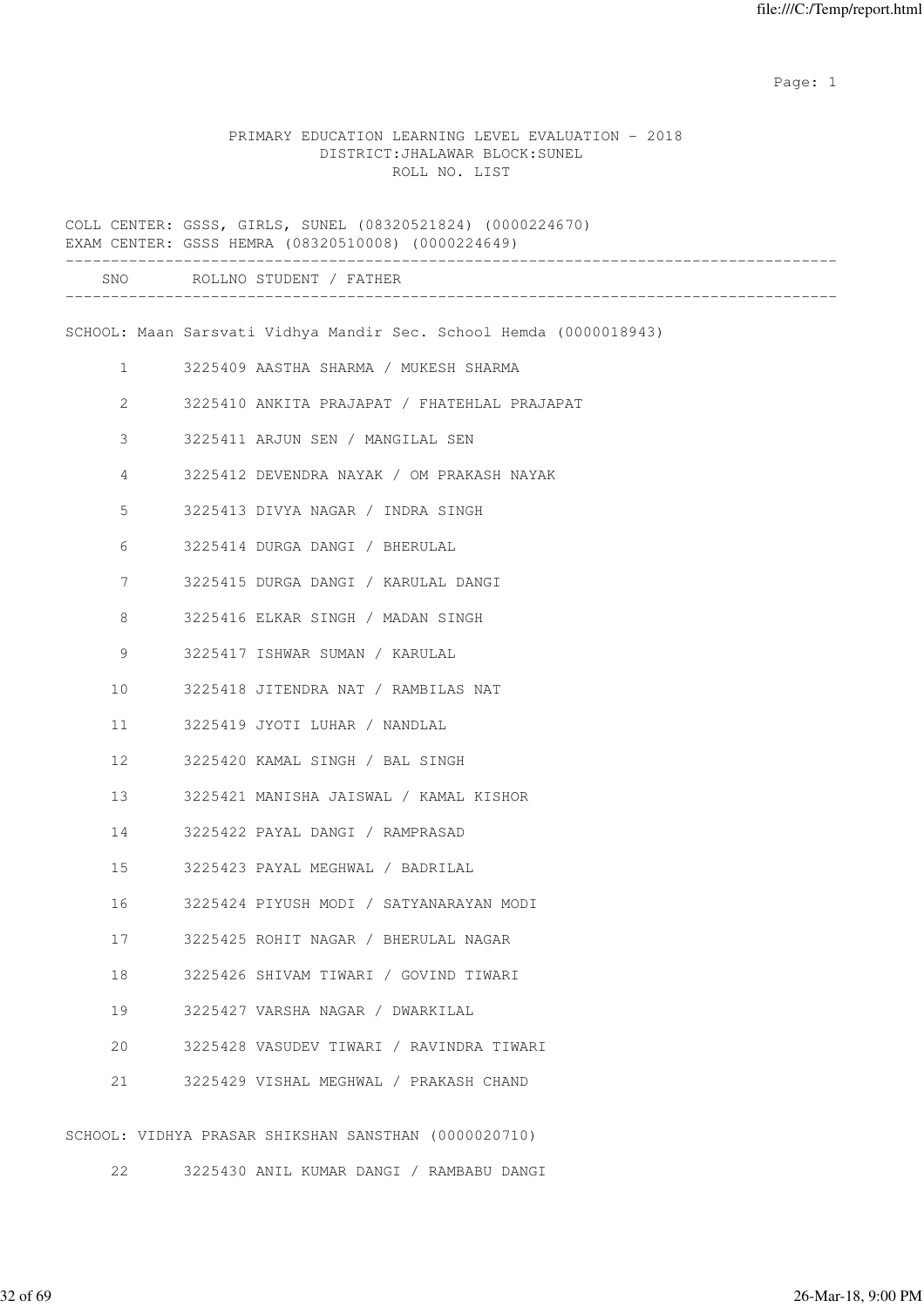PRIMARY EDUCATION LEARNING LEVEL EVALUATION - 2018
DISTRICT:JHALAWAR BLOCK:SUNEL
ROLL NO. LIST

COLL CENTER: GSSS, GIRLS, SUNEL (08320521824) (0000224670)
EXAM CENTER: GSSS HEMRA (08320510008) (0000224649)

| SNO | ROLLNO | STUDENT / FATHER |
|---|---|---|
| **SCHOOL: Maan Sarsvati Vidhya Mandir Sec. School Hemda (0000018943)** | | |
| 1 | 3225409 | AASTHA SHARMA / MUKESH SHARMA |
| 2 | 3225410 | ANKITA PRAJAPAT / FHATEHLAL PRAJAPAT |
| 3 | 3225411 | ARJUN SEN / MANGILAL SEN |
| 4 | 3225412 | DEVENDRA NAYAK / OM PRAKASH NAYAK |
| 5 | 3225413 | DIVYA NAGAR / INDRA SINGH |
| 6 | 3225414 | DURGA DANGI / BHERULAL |
| 7 | 3225415 | DURGA DANGI / KARULAL DANGI |
| 8 | 3225416 | ELKAR SINGH / MADAN SINGH |
| 9 | 3225417 | ISHWAR SUMAN / KARULAL |
| 10 | 3225418 | JITENDRA NAT / RAMBILAS NAT |
| 11 | 3225419 | JYOTI LUHAR / NANDLAL |
| 12 | 3225420 | KAMAL SINGH / BAL SINGH |
| 13 | 3225421 | MANISHA JAISWAL / KAMAL KISHOR |
| 14 | 3225422 | PAYAL DANGI / RAMPRASAD |
| 15 | 3225423 | PAYAL MEGHWAL / BADRILAL |
| 16 | 3225424 | PIYUSH MODI / SATYANARAYAN MODI |
| 17 | 3225425 | ROHIT NAGAR / BHERULAL NAGAR |
| 18 | 3225426 | SHIVAM TIWARI / GOVIND TIWARI |
| 19 | 3225427 | VARSHA NAGAR / DWARKILAL |
| 20 | 3225428 | VASUDEV TIWARI / RAVINDRA TIWARI |
| 21 | 3225429 | VISHAL MEGHWAL / PRAKASH CHAND |
| **SCHOOL: VIDHYA PRASAR SHIKSHAN SANSTHAN (0000020710)** | | |
| 22 | 3225430 | ANIL KUMAR DANGI / RAMBABU DANGI |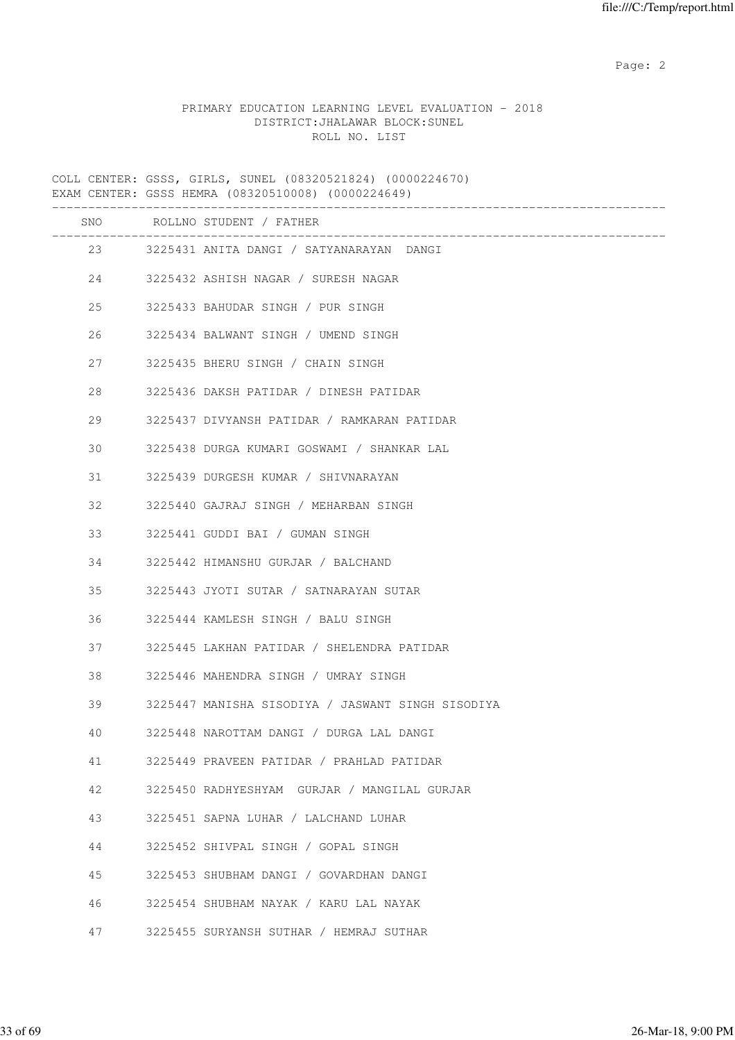PRIMARY EDUCATION LEARNING LEVEL EVALUATION - 2018
DISTRICT:JHALAWAR BLOCK:SUNEL
ROLL NO. LIST

COLL CENTER: GSSS, GIRLS, SUNEL (08320521824) (0000224670)
EXAM CENTER: GSSS HEMRA (08320510008) (0000224649)

| SNO | ROLLNO | STUDENT / FATHER |
|---|---|---|
| 23 | 3225431 | ANITA DANGI / SATYANARAYAN DANGI |
| 24 | 3225432 | ASHISH NAGAR / SURESH NAGAR |
| 25 | 3225433 | BAHUDAR SINGH / PUR SINGH |
| 26 | 3225434 | BALWANT SINGH / UMEND SINGH |
| 27 | 3225435 | BHERU SINGH / CHAIN SINGH |
| 28 | 3225436 | DAKSH PATIDAR / DINESH PATIDAR |
| 29 | 3225437 | DIVYANSH PATIDAR / RAMKARAN PATIDAR |
| 30 | 3225438 | DURGA KUMARI GOSWAMI / SHANKAR LAL |
| 31 | 3225439 | DURGESH KUMAR / SHIVNARAYAN |
| 32 | 3225440 | GAJRAJ SINGH / MEHARBAN SINGH |
| 33 | 3225441 | GUDDI BAI / GUMAN SINGH |
| 34 | 3225442 | HIMANSHU GURJAR / BALCHAND |
| 35 | 3225443 | JYOTI SUTAR / SATNARAYAN SUTAR |
| 36 | 3225444 | KAMLESH SINGH / BALU SINGH |
| 37 | 3225445 | LAKHAN PATIDAR / SHELENDRA PATIDAR |
| 38 | 3225446 | MAHENDRA SINGH / UMRAY SINGH |
| 39 | 3225447 | MANISHA SISODIYA / JASWANT SINGH SISODIYA |
| 40 | 3225448 | NAROTTAM DANGI / DURGA LAL DANGI |
| 41 | 3225449 | PRAVEEN PATIDAR / PRAHLAD PATIDAR |
| 42 | 3225450 | RADHYESHYAM GURJAR / MANGILAL GURJAR |
| 43 | 3225451 | SAPNA LUHAR / LALCHAND LUHAR |
| 44 | 3225452 | SHIVPAL SINGH / GOPAL SINGH |
| 45 | 3225453 | SHUBHAM DANGI / GOVARDHAN DANGI |
| 46 | 3225454 | SHUBHAM NAYAK / KARU LAL NAYAK |
| 47 | 3225455 | SURYANSH SUTHAR / HEMRAJ SUTHAR |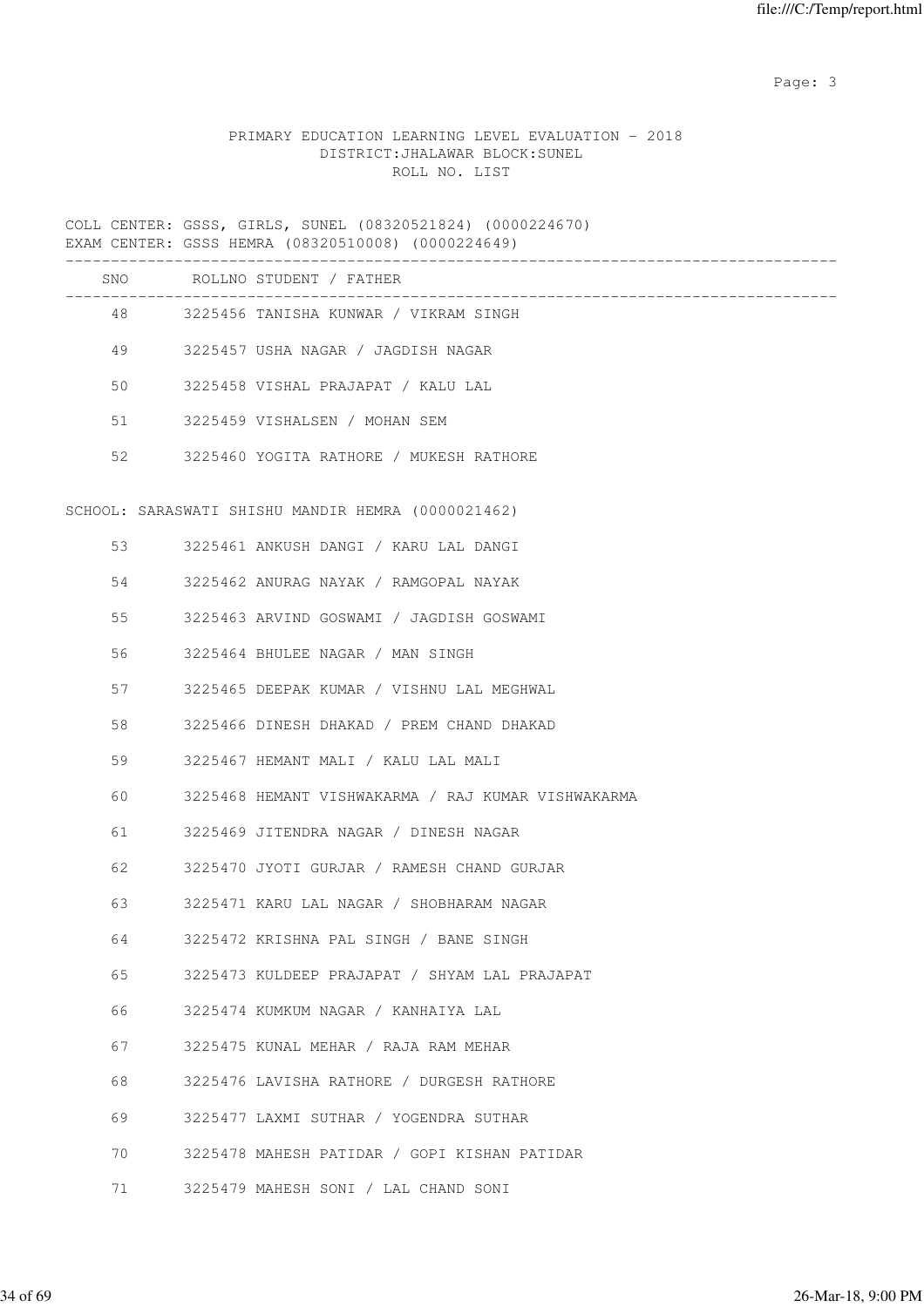PRIMARY EDUCATION LEARNING LEVEL EVALUATION - 2018
DISTRICT:JHALAWAR BLOCK:SUNEL
ROLL NO. LIST

COLL CENTER: GSSS, GIRLS, SUNEL (08320521824) (0000224670)
EXAM CENTER: GSSS HEMRA (08320510008) (0000224649)

| SNO | ROLLNO | STUDENT / FATHER |
|---|---|---|
| 48 | 3225456 | TANISHA KUNWAR / VIKRAM SINGH |
| 49 | 3225457 | USHA NAGAR / JAGDISH NAGAR |
| 50 | 3225458 | VISHAL PRAJAPAT / KALU LAL |
| 51 | 3225459 | VISHALSEN / MOHAN SEM |
| 52 | 3225460 | YOGITA RATHORE / MUKESH RATHORE |

SCHOOL: SARASWATI SHISHU MANDIR HEMRA (0000021462)

| SNO | ROLLNO | STUDENT / FATHER |
|---|---|---|
| 53 | 3225461 | ANKUSH DANGI / KARU LAL DANGI |
| 54 | 3225462 | ANURAG NAYAK / RAMGOPAL NAYAK |
| 55 | 3225463 | ARVIND GOSWAMI / JAGDISH GOSWAMI |
| 56 | 3225464 | BHULEE NAGAR / MAN SINGH |
| 57 | 3225465 | DEEPAK KUMAR / VISHNU LAL MEGHWAL |
| 58 | 3225466 | DINESH DHAKAD / PREM CHAND DHAKAD |
| 59 | 3225467 | HEMANT MALI / KALU LAL MALI |
| 60 | 3225468 | HEMANT VISHWAKARMA / RAJ KUMAR VISHWAKARMA |
| 61 | 3225469 | JITENDRA NAGAR / DINESH NAGAR |
| 62 | 3225470 | JYOTI GURJAR / RAMESH CHAND GURJAR |
| 63 | 3225471 | KARU LAL NAGAR / SHOBHARAM NAGAR |
| 64 | 3225472 | KRISHNA PAL SINGH / BANE SINGH |
| 65 | 3225473 | KULDEEP PRAJAPAT / SHYAM LAL PRAJAPAT |
| 66 | 3225474 | KUMKUM NAGAR / KANHAIYA LAL |
| 67 | 3225475 | KUNAL MEHAR / RAJA RAM MEHAR |
| 68 | 3225476 | LAVISHA RATHORE / DURGESH RATHORE |
| 69 | 3225477 | LAXMI SUTHAR / YOGENDRA SUTHAR |
| 70 | 3225478 | MAHESH PATIDAR / GOPI KISHAN PATIDAR |
| 71 | 3225479 | MAHESH SONI / LAL CHAND SONI |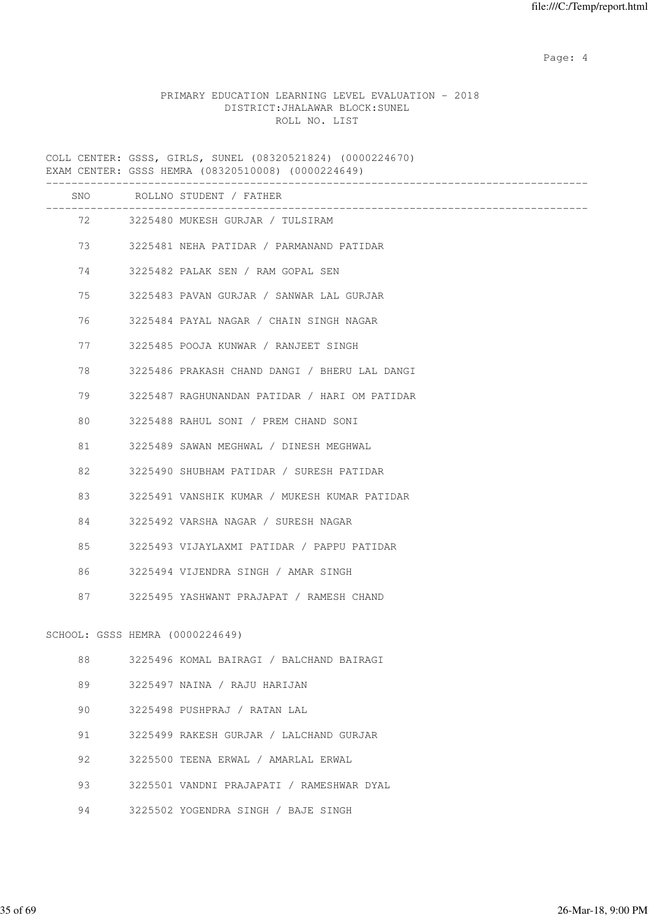PRIMARY EDUCATION LEARNING LEVEL EVALUATION - 2018
DISTRICT:JHALAWAR BLOCK:SUNEL
ROLL NO. LIST

COLL CENTER: GSSS, GIRLS, SUNEL (08320521824) (0000224670)
EXAM CENTER: GSSS HEMRA (08320510008) (0000224649)

| SNO | ROLLNO | STUDENT / FATHER |
|---|---|---|
| 72 | 3225480 | MUKESH GURJAR / TULSIRAM |
| 73 | 3225481 | NEHA PATIDAR / PARMANAND PATIDAR |
| 74 | 3225482 | PALAK SEN / RAM GOPAL SEN |
| 75 | 3225483 | PAVAN GURJAR / SANWAR LAL GURJAR |
| 76 | 3225484 | PAYAL NAGAR / CHAIN SINGH NAGAR |
| 77 | 3225485 | POOJA KUNWAR / RANJEET SINGH |
| 78 | 3225486 | PRAKASH CHAND DANGI / BHERU LAL DANGI |
| 79 | 3225487 | RAGHUNANDAN PATIDAR / HARI OM PATIDAR |
| 80 | 3225488 | RAHUL SONI / PREM CHAND SONI |
| 81 | 3225489 | SAWAN MEGHWAL / DINESH MEGHWAL |
| 82 | 3225490 | SHUBHAM PATIDAR / SURESH PATIDAR |
| 83 | 3225491 | VANSHIK KUMAR / MUKESH KUMAR PATIDAR |
| 84 | 3225492 | VARSHA NAGAR / SURESH NAGAR |
| 85 | 3225493 | VIJAYLAXMI PATIDAR / PAPPU PATIDAR |
| 86 | 3225494 | VIJENDRA SINGH / AMAR SINGH |
| 87 | 3225495 | YASHWANT PRAJAPAT / RAMESH CHAND |

SCHOOL: GSSS HEMRA (0000224649)

| SNO | ROLLNO | STUDENT / FATHER |
|---|---|---|
| 88 | 3225496 | KOMAL BAIRAGI / BALCHAND BAIRAGI |
| 89 | 3225497 | NAINA / RAJU HARIJAN |
| 90 | 3225498 | PUSHPRAJ / RATAN LAL |
| 91 | 3225499 | RAKESH GURJAR / LALCHAND GURJAR |
| 92 | 3225500 | TEENA ERWAL / AMARLAL ERWAL |
| 93 | 3225501 | VANDNI PRAJAPATI / RAMESHWAR DYAL |
| 94 | 3225502 | YOGENDRA SINGH / BAJE SINGH |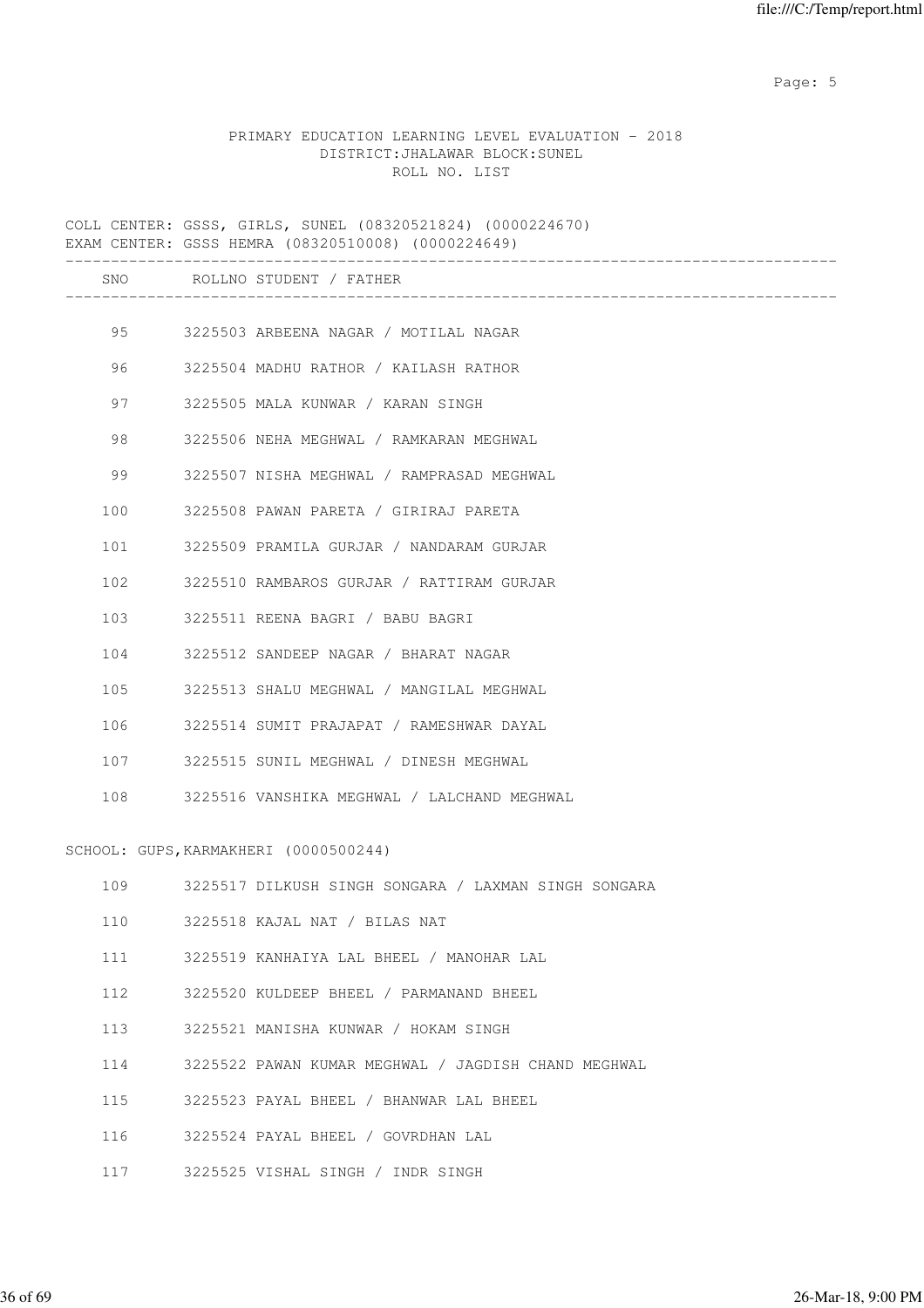PRIMARY EDUCATION LEARNING LEVEL EVALUATION - 2018
DISTRICT:JHALAWAR BLOCK:SUNEL
ROLL NO. LIST

COLL CENTER: GSSS, GIRLS, SUNEL (08320521824) (0000224670)
EXAM CENTER: GSSS HEMRA (08320510008) (0000224649)

| SNO | ROLLNO | STUDENT / FATHER |
|---|---|---|
| 95 | 3225503 | ARBEENA NAGAR / MOTILAL NAGAR |
| 96 | 3225504 | MADHU RATHOR / KAILASH RATHOR |
| 97 | 3225505 | MALA KUNWAR / KARAN SINGH |
| 98 | 3225506 | NEHA MEGHWAL / RAMKARAN MEGHWAL |
| 99 | 3225507 | NISHA MEGHWAL / RAMPRASAD MEGHWAL |
| 100 | 3225508 | PAWAN PARETA / GIRIRAJ PARETA |
| 101 | 3225509 | PRAMILA GURJAR / NANDARAM GURJAR |
| 102 | 3225510 | RAMBAROS GURJAR / RATTIRAM GURJAR |
| 103 | 3225511 | REENA BAGRI / BABU BAGRI |
| 104 | 3225512 | SANDEEP NAGAR / BHARAT NAGAR |
| 105 | 3225513 | SHALU MEGHWAL / MANGILAL MEGHWAL |
| 106 | 3225514 | SUMIT PRAJAPAT / RAMESHWAR DAYAL |
| 107 | 3225515 | SUNIL MEGHWAL / DINESH MEGHWAL |
| 108 | 3225516 | VANSHIKA MEGHWAL / LALCHAND MEGHWAL |

SCHOOL: GUPS,KARMAKHERI (0000500244)

| SNO | ROLLNO | STUDENT / FATHER |
|---|---|---|
| 109 | 3225517 | DILKUSH SINGH SONGARA / LAXMAN SINGH SONGARA |
| 110 | 3225518 | KAJAL NAT / BILAS NAT |
| 111 | 3225519 | KANHAIYA LAL BHEEL / MANOHAR LAL |
| 112 | 3225520 | KULDEEP BHEEL / PARMANAND BHEEL |
| 113 | 3225521 | MANISHA KUNWAR / HOKAM SINGH |
| 114 | 3225522 | PAWAN KUMAR MEGHWAL / JAGDISH CHAND MEGHWAL |
| 115 | 3225523 | PAYAL BHEEL / BHANWAR LAL BHEEL |
| 116 | 3225524 | PAYAL BHEEL / GOVRDHAN LAL |
| 117 | 3225525 | VISHAL SINGH / INDR SINGH |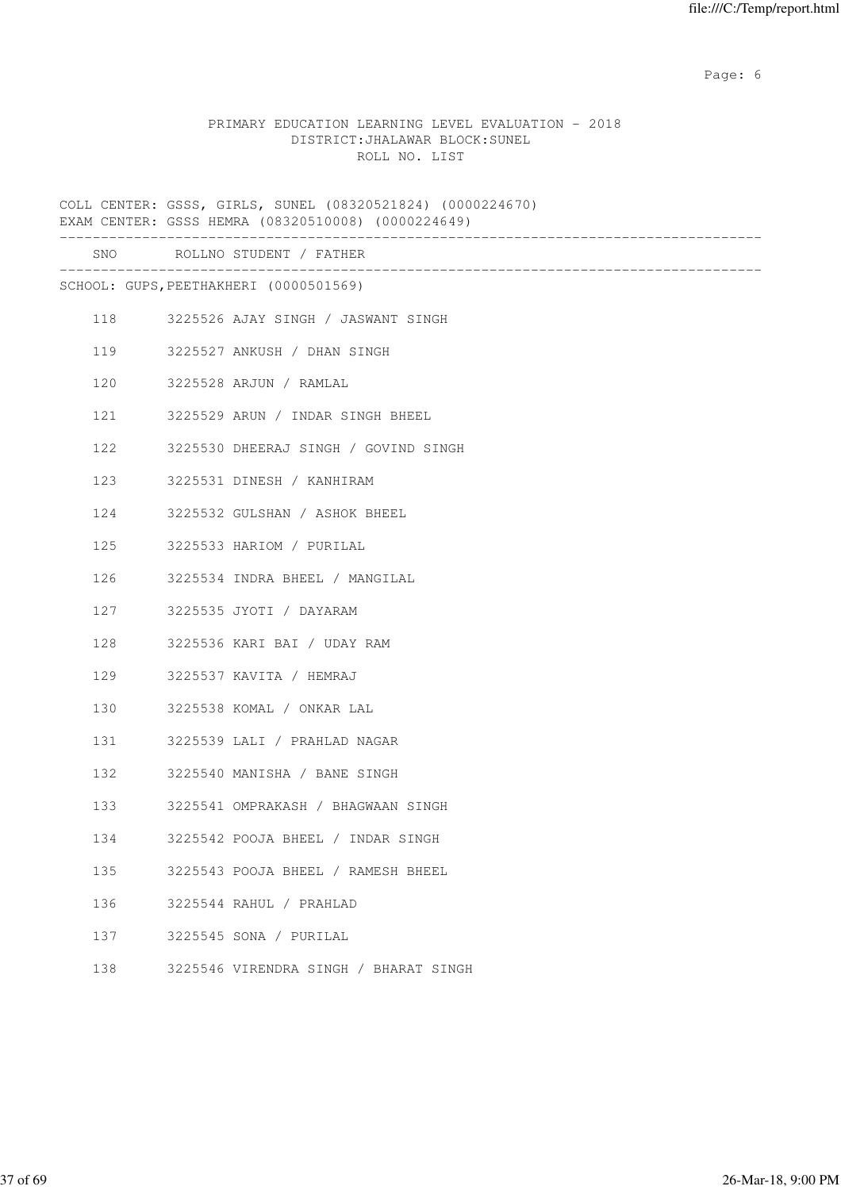PRIMARY EDUCATION LEARNING LEVEL EVALUATION - 2018
DISTRICT:JHALAWAR BLOCK:SUNEL
ROLL NO. LIST

COLL CENTER: GSSS, GIRLS, SUNEL (08320521824) (0000224670)
EXAM CENTER: GSSS HEMRA (08320510008) (0000224649)

| SNO | ROLLNO | STUDENT / FATHER |
|---|---|---|

SCHOOL: GUPS,PEETHAKHERI (0000501569)

| SNO | ROLLNO | STUDENT / FATHER |
|---|---|---|
| 118 | 3225526 | AJAY SINGH / JASWANT SINGH |
| 119 | 3225527 | ANKUSH / DHAN SINGH |
| 120 | 3225528 | ARJUN / RAMLAL |
| 121 | 3225529 | ARUN / INDAR SINGH BHEEL |
| 122 | 3225530 | DHEERAJ SINGH / GOVIND SINGH |
| 123 | 3225531 | DINESH / KANHIRAM |
| 124 | 3225532 | GULSHAN / ASHOK BHEEL |
| 125 | 3225533 | HARIOM / PURILAL |
| 126 | 3225534 | INDRA BHEEL / MANGILAL |
| 127 | 3225535 | JYOTI / DAYARAM |
| 128 | 3225536 | KARI BAI / UDAY RAM |
| 129 | 3225537 | KAVITA / HEMRAJ |
| 130 | 3225538 | KOMAL / ONKAR LAL |
| 131 | 3225539 | LALI / PRAHLAD NAGAR |
| 132 | 3225540 | MANISHA / BANE SINGH |
| 133 | 3225541 | OMPRAKASH / BHAGWAAN SINGH |
| 134 | 3225542 | POOJA BHEEL / INDAR SINGH |
| 135 | 3225543 | POOJA BHEEL / RAMESH BHEEL |
| 136 | 3225544 | RAHUL / PRAHLAD |
| 137 | 3225545 | SONA / PURILAL |
| 138 | 3225546 | VIRENDRA SINGH / BHARAT SINGH |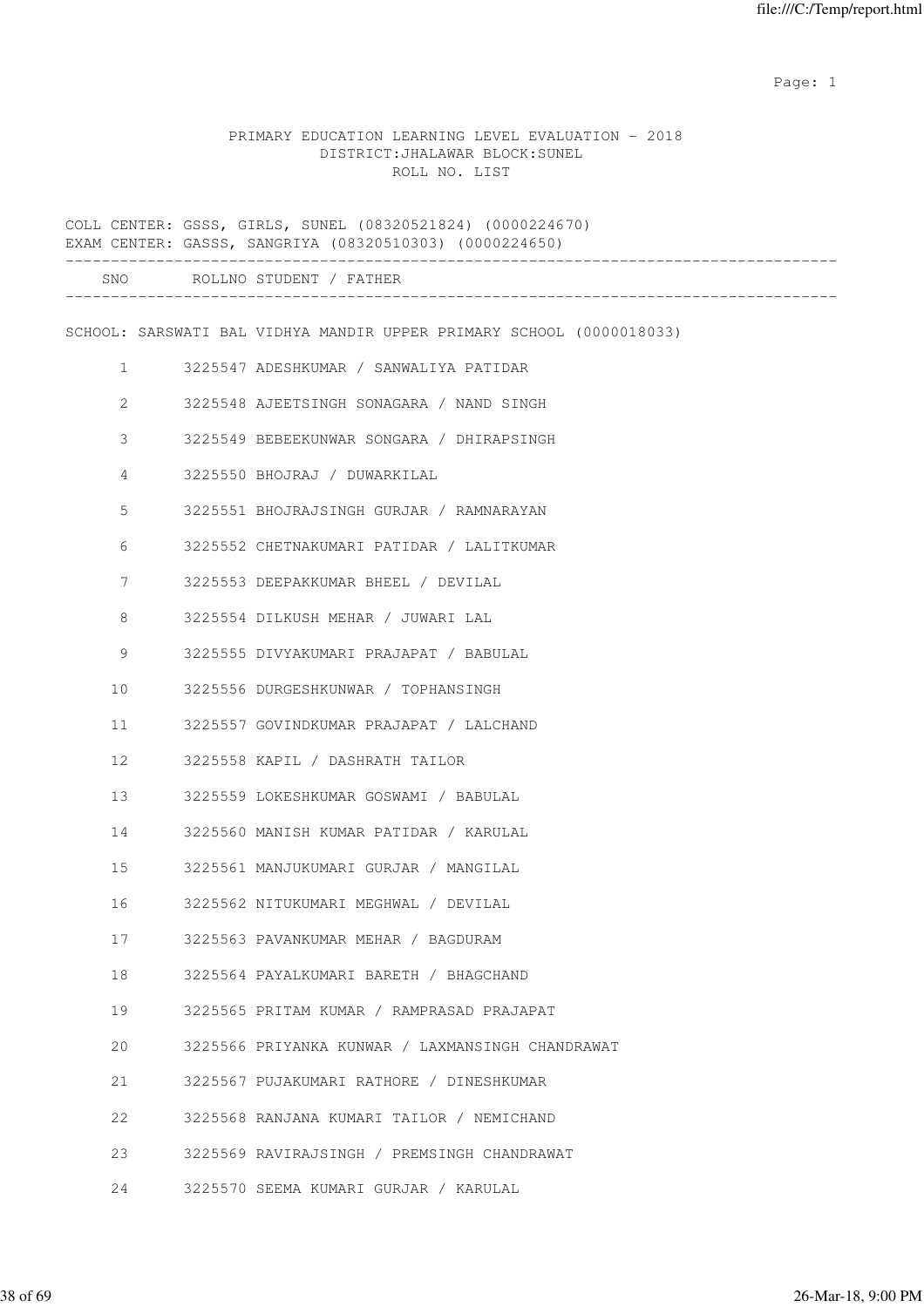PRIMARY EDUCATION LEARNING LEVEL EVALUATION - 2018
DISTRICT:JHALAWAR BLOCK:SUNEL
ROLL NO. LIST

COLL CENTER: GSSS, GIRLS, SUNEL (08320521824) (0000224670)
EXAM CENTER: GASSS, SANGRIYA (08320510303) (0000224650)

| SNO | ROLLNO | STUDENT / FATHER |
|---|---|---|

SCHOOL: SARSWATI BAL VIDHYA MANDIR UPPER PRIMARY SCHOOL (0000018033)

| SNO | ROLLNO | STUDENT / FATHER |
|---|---|---|
| 1 | 3225547 | ADESHKUMAR / SANWALIYA PATIDAR |
| 2 | 3225548 | AJEETSINGH SONAGARA / NAND SINGH |
| 3 | 3225549 | BEBEEKUNWAR SONGARA / DHIRAPSINGH |
| 4 | 3225550 | BHOJRAJ / DUWARKILAL |
| 5 | 3225551 | BHOJRAJSINGH GURJAR / RAMNARAYAN |
| 6 | 3225552 | CHETNAKUMARI PATIDAR / LALITKUMAR |
| 7 | 3225553 | DEEPAKKUMAR BHEEL / DEVILAL |
| 8 | 3225554 | DILKUSH MEHAR / JUWARI LAL |
| 9 | 3225555 | DIVYAKUMARI PRAJAPAT / BABULAL |
| 10 | 3225556 | DURGESHKUNWAR / TOPHANSINGH |
| 11 | 3225557 | GOVINDKUMAR PRAJAPAT / LALCHAND |
| 12 | 3225558 | KAPIL / DASHRATH TAILOR |
| 13 | 3225559 | LOKESHKUMAR GOSWAMI / BABULAL |
| 14 | 3225560 | MANISH KUMAR PATIDAR / KARULAL |
| 15 | 3225561 | MANJUKUMARI GURJAR / MANGILAL |
| 16 | 3225562 | NITUKUMARI MEGHWAL / DEVILAL |
| 17 | 3225563 | PAVANKUMAR MEHAR / BAGDURAM |
| 18 | 3225564 | PAYALKUMARI BARETH / BHAGCHAND |
| 19 | 3225565 | PRITAM KUMAR / RAMPRASAD PRAJAPAT |
| 20 | 3225566 | PRIYANKA KUNWAR / LAXMANSINGH CHANDRAWAT |
| 21 | 3225567 | PUJAKUMARI RATHORE / DINESHKUMAR |
| 22 | 3225568 | RANJANA KUMARI TAILOR / NEMICHAND |
| 23 | 3225569 | RAVIRAJSINGH / PREMSINGH CHANDRAWAT |
| 24 | 3225570 | SEEMA KUMARI GURJAR / KARULAL |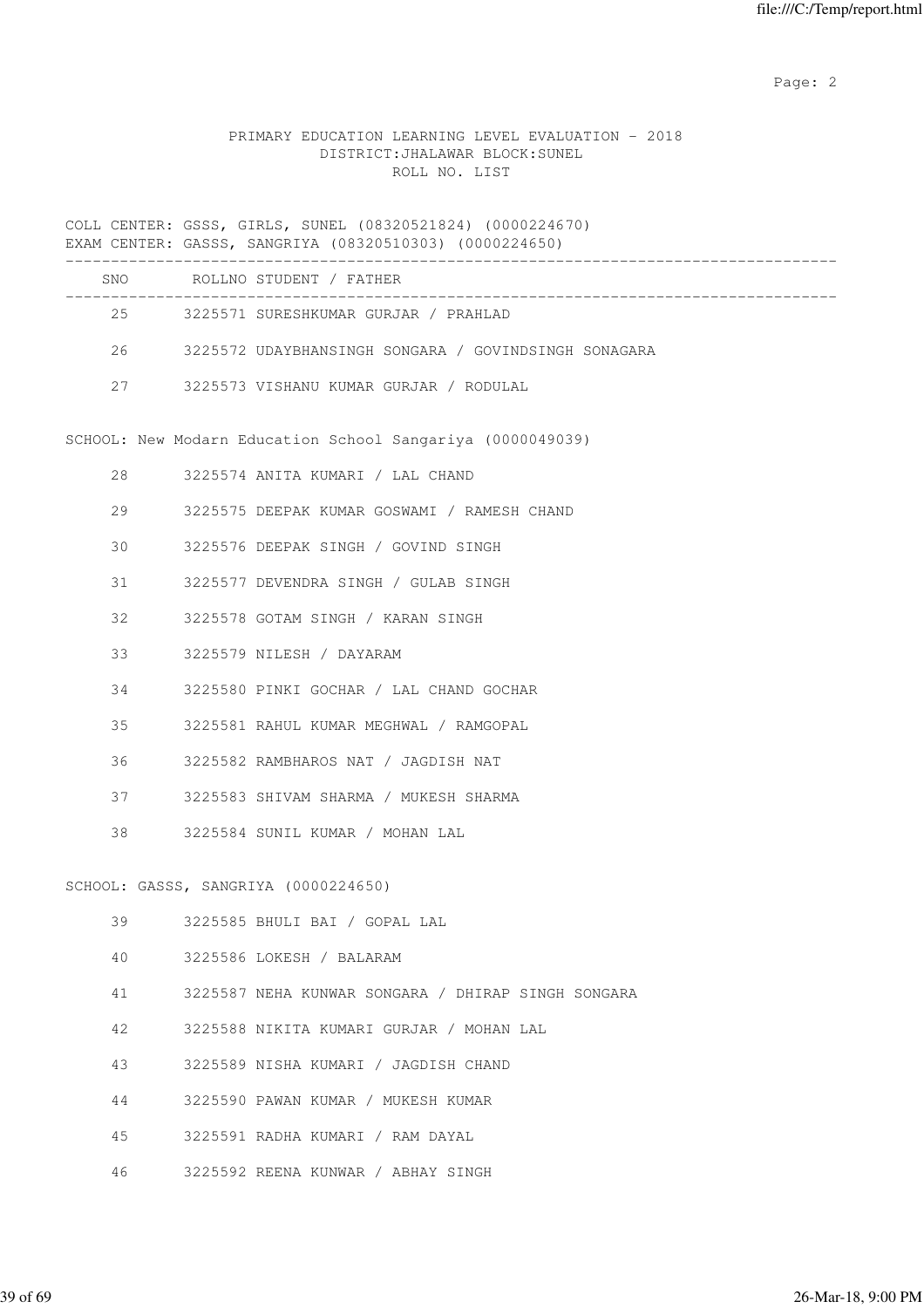PRIMARY EDUCATION LEARNING LEVEL EVALUATION - 2018
DISTRICT:JHALAWAR BLOCK:SUNEL
ROLL NO. LIST

COLL CENTER: GSSS, GIRLS, SUNEL (08320521824) (0000224670)
EXAM CENTER: GASSS, SANGRIYA (08320510303) (0000224650)

| SNO | ROLLNO | STUDENT / FATHER |
|---|---|---|
| 25 | 3225571 | SURESHKUMAR GURJAR / PRAHLAD |
| 26 | 3225572 | UDAYBHANSINGH SONGARA / GOVINDSINGH SONAGARA |
| 27 | 3225573 | VISHANU KUMAR GURJAR / RODULAL |

SCHOOL: New Modarn Education School Sangariya (0000049039)

| SNO | ROLLNO | STUDENT / FATHER |
|---|---|---|
| 28 | 3225574 | ANITA KUMARI / LAL CHAND |
| 29 | 3225575 | DEEPAK KUMAR GOSWAMI / RAMESH CHAND |
| 30 | 3225576 | DEEPAK SINGH / GOVIND SINGH |
| 31 | 3225577 | DEVENDRA SINGH / GULAB SINGH |
| 32 | 3225578 | GOTAM SINGH / KARAN SINGH |
| 33 | 3225579 | NILESH / DAYARAM |
| 34 | 3225580 | PINKI GOCHAR / LAL CHAND GOCHAR |
| 35 | 3225581 | RAHUL KUMAR MEGHWAL / RAMGOPAL |
| 36 | 3225582 | RAMBHAROS NAT / JAGDISH NAT |
| 37 | 3225583 | SHIVAM SHARMA / MUKESH SHARMA |
| 38 | 3225584 | SUNIL KUMAR / MOHAN LAL |

SCHOOL: GASSS, SANGRIYA (0000224650)

| SNO | ROLLNO | STUDENT / FATHER |
|---|---|---|
| 39 | 3225585 | BHULI BAI / GOPAL LAL |
| 40 | 3225586 | LOKESH / BALARAM |
| 41 | 3225587 | NEHA KUNWAR SONGARA / DHIRAP SINGH SONGARA |
| 42 | 3225588 | NIKITA KUMARI GURJAR / MOHAN LAL |
| 43 | 3225589 | NISHA KUMARI / JAGDISH CHAND |
| 44 | 3225590 | PAWAN KUMAR / MUKESH KUMAR |
| 45 | 3225591 | RADHA KUMARI / RAM DAYAL |
| 46 | 3225592 | REENA KUNWAR / ABHAY SINGH |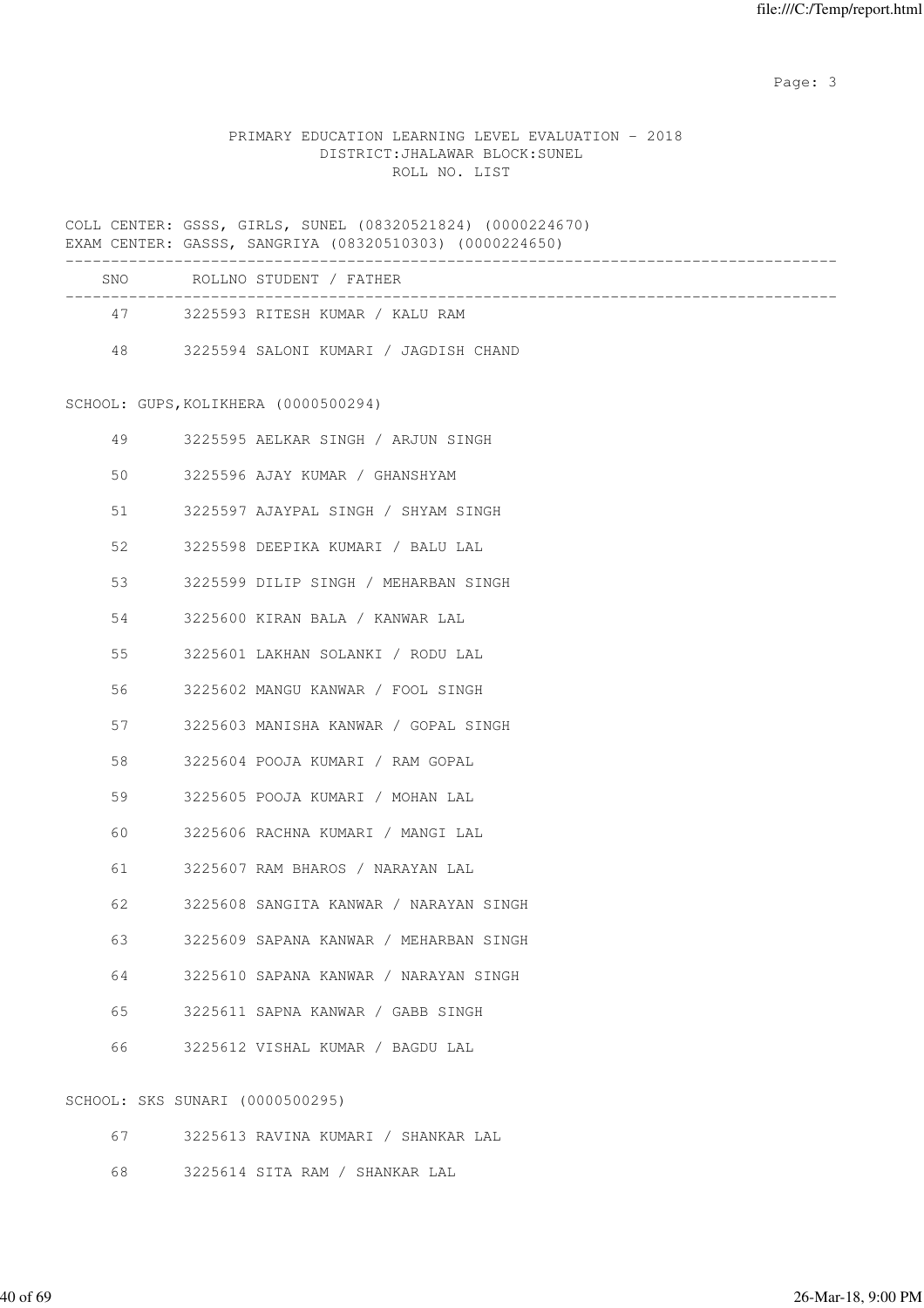PRIMARY EDUCATION LEARNING LEVEL EVALUATION - 2018
DISTRICT:JHALAWAR BLOCK:SUNEL
ROLL NO. LIST

COLL CENTER: GSSS, GIRLS, SUNEL (08320521824) (0000224670)
EXAM CENTER: GASSS, SANGRIYA (08320510303) (0000224650)

| SNO | ROLLNO | STUDENT / FATHER |
|---|---|---|
| 47 | 3225593 | RITESH KUMAR / KALU RAM |
| 48 | 3225594 | SALONI KUMARI / JAGDISH CHAND |

SCHOOL: GUPS,KOLIKHERA (0000500294)

| SNO | ROLLNO | STUDENT / FATHER |
|---|---|---|
| 49 | 3225595 | AELKAR SINGH / ARJUN SINGH |
| 50 | 3225596 | AJAY KUMAR / GHANSHYAM |
| 51 | 3225597 | AJAYPAL SINGH / SHYAM SINGH |
| 52 | 3225598 | DEEPIKA KUMARI / BALU LAL |
| 53 | 3225599 | DILIP SINGH / MEHARBAN SINGH |
| 54 | 3225600 | KIRAN BALA / KANWAR LAL |
| 55 | 3225601 | LAKHAN SOLANKI / RODU LAL |
| 56 | 3225602 | MANGU KANWAR / FOOL SINGH |
| 57 | 3225603 | MANISHA KANWAR / GOPAL SINGH |
| 58 | 3225604 | POOJA KUMARI / RAM GOPAL |
| 59 | 3225605 | POOJA KUMARI / MOHAN LAL |
| 60 | 3225606 | RACHNA KUMARI / MANGI LAL |
| 61 | 3225607 | RAM BHAROS / NARAYAN LAL |
| 62 | 3225608 | SANGITA KANWAR / NARAYAN SINGH |
| 63 | 3225609 | SAPANA KANWAR / MEHARBAN SINGH |
| 64 | 3225610 | SAPANA KANWAR / NARAYAN SINGH |
| 65 | 3225611 | SAPNA KANWAR / GABB SINGH |
| 66 | 3225612 | VISHAL KUMAR / BAGDU LAL |

SCHOOL: SKS SUNARI (0000500295)

| SNO | ROLLNO | STUDENT / FATHER |
|---|---|---|
| 67 | 3225613 | RAVINA KUMARI / SHANKAR LAL |
| 68 | 3225614 | SITA RAM / SHANKAR LAL |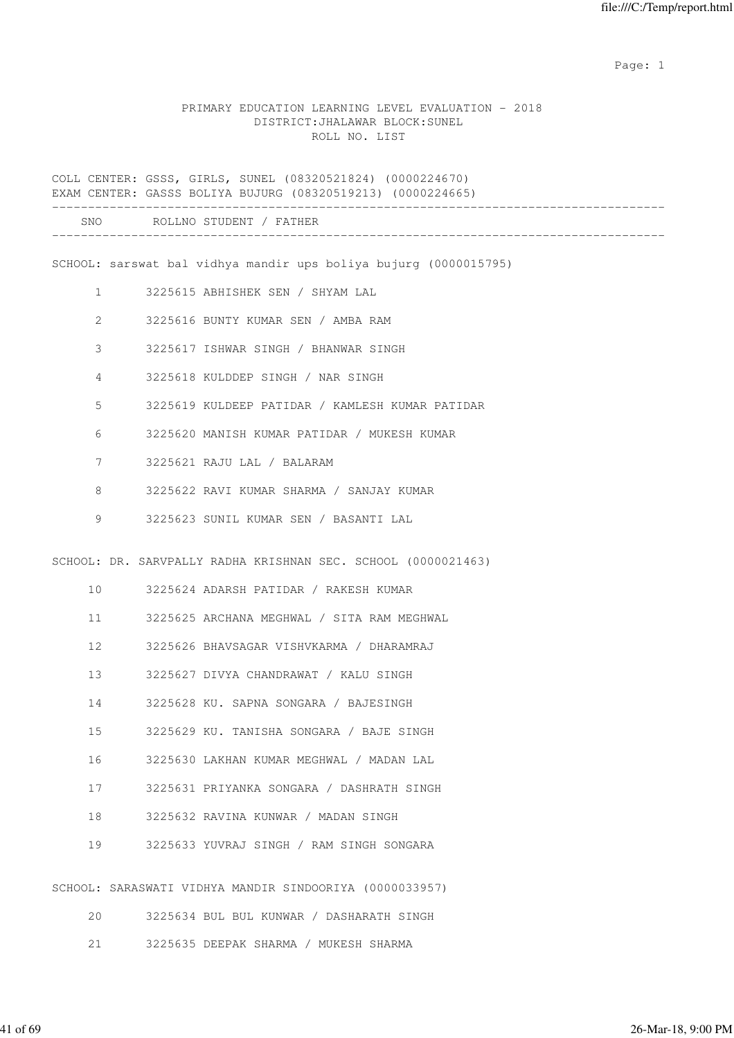PRIMARY EDUCATION LEARNING LEVEL EVALUATION - 2018
DISTRICT:JHALAWAR BLOCK:SUNEL
ROLL NO. LIST

COLL CENTER: GSSS, GIRLS, SUNEL (08320521824) (0000224670)
EXAM CENTER: GASSS BOLIYA BUJURG (08320519213) (0000224665)

| SNO | ROLLNO | STUDENT / FATHER |
|---|---|---|
| **SCHOOL: sarswat bal vidhya mandir ups boliya bujurg (0000015795)** | | |
| 1 | 3225615 | ABHISHEK SEN / SHYAM LAL |
| 2 | 3225616 | BUNTY KUMAR SEN / AMBA RAM |
| 3 | 3225617 | ISHWAR SINGH / BHANWAR SINGH |
| 4 | 3225618 | KULDDEP SINGH / NAR SINGH |
| 5 | 3225619 | KULDEEP PATIDAR / KAMLESH KUMAR PATIDAR |
| 6 | 3225620 | MANISH KUMAR PATIDAR / MUKESH KUMAR |
| 7 | 3225621 | RAJU LAL / BALARAM |
| 8 | 3225622 | RAVI KUMAR SHARMA / SANJAY KUMAR |
| 9 | 3225623 | SUNIL KUMAR SEN / BASANTI LAL |
| **SCHOOL: DR. SARVPALLY RADHA KRISHNAN SEC. SCHOOL (0000021463)** | | |
| 10 | 3225624 | ADARSH PATIDAR / RAKESH KUMAR |
| 11 | 3225625 | ARCHANA MEGHWAL / SITA RAM MEGHWAL |
| 12 | 3225626 | BHAVSAGAR VISHVKARMA / DHARAMRAJ |
| 13 | 3225627 | DIVYA CHANDRAWAT / KALU SINGH |
| 14 | 3225628 | KU. SAPNA SONGARA / BAJESINGH |
| 15 | 3225629 | KU. TANISHA SONGARA / BAJE SINGH |
| 16 | 3225630 | LAKHAN KUMAR MEGHWAL / MADAN LAL |
| 17 | 3225631 | PRIYANKA SONGARA / DASHRATH SINGH |
| 18 | 3225632 | RAVINA KUNWAR / MADAN SINGH |
| 19 | 3225633 | YUVRAJ SINGH / RAM SINGH SONGARA |
| **SCHOOL: SARASWATI VIDHYA MANDIR SINDOORIYA (0000033957)** | | |
| 20 | 3225634 | BUL BUL KUNWAR / DASHARATH SINGH |
| 21 | 3225635 | DEEPAK SHARMA / MUKESH SHARMA |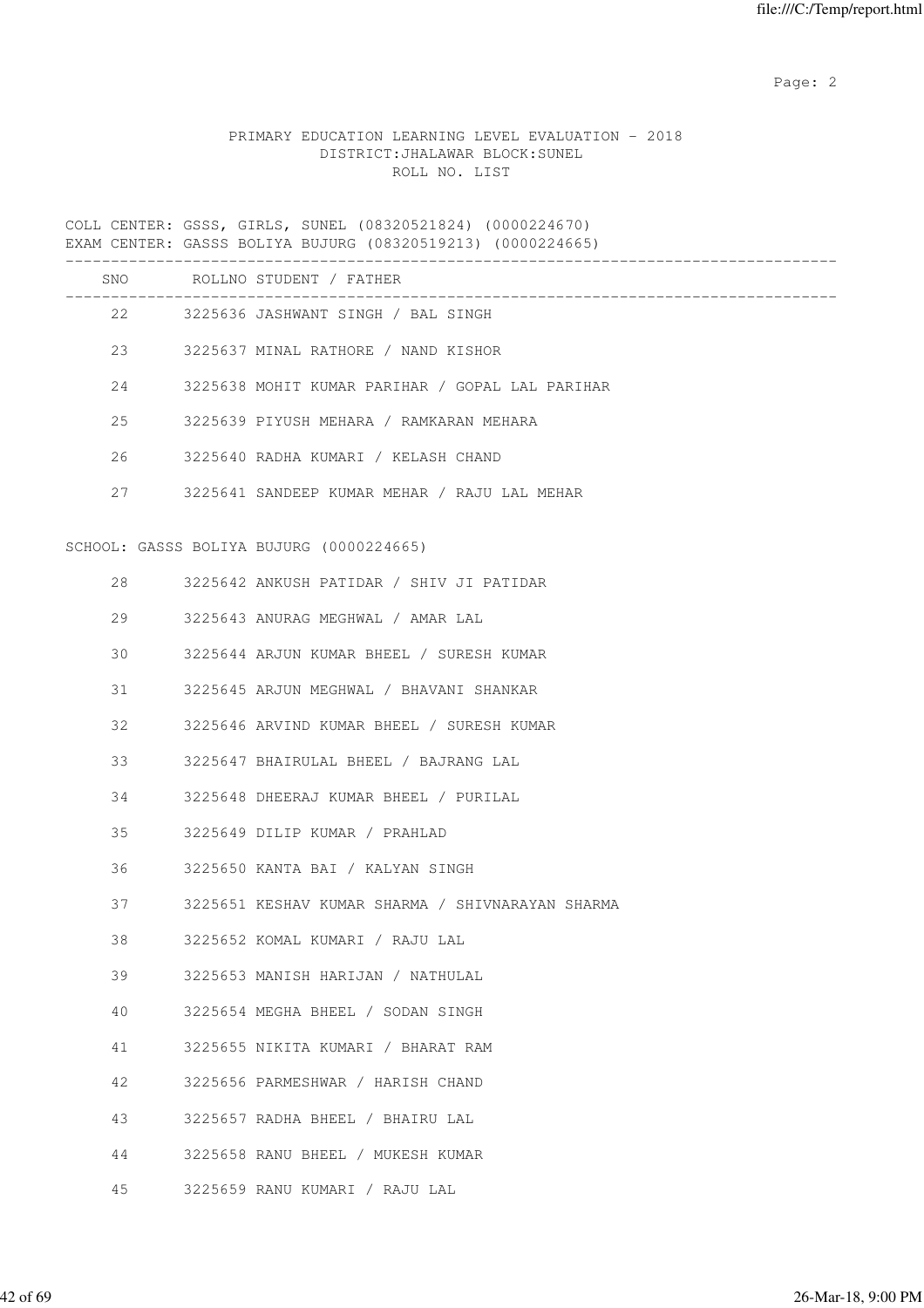PRIMARY EDUCATION LEARNING LEVEL EVALUATION - 2018
DISTRICT:JHALAWAR BLOCK:SUNEL
ROLL NO. LIST

COLL CENTER: GSSS, GIRLS, SUNEL (08320521824) (0000224670)
EXAM CENTER: GASSS BOLIYA BUJURG (08320519213) (0000224665)

| SNO | ROLLNO | STUDENT / FATHER |
|---|---|---|
| 22 | 3225636 | JASHWANT SINGH / BAL SINGH |
| 23 | 3225637 | MINAL RATHORE / NAND KISHOR |
| 24 | 3225638 | MOHIT KUMAR PARIHAR / GOPAL LAL PARIHAR |
| 25 | 3225639 | PIYUSH MEHARA / RAMKARAN MEHARA |
| 26 | 3225640 | RADHA KUMARI / KELASH CHAND |
| 27 | 3225641 | SANDEEP KUMAR MEHAR / RAJU LAL MEHAR |

SCHOOL: GASSS BOLIYA BUJURG (0000224665)

| SNO | ROLLNO | STUDENT / FATHER |
|---|---|---|
| 28 | 3225642 | ANKUSH PATIDAR / SHIV JI PATIDAR |
| 29 | 3225643 | ANURAG MEGHWAL / AMAR LAL |
| 30 | 3225644 | ARJUN KUMAR BHEEL / SURESH KUMAR |
| 31 | 3225645 | ARJUN MEGHWAL / BHAVANI SHANKAR |
| 32 | 3225646 | ARVIND KUMAR BHEEL / SURESH KUMAR |
| 33 | 3225647 | BHAIRULAL BHEEL / BAJRANG LAL |
| 34 | 3225648 | DHEERAJ KUMAR BHEEL / PURILAL |
| 35 | 3225649 | DILIP KUMAR / PRAHLAD |
| 36 | 3225650 | KANTA BAI / KALYAN SINGH |
| 37 | 3225651 | KESHAV KUMAR SHARMA / SHIVNARAYAN SHARMA |
| 38 | 3225652 | KOMAL KUMARI / RAJU LAL |
| 39 | 3225653 | MANISH HARIJAN / NATHULAL |
| 40 | 3225654 | MEGHA BHEEL / SODAN SINGH |
| 41 | 3225655 | NIKITA KUMARI / BHARAT RAM |
| 42 | 3225656 | PARMESHWAR / HARISH CHAND |
| 43 | 3225657 | RADHA BHEEL / BHAIRU LAL |
| 44 | 3225658 | RANU BHEEL / MUKESH KUMAR |
| 45 | 3225659 | RANU KUMARI / RAJU LAL |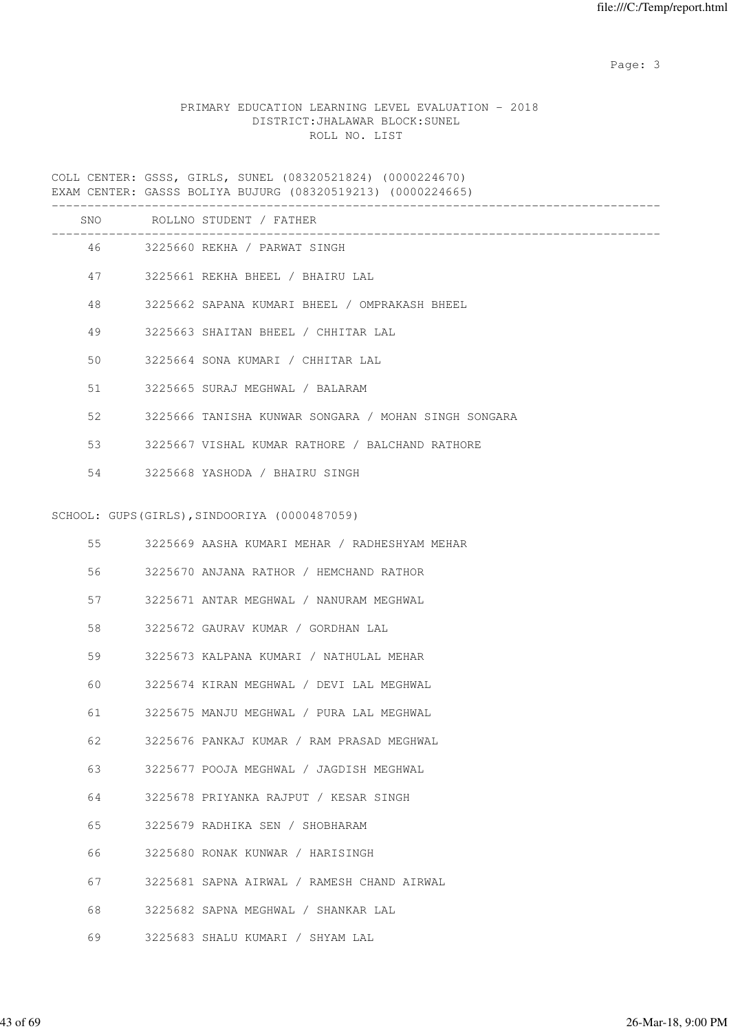PRIMARY EDUCATION LEARNING LEVEL EVALUATION - 2018
DISTRICT:JHALAWAR BLOCK:SUNEL
ROLL NO. LIST

COLL CENTER: GSSS, GIRLS, SUNEL (08320521824) (0000224670)
EXAM CENTER: GASSS BOLIYA BUJURG (08320519213) (0000224665)

| SNO | ROLLNO | STUDENT / FATHER |
|---|---|---|
| 46 | 3225660 | REKHA / PARWAT SINGH |
| 47 | 3225661 | REKHA BHEEL / BHAIRU LAL |
| 48 | 3225662 | SAPANA KUMARI BHEEL / OMPRAKASH BHEEL |
| 49 | 3225663 | SHAITAN BHEEL / CHHITAR LAL |
| 50 | 3225664 | SONA KUMARI / CHHITAR LAL |
| 51 | 3225665 | SURAJ MEGHWAL / BALARAM |
| 52 | 3225666 | TANISHA KUNWAR SONGARA / MOHAN SINGH SONGARA |
| 53 | 3225667 | VISHAL KUMAR RATHORE / BALCHAND RATHORE |
| 54 | 3225668 | YASHODA / BHAIRU SINGH |

SCHOOL: GUPS(GIRLS),SINDOORIYA (0000487059)

| SNO | ROLLNO | STUDENT / FATHER |
|---|---|---|
| 55 | 3225669 | AASHA KUMARI MEHAR / RADHESHYAM MEHAR |
| 56 | 3225670 | ANJANA RATHOR / HEMCHAND RATHOR |
| 57 | 3225671 | ANTAR MEGHWAL / NANURAM MEGHWAL |
| 58 | 3225672 | GAURAV KUMAR / GORDHAN LAL |
| 59 | 3225673 | KALPANA KUMARI / NATHULAL MEHAR |
| 60 | 3225674 | KIRAN MEGHWAL / DEVI LAL MEGHWAL |
| 61 | 3225675 | MANJU MEGHWAL / PURA LAL MEGHWAL |
| 62 | 3225676 | PANKAJ KUMAR / RAM PRASAD MEGHWAL |
| 63 | 3225677 | POOJA MEGHWAL / JAGDISH MEGHWAL |
| 64 | 3225678 | PRIYANKA RAJPUT / KESAR SINGH |
| 65 | 3225679 | RADHIKA SEN / SHOBHARAM |
| 66 | 3225680 | RONAK KUNWAR / HARISINGH |
| 67 | 3225681 | SAPNA AIRWAL / RAMESH CHAND AIRWAL |
| 68 | 3225682 | SAPNA MEGHWAL / SHANKAR LAL |
| 69 | 3225683 | SHALU KUMARI / SHYAM LAL |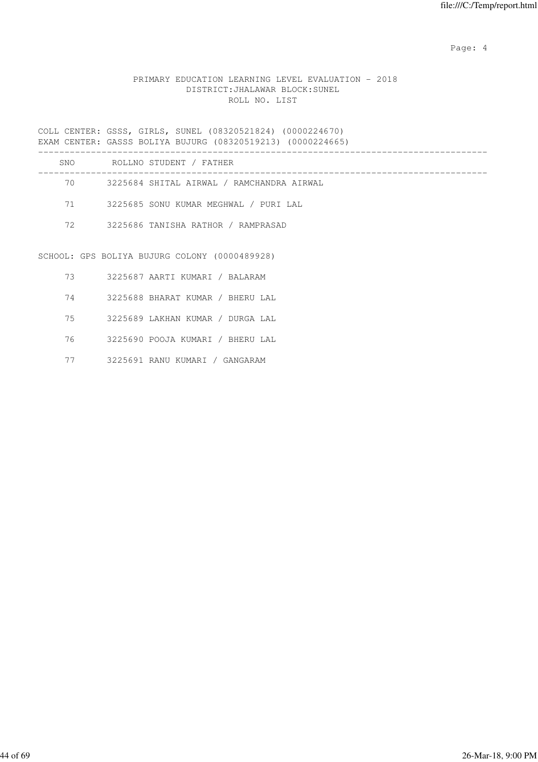PRIMARY EDUCATION LEARNING LEVEL EVALUATION - 2018
DISTRICT:JHALAWAR BLOCK:SUNEL
ROLL NO. LIST

COLL CENTER: GSSS, GIRLS, SUNEL (08320521824) (0000224670)
EXAM CENTER: GASSS BOLIYA BUJURG (08320519213) (0000224665)

| SNO | ROLLNO | STUDENT / FATHER |
|---|---|---|
| 70 | 3225684 | SHITAL AIRWAL / RAMCHANDRA AIRWAL |
| 71 | 3225685 | SONU KUMAR MEGHWAL / PURI LAL |
| 72 | 3225686 | TANISHA RATHOR / RAMPRASAD |

SCHOOL: GPS BOLIYA BUJURG COLONY (0000489928)

| SNO | ROLLNO | STUDENT / FATHER |
|---|---|---|
| 73 | 3225687 | AARTI KUMARI / BALARAM |
| 74 | 3225688 | BHARAT KUMAR / BHERU LAL |
| 75 | 3225689 | LAKHAN KUMAR / DURGA LAL |
| 76 | 3225690 | POOJA KUMARI / BHERU LAL |
| 77 | 3225691 | RANU KUMARI / GANGARAM |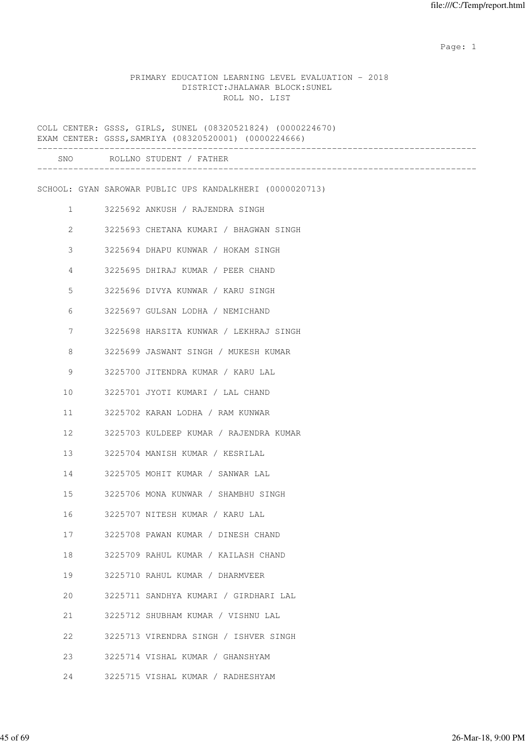PRIMARY EDUCATION LEARNING LEVEL EVALUATION - 2018
DISTRICT:JHALAWAR BLOCK:SUNEL
ROLL NO. LIST

COLL CENTER: GSSS, GIRLS, SUNEL (08320521824) (0000224670)
EXAM CENTER: GSSS,SAMRIYA (08320520001) (0000224666)

| SNO | ROLLNO | STUDENT / FATHER |
|---|---|---|

SCHOOL: GYAN SAROWAR PUBLIC UPS KANDALKHERI (0000020713)

| SNO | ROLLNO | STUDENT / FATHER |
|---|---|---|
| 1 | 3225692 | ANKUSH / RAJENDRA SINGH |
| 2 | 3225693 | CHETANA KUMARI / BHAGWAN SINGH |
| 3 | 3225694 | DHAPU KUNWAR / HOKAM SINGH |
| 4 | 3225695 | DHIRAJ KUMAR / PEER CHAND |
| 5 | 3225696 | DIVYA KUNWAR / KARU SINGH |
| 6 | 3225697 | GULSAN LODHA / NEMICHAND |
| 7 | 3225698 | HARSITA KUNWAR / LEKHRAJ SINGH |
| 8 | 3225699 | JASWANT SINGH / MUKESH KUMAR |
| 9 | 3225700 | JITENDRA KUMAR / KARU LAL |
| 10 | 3225701 | JYOTI KUMARI / LAL CHAND |
| 11 | 3225702 | KARAN LODHA / RAM KUNWAR |
| 12 | 3225703 | KULDEEP KUMAR / RAJENDRA KUMAR |
| 13 | 3225704 | MANISH KUMAR / KESRILAL |
| 14 | 3225705 | MOHIT KUMAR / SANWAR LAL |
| 15 | 3225706 | MONA KUNWAR / SHAMBHU SINGH |
| 16 | 3225707 | NITESH KUMAR / KARU LAL |
| 17 | 3225708 | PAWAN KUMAR / DINESH CHAND |
| 18 | 3225709 | RAHUL KUMAR / KAILASH CHAND |
| 19 | 3225710 | RAHUL KUMAR / DHARMVEER |
| 20 | 3225711 | SANDHYA KUMARI / GIRDHARI LAL |
| 21 | 3225712 | SHUBHAM KUMAR / VISHNU LAL |
| 22 | 3225713 | VIRENDRA SINGH / ISHVER SINGH |
| 23 | 3225714 | VISHAL KUMAR / GHANSHYAM |
| 24 | 3225715 | VISHAL KUMAR / RADHESHYAM |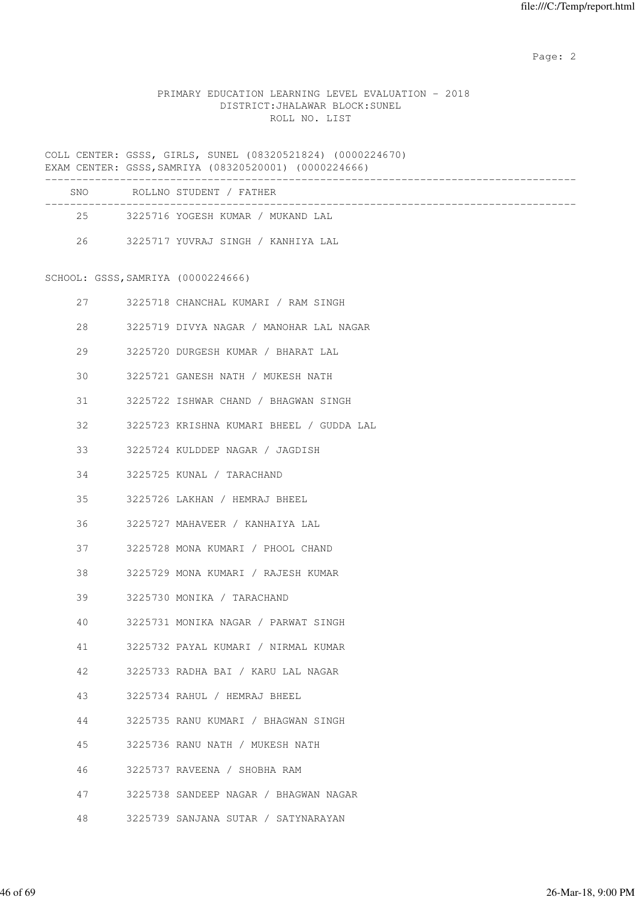PRIMARY EDUCATION LEARNING LEVEL EVALUATION - 2018
DISTRICT:JHALAWAR BLOCK:SUNEL
ROLL NO. LIST

COLL CENTER: GSSS, GIRLS, SUNEL (08320521824) (0000224670)
EXAM CENTER: GSSS,SAMRIYA (08320520001) (0000224666)

| SNO | ROLLNO | STUDENT / FATHER |
|---|---|---|
| 25 | 3225716 | YOGESH KUMAR / MUKAND LAL |
| 26 | 3225717 | YUVRAJ SINGH / KANHIYA LAL |

SCHOOL: GSSS,SAMRIYA (0000224666)

| SNO | ROLLNO | STUDENT / FATHER |
|---|---|---|
| 27 | 3225718 | CHANCHAL KUMARI / RAM SINGH |
| 28 | 3225719 | DIVYA NAGAR / MANOHAR LAL NAGAR |
| 29 | 3225720 | DURGESH KUMAR / BHARAT LAL |
| 30 | 3225721 | GANESH NATH / MUKESH NATH |
| 31 | 3225722 | ISHWAR CHAND / BHAGWAN SINGH |
| 32 | 3225723 | KRISHNA KUMARI BHEEL / GUDDA LAL |
| 33 | 3225724 | KULDDEP NAGAR / JAGDISH |
| 34 | 3225725 | KUNAL / TARACHAND |
| 35 | 3225726 | LAKHAN / HEMRAJ BHEEL |
| 36 | 3225727 | MAHAVEER / KANHAIYA LAL |
| 37 | 3225728 | MONA KUMARI / PHOOL CHAND |
| 38 | 3225729 | MONA KUMARI / RAJESH KUMAR |
| 39 | 3225730 | MONIKA / TARACHAND |
| 40 | 3225731 | MONIKA NAGAR / PARWAT SINGH |
| 41 | 3225732 | PAYAL KUMARI / NIRMAL KUMAR |
| 42 | 3225733 | RADHA BAI / KARU LAL NAGAR |
| 43 | 3225734 | RAHUL / HEMRAJ BHEEL |
| 44 | 3225735 | RANU KUMARI / BHAGWAN SINGH |
| 45 | 3225736 | RANU NATH / MUKESH NATH |
| 46 | 3225737 | RAVEENA / SHOBHA RAM |
| 47 | 3225738 | SANDEEP NAGAR / BHAGWAN NAGAR |
| 48 | 3225739 | SANJANA SUTAR / SATYNARAYAN |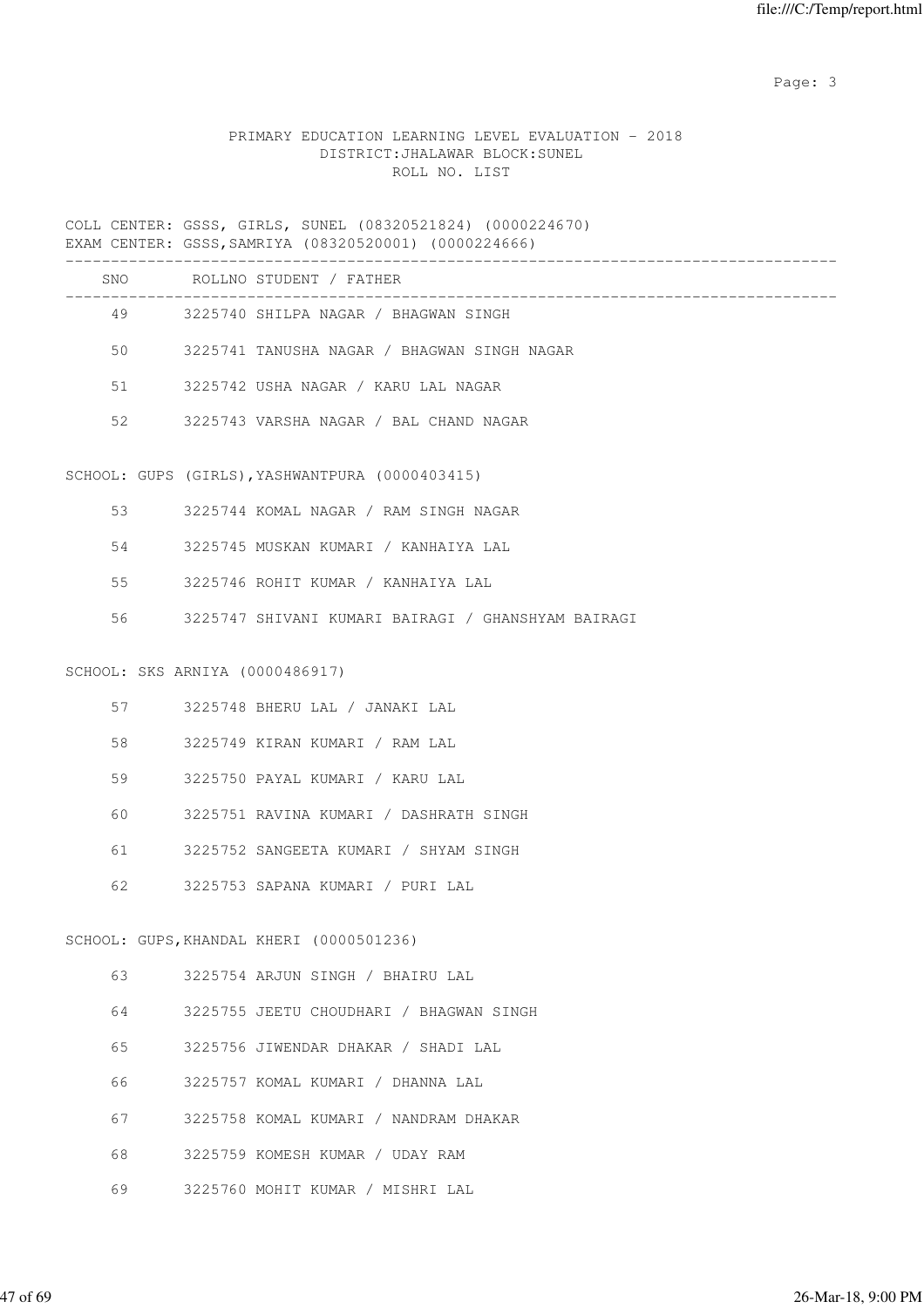PRIMARY EDUCATION LEARNING LEVEL EVALUATION - 2018
DISTRICT:JHALAWAR BLOCK:SUNEL
ROLL NO. LIST

COLL CENTER: GSSS, GIRLS, SUNEL (08320521824) (0000224670)
EXAM CENTER: GSSS,SAMRIYA (08320520001) (0000224666)

| SNO | ROLLNO | STUDENT / FATHER |
|---|---|---|
| 49 | 3225740 | SHILPA NAGAR / BHAGWAN SINGH |
| 50 | 3225741 | TANUSHA NAGAR / BHAGWAN SINGH NAGAR |
| 51 | 3225742 | USHA NAGAR / KARU LAL NAGAR |
| 52 | 3225743 | VARSHA NAGAR / BAL CHAND NAGAR |

SCHOOL: GUPS (GIRLS),YASHWANTPURA (0000403415)

| SNO | ROLLNO | STUDENT / FATHER |
|---|---|---|
| 53 | 3225744 | KOMAL NAGAR / RAM SINGH NAGAR |
| 54 | 3225745 | MUSKAN KUMARI / KANHAIYA LAL |
| 55 | 3225746 | ROHIT KUMAR / KANHAIYA LAL |
| 56 | 3225747 | SHIVANI KUMARI BAIRAGI / GHANSHYAM BAIRAGI |

SCHOOL: SKS ARNIYA (0000486917)

| SNO | ROLLNO | STUDENT / FATHER |
|---|---|---|
| 57 | 3225748 | BHERU LAL / JANAKI LAL |
| 58 | 3225749 | KIRAN KUMARI / RAM LAL |
| 59 | 3225750 | PAYAL KUMARI / KARU LAL |
| 60 | 3225751 | RAVINA KUMARI / DASHRATH SINGH |
| 61 | 3225752 | SANGEETA KUMARI / SHYAM SINGH |
| 62 | 3225753 | SAPANA KUMARI / PURI LAL |

SCHOOL: GUPS,KHANDAL KHERI (0000501236)

| SNO | ROLLNO | STUDENT / FATHER |
|---|---|---|
| 63 | 3225754 | ARJUN SINGH / BHAIRU LAL |
| 64 | 3225755 | JEETU CHOUDHARI / BHAGWAN SINGH |
| 65 | 3225756 | JIWENDAR DHAKAR / SHADI LAL |
| 66 | 3225757 | KOMAL KUMARI / DHANNA LAL |
| 67 | 3225758 | KOMAL KUMARI / NANDRAM DHAKAR |
| 68 | 3225759 | KOMESH KUMAR / UDAY RAM |
| 69 | 3225760 | MOHIT KUMAR / MISHRI LAL |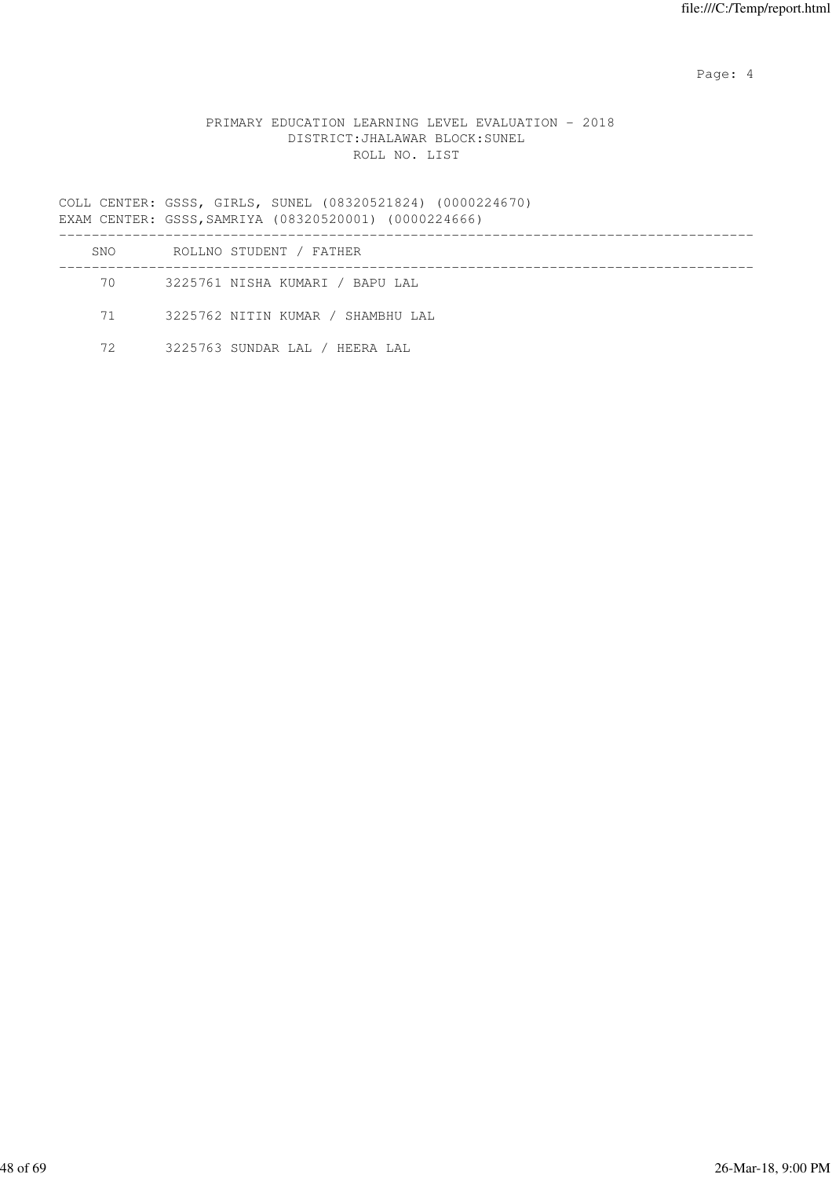PRIMARY EDUCATION LEARNING LEVEL EVALUATION - 2018
DISTRICT:JHALAWAR BLOCK:SUNEL
ROLL NO. LIST

COLL CENTER: GSSS, GIRLS, SUNEL (08320521824) (0000224670)
EXAM CENTER: GSSS,SAMRIYA (08320520001) (0000224666)

| SNO | ROLLNO | STUDENT / FATHER |
|---|---|---|
| 70 | 3225761 | NISHA KUMARI / BAPU LAL |
| 71 | 3225762 | NITIN KUMAR / SHAMBHU LAL |
| 72 | 3225763 | SUNDAR LAL / HEERA LAL |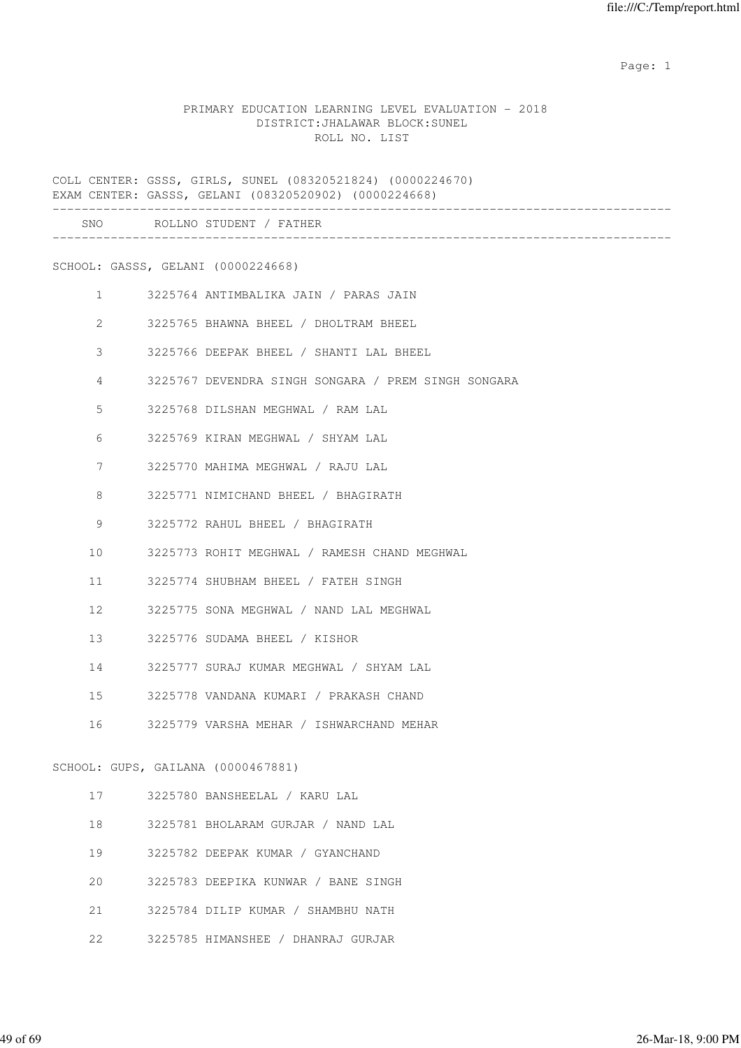PRIMARY EDUCATION LEARNING LEVEL EVALUATION - 2018
DISTRICT:JHALAWAR BLOCK:SUNEL
ROLL NO. LIST

COLL CENTER: GSSS, GIRLS, SUNEL (08320521824) (0000224670)
EXAM CENTER: GASSS, GELANI (08320520902) (0000224668)

| SNO | ROLLNO | STUDENT / FATHER |
|---|---|---|
| **SCHOOL: GASSS, GELANI (0000224668)** | | |
| 1 | 3225764 | ANTIMBALIKA JAIN / PARAS JAIN |
| 2 | 3225765 | BHAWNA BHEEL / DHOLTRAM BHEEL |
| 3 | 3225766 | DEEPAK BHEEL / SHANTI LAL BHEEL |
| 4 | 3225767 | DEVENDRA SINGH SONGARA / PREM SINGH SONGARA |
| 5 | 3225768 | DILSHAN MEGHWAL / RAM LAL |
| 6 | 3225769 | KIRAN MEGHWAL / SHYAM LAL |
| 7 | 3225770 | MAHIMA MEGHWAL / RAJU LAL |
| 8 | 3225771 | NIMICHAND BHEEL / BHAGIRATH |
| 9 | 3225772 | RAHUL BHEEL / BHAGIRATH |
| 10 | 3225773 | ROHIT MEGHWAL / RAMESH CHAND MEGHWAL |
| 11 | 3225774 | SHUBHAM BHEEL / FATEH SINGH |
| 12 | 3225775 | SONA MEGHWAL / NAND LAL MEGHWAL |
| 13 | 3225776 | SUDAMA BHEEL / KISHOR |
| 14 | 3225777 | SURAJ KUMAR MEGHWAL / SHYAM LAL |
| 15 | 3225778 | VANDANA KUMARI / PRAKASH CHAND |
| 16 | 3225779 | VARSHA MEHAR / ISHWARCHAND MEHAR |
| **SCHOOL: GUPS, GAILANA (0000467881)** | | |
| 17 | 3225780 | BANSHEELAL / KARU LAL |
| 18 | 3225781 | BHOLARAM GURJAR / NAND LAL |
| 19 | 3225782 | DEEPAK KUMAR / GYANCHAND |
| 20 | 3225783 | DEEPIKA KUNWAR / BANE SINGH |
| 21 | 3225784 | DILIP KUMAR / SHAMBHU NATH |
| 22 | 3225785 | HIMANSHEE / DHANRAJ GURJAR |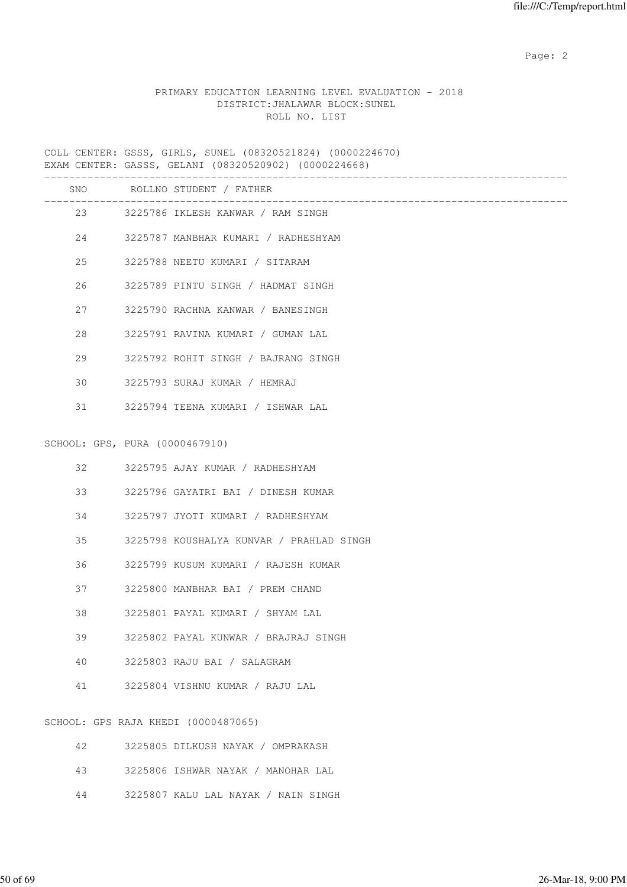PRIMARY EDUCATION LEARNING LEVEL EVALUATION - 2018
DISTRICT:JHALAWAR BLOCK:SUNEL
ROLL NO. LIST

COLL CENTER: GSSS, GIRLS, SUNEL (08320521824) (0000224670)
EXAM CENTER: GASSS, GELANI (08320520902) (0000224668)

| SNO | ROLLNO | STUDENT / FATHER |
|---|---|---|
| 23 | 3225786 | IKLESH KANWAR / RAM SINGH |
| 24 | 3225787 | MANBHAR KUMARI / RADHESHYAM |
| 25 | 3225788 | NEETU KUMARI / SITARAM |
| 26 | 3225789 | PINTU SINGH / HADMAT SINGH |
| 27 | 3225790 | RACHNA KANWAR / BANESINGH |
| 28 | 3225791 | RAVINA KUMARI / GUMAN LAL |
| 29 | 3225792 | ROHIT SINGH / BAJRANG SINGH |
| 30 | 3225793 | SURAJ KUMAR / HEMRAJ |
| 31 | 3225794 | TEENA KUMARI / ISHWAR LAL |

SCHOOL: GPS, PURA (0000467910)

| SNO | ROLLNO | STUDENT / FATHER |
|---|---|---|
| 32 | 3225795 | AJAY KUMAR / RADHESHYAM |
| 33 | 3225796 | GAYATRI BAI / DINESH KUMAR |
| 34 | 3225797 | JYOTI KUMARI / RADHESHYAM |
| 35 | 3225798 | KOUSHALYA KUNVAR / PRAHLAD SINGH |
| 36 | 3225799 | KUSUM KUMARI / RAJESH KUMAR |
| 37 | 3225800 | MANBHAR BAI / PREM CHAND |
| 38 | 3225801 | PAYAL KUMARI / SHYAM LAL |
| 39 | 3225802 | PAYAL KUNWAR / BRAJRAJ SINGH |
| 40 | 3225803 | RAJU BAI / SALAGRAM |
| 41 | 3225804 | VISHNU KUMAR / RAJU LAL |

SCHOOL: GPS RAJA KHEDI (0000487065)

| SNO | ROLLNO | STUDENT / FATHER |
|---|---|---|
| 42 | 3225805 | DILKUSH NAYAK / OMPRAKASH |
| 43 | 3225806 | ISHWAR NAYAK / MANOHAR LAL |
| 44 | 3225807 | KALU LAL NAYAK / NAIN SINGH |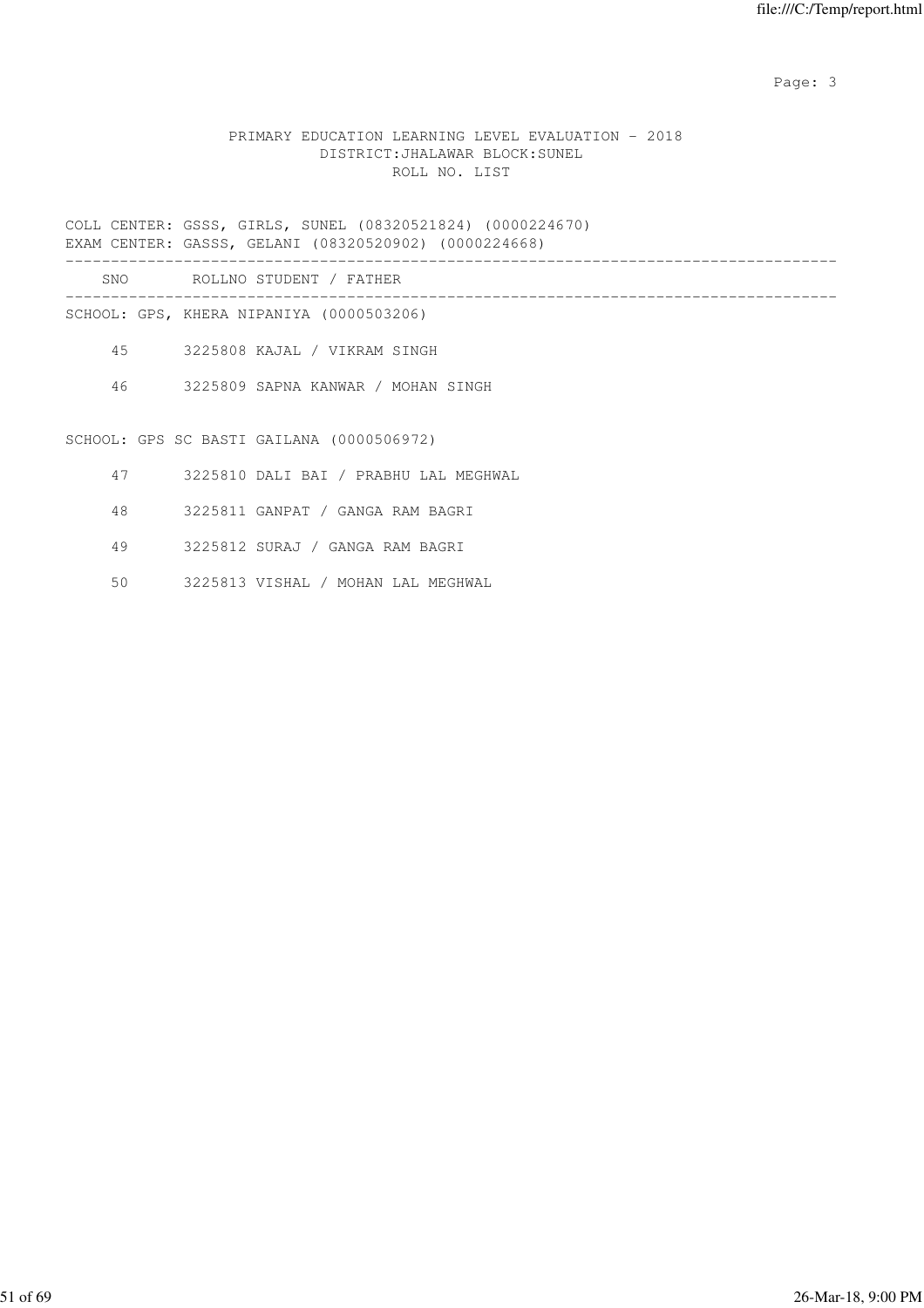PRIMARY EDUCATION LEARNING LEVEL EVALUATION - 2018
DISTRICT:JHALAWAR BLOCK:SUNEL
ROLL NO. LIST

COLL CENTER: GSSS, GIRLS, SUNEL (08320521824) (0000224670)
EXAM CENTER: GASSS, GELANI (08320520902) (0000224668)

| SNO | ROLLNO | STUDENT / FATHER |
|---|---|---|
| **SCHOOL: GPS, KHERA NIPANIYA (0000503206)** | | |
| 45 | 3225808 | KAJAL / VIKRAM SINGH |
| 46 | 3225809 | SAPNA KANWAR / MOHAN SINGH |
| **SCHOOL: GPS SC BASTI GAILANA (0000506972)** | | |
| 47 | 3225810 | DALI BAI / PRABHU LAL MEGHWAL |
| 48 | 3225811 | GANPAT / GANGA RAM BAGRI |
| 49 | 3225812 | SURAJ / GANGA RAM BAGRI |
| 50 | 3225813 | VISHAL / MOHAN LAL MEGHWAL |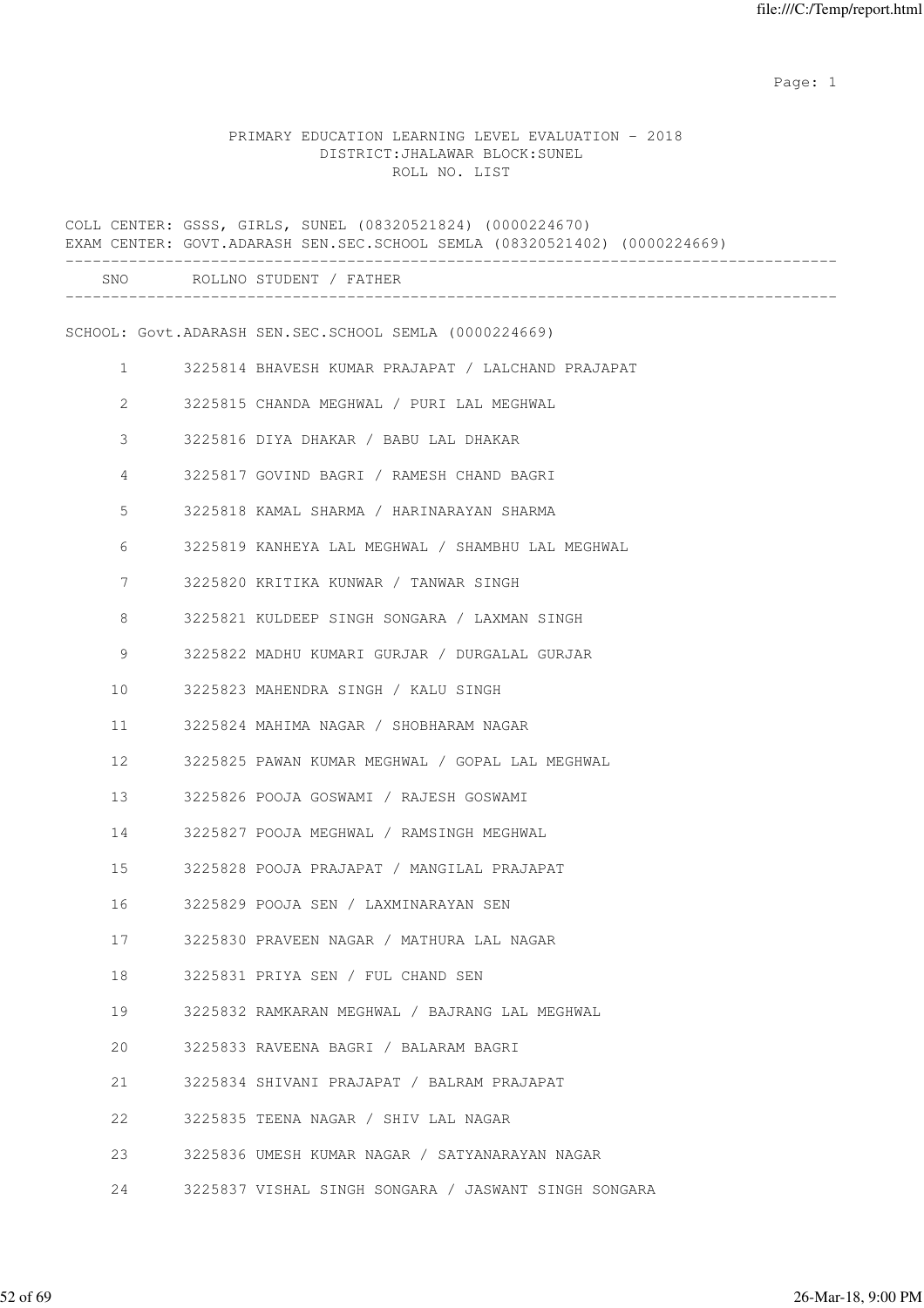PRIMARY EDUCATION LEARNING LEVEL EVALUATION - 2018
DISTRICT:JHALAWAR BLOCK:SUNEL
ROLL NO. LIST

COLL CENTER: GSSS, GIRLS, SUNEL (08320521824) (0000224670)
EXAM CENTER: GOVT.ADARASH SEN.SEC.SCHOOL SEMLA (08320521402) (0000224669)

SCHOOL: Govt.ADARASH SEN.SEC.SCHOOL SEMLA (0000224669)

| SNO | ROLLNO | STUDENT / FATHER |
|---|---|---|
| 1 | 3225814 | BHAVESH KUMAR PRAJAPAT / LALCHAND PRAJAPAT |
| 2 | 3225815 | CHANDA MEGHWAL / PURI LAL MEGHWAL |
| 3 | 3225816 | DIYA DHAKAR / BABU LAL DHAKAR |
| 4 | 3225817 | GOVIND BAGRI / RAMESH CHAND BAGRI |
| 5 | 3225818 | KAMAL SHARMA / HARINARAYAN SHARMA |
| 6 | 3225819 | KANHEYA LAL MEGHWAL / SHAMBHU LAL MEGHWAL |
| 7 | 3225820 | KRITIKA KUNWAR / TANWAR SINGH |
| 8 | 3225821 | KULDEEP SINGH SONGARA / LAXMAN SINGH |
| 9 | 3225822 | MADHU KUMARI GURJAR / DURGALAL GURJAR |
| 10 | 3225823 | MAHENDRA SINGH / KALU SINGH |
| 11 | 3225824 | MAHIMA NAGAR / SHOBHARAM NAGAR |
| 12 | 3225825 | PAWAN KUMAR MEGHWAL / GOPAL LAL MEGHWAL |
| 13 | 3225826 | POOJA GOSWAMI / RAJESH GOSWAMI |
| 14 | 3225827 | POOJA MEGHWAL / RAMSINGH MEGHWAL |
| 15 | 3225828 | POOJA PRAJAPAT / MANGILAL PRAJAPAT |
| 16 | 3225829 | POOJA SEN / LAXMINARAYAN SEN |
| 17 | 3225830 | PRAVEEN NAGAR / MATHURA LAL NAGAR |
| 18 | 3225831 | PRIYA SEN / FUL CHAND SEN |
| 19 | 3225832 | RAMKARAN MEGHWAL / BAJRANG LAL MEGHWAL |
| 20 | 3225833 | RAVEENA BAGRI / BALARAM BAGRI |
| 21 | 3225834 | SHIVANI PRAJAPAT / BALRAM PRAJAPAT |
| 22 | 3225835 | TEENA NAGAR / SHIV LAL NAGAR |
| 23 | 3225836 | UMESH KUMAR NAGAR / SATYANARAYAN NAGAR |
| 24 | 3225837 | VISHAL SINGH SONGARA / JASWANT SINGH SONGARA |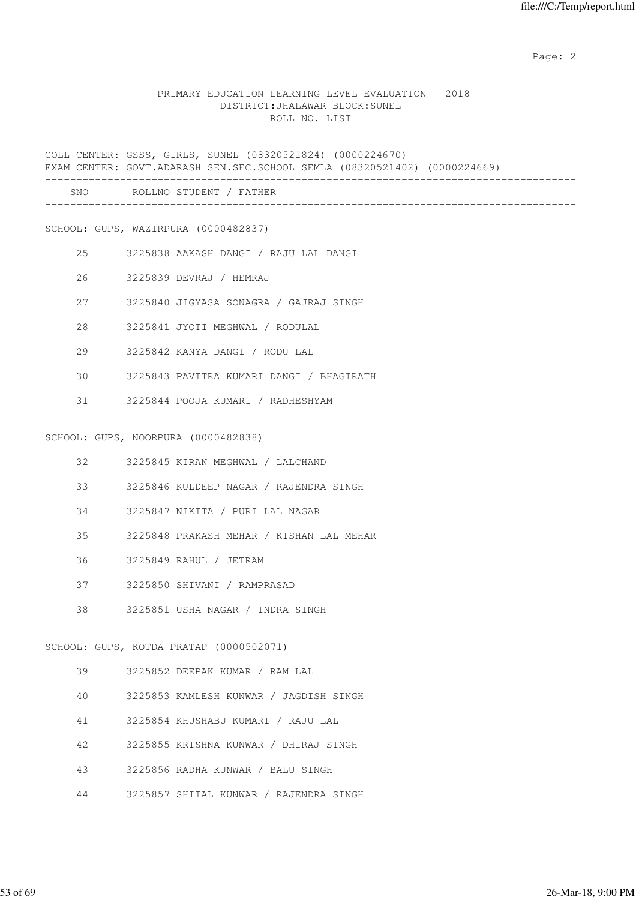PRIMARY EDUCATION LEARNING LEVEL EVALUATION - 2018
DISTRICT:JHALAWAR BLOCK:SUNEL
ROLL NO. LIST

COLL CENTER: GSSS, GIRLS, SUNEL (08320521824) (0000224670)
EXAM CENTER: GOVT.ADARASH SEN.SEC.SCHOOL SEMLA (08320521402) (0000224669)

| SNO | ROLLNO | STUDENT / FATHER |
|---|---|---|
| **SCHOOL: GUPS, WAZIRPURA (0000482837)** | | |
| 25 | 3225838 | AAKASH DANGI / RAJU LAL DANGI |
| 26 | 3225839 | DEVRAJ / HEMRAJ |
| 27 | 3225840 | JIGYASA SONAGRA / GAJRAJ SINGH |
| 28 | 3225841 | JYOTI MEGHWAL / RODULAL |
| 29 | 3225842 | KANYA DANGI / RODU LAL |
| 30 | 3225843 | PAVITRA KUMARI DANGI / BHAGIRATH |
| 31 | 3225844 | POOJA KUMARI / RADHESHYAM |
| **SCHOOL: GUPS, NOORPURA (0000482838)** | | |
| 32 | 3225845 | KIRAN MEGHWAL / LALCHAND |
| 33 | 3225846 | KULDEEP NAGAR / RAJENDRA SINGH |
| 34 | 3225847 | NIKITA / PURI LAL NAGAR |
| 35 | 3225848 | PRAKASH MEHAR / KISHAN LAL MEHAR |
| 36 | 3225849 | RAHUL / JETRAM |
| 37 | 3225850 | SHIVANI / RAMPRASAD |
| 38 | 3225851 | USHA NAGAR / INDRA SINGH |
| **SCHOOL: GUPS, KOTDA PRATAP (0000502071)** | | |
| 39 | 3225852 | DEEPAK KUMAR / RAM LAL |
| 40 | 3225853 | KAMLESH KUNWAR / JAGDISH SINGH |
| 41 | 3225854 | KHUSHABU KUMARI / RAJU LAL |
| 42 | 3225855 | KRISHNA KUNWAR / DHIRAJ SINGH |
| 43 | 3225856 | RADHA KUNWAR / BALU SINGH |
| 44 | 3225857 | SHITAL KUNWAR / RAJENDRA SINGH |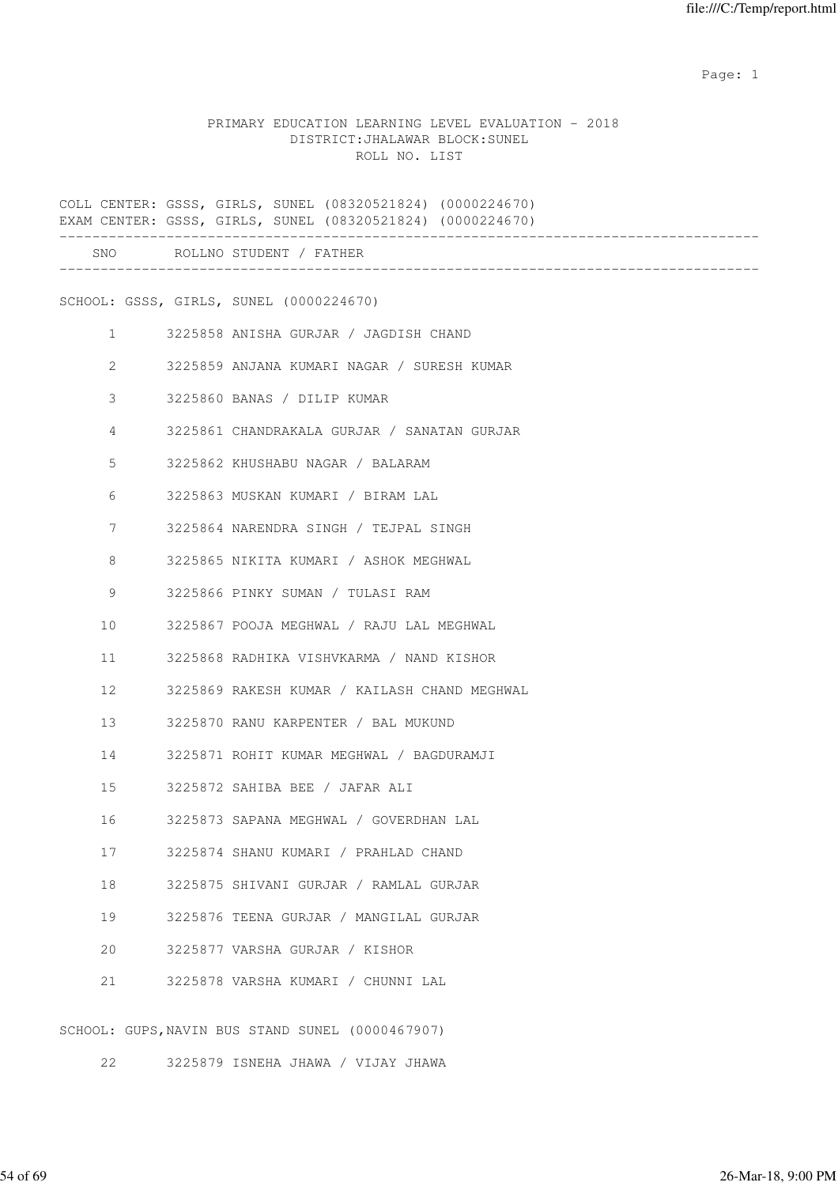PRIMARY EDUCATION LEARNING LEVEL EVALUATION - 2018
DISTRICT:JHALAWAR BLOCK:SUNEL
ROLL NO. LIST

COLL CENTER: GSSS, GIRLS, SUNEL (08320521824) (0000224670)
EXAM CENTER: GSSS, GIRLS, SUNEL (08320521824) (0000224670)

| SNO | ROLLNO | STUDENT / FATHER |
|---|---|---|

SCHOOL: GSSS, GIRLS, SUNEL (0000224670)

| SNO | ROLLNO | STUDENT / FATHER |
|---|---|---|
| 1 | 3225858 | ANISHA GURJAR / JAGDISH CHAND |
| 2 | 3225859 | ANJANA KUMARI NAGAR / SURESH KUMAR |
| 3 | 3225860 | BANAS / DILIP KUMAR |
| 4 | 3225861 | CHANDRAKALA GURJAR / SANATAN GURJAR |
| 5 | 3225862 | KHUSHABU NAGAR / BALARAM |
| 6 | 3225863 | MUSKAN KUMARI / BIRAM LAL |
| 7 | 3225864 | NARENDRA SINGH / TEJPAL SINGH |
| 8 | 3225865 | NIKITA KUMARI / ASHOK MEGHWAL |
| 9 | 3225866 | PINKY SUMAN / TULASI RAM |
| 10 | 3225867 | POOJA MEGHWAL / RAJU LAL MEGHWAL |
| 11 | 3225868 | RADHIKA VISHVKARMA / NAND KISHOR |
| 12 | 3225869 | RAKESH KUMAR / KAILASH CHAND MEGHWAL |
| 13 | 3225870 | RANU KARPENTER / BAL MUKUND |
| 14 | 3225871 | ROHIT KUMAR MEGHWAL / BAGDURAMJI |
| 15 | 3225872 | SAHIBA BEE / JAFAR ALI |
| 16 | 3225873 | SAPANA MEGHWAL / GOVERDHAN LAL |
| 17 | 3225874 | SHANU KUMARI / PRAHLAD CHAND |
| 18 | 3225875 | SHIVANI GURJAR / RAMLAL GURJAR |
| 19 | 3225876 | TEENA GURJAR / MANGILAL GURJAR |
| 20 | 3225877 | VARSHA GURJAR / KISHOR |
| 21 | 3225878 | VARSHA KUMARI / CHUNNI LAL |

SCHOOL: GUPS,NAVIN BUS STAND SUNEL (0000467907)

| SNO | ROLLNO | STUDENT / FATHER |
|---|---|---|
| 22 | 3225879 | ISNEHA JHAWA / VIJAY JHAWA |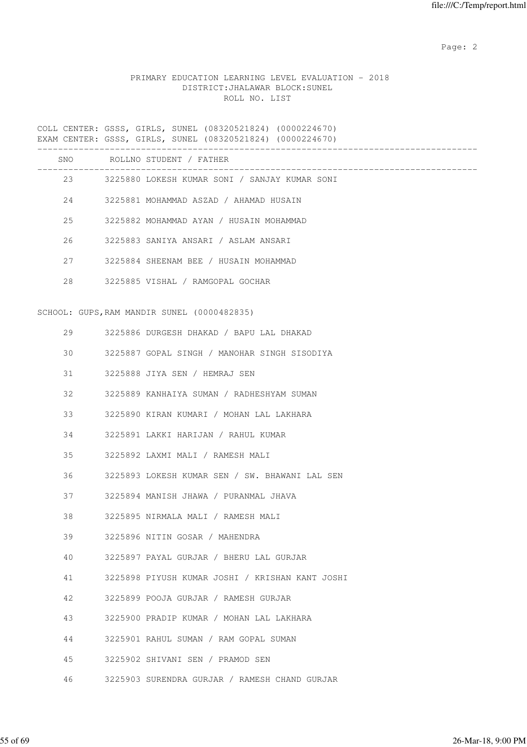PRIMARY EDUCATION LEARNING LEVEL EVALUATION - 2018
DISTRICT:JHALAWAR BLOCK:SUNEL
ROLL NO. LIST

COLL CENTER: GSSS, GIRLS, SUNEL (08320521824) (0000224670)
EXAM CENTER: GSSS, GIRLS, SUNEL (08320521824) (0000224670)

| SNO | ROLLNO | STUDENT / FATHER |
|---|---|---|
| 23 | 3225880 | LOKESH KUMAR SONI / SANJAY KUMAR SONI |
| 24 | 3225881 | MOHAMMAD ASZAD / AHAMAD HUSAIN |
| 25 | 3225882 | MOHAMMAD AYAN / HUSAIN MOHAMMAD |
| 26 | 3225883 | SANIYA ANSARI / ASLAM ANSARI |
| 27 | 3225884 | SHEENAM BEE / HUSAIN MOHAMMAD |
| 28 | 3225885 | VISHAL / RAMGOPAL GOCHAR |

SCHOOL: GUPS,RAM MANDIR SUNEL (0000482835)

| SNO | ROLLNO | STUDENT / FATHER |
|---|---|---|
| 29 | 3225886 | DURGESH DHAKAD / BAPU LAL DHAKAD |
| 30 | 3225887 | GOPAL SINGH / MANOHAR SINGH SISODIYA |
| 31 | 3225888 | JIYA SEN / HEMRAJ SEN |
| 32 | 3225889 | KANHAIYA SUMAN / RADHESHYAM SUMAN |
| 33 | 3225890 | KIRAN KUMARI / MOHAN LAL LAKHARA |
| 34 | 3225891 | LAKKI HARIJAN / RAHUL KUMAR |
| 35 | 3225892 | LAXMI MALI / RAMESH MALI |
| 36 | 3225893 | LOKESH KUMAR SEN / SW. BHAWANI LAL SEN |
| 37 | 3225894 | MANISH JHAWA / PURANMAL JHAVA |
| 38 | 3225895 | NIRMALA MALI / RAMESH MALI |
| 39 | 3225896 | NITIN GOSAR / MAHENDRA |
| 40 | 3225897 | PAYAL GURJAR / BHERU LAL GURJAR |
| 41 | 3225898 | PIYUSH KUMAR JOSHI / KRISHAN KANT JOSHI |
| 42 | 3225899 | POOJA GURJAR / RAMESH GURJAR |
| 43 | 3225900 | PRADIP KUMAR / MOHAN LAL LAKHARA |
| 44 | 3225901 | RAHUL SUMAN / RAM GOPAL SUMAN |
| 45 | 3225902 | SHIVANI SEN / PRAMOD SEN |
| 46 | 3225903 | SURENDRA GURJAR / RAMESH CHAND GURJAR |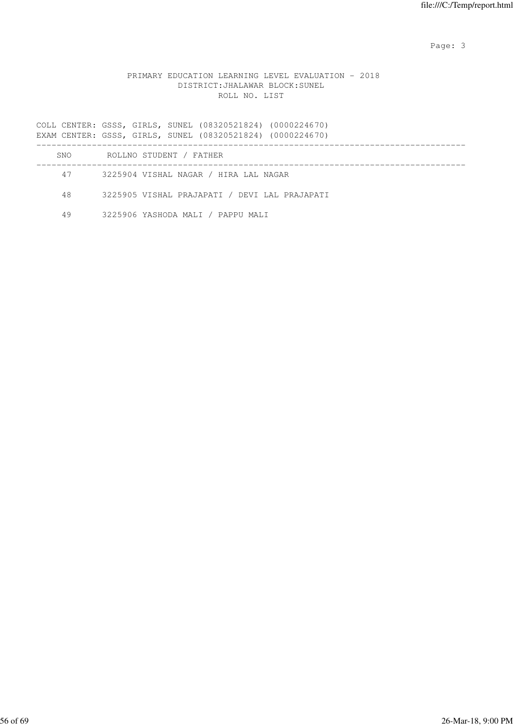PRIMARY EDUCATION LEARNING LEVEL EVALUATION - 2018
DISTRICT:JHALAWAR BLOCK:SUNEL
ROLL NO. LIST

COLL CENTER: GSSS, GIRLS, SUNEL (08320521824) (0000224670)
EXAM CENTER: GSSS, GIRLS, SUNEL (08320521824) (0000224670)

| SNO | ROLLNO | STUDENT / FATHER |
|---|---|---|
| 47 | 3225904 | VISHAL NAGAR / HIRA LAL NAGAR |
| 48 | 3225905 | VISHAL PRAJAPATI / DEVI LAL PRAJAPATI |
| 49 | 3225906 | YASHODA MALI / PAPPU MALI |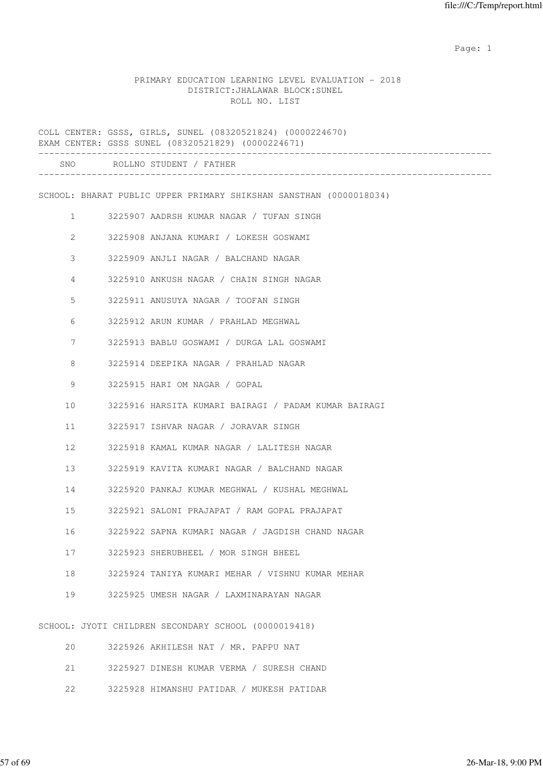PRIMARY EDUCATION LEARNING LEVEL EVALUATION - 2018
DISTRICT:JHALAWAR BLOCK:SUNEL
ROLL NO. LIST

COLL CENTER: GSSS, GIRLS, SUNEL (08320521824) (0000224670)
EXAM CENTER: GSSS SUNEL (08320521829) (0000224671)

| SNO | ROLLNO | STUDENT / FATHER |
|---|---|---|
| | | **SCHOOL: BHARAT PUBLIC UPPER PRIMARY SHIKSHAN SANSTHAN (0000018034)** |
| 1 | 3225907 | AADRSH KUMAR NAGAR / TUFAN SINGH |
| 2 | 3225908 | ANJANA KUMARI / LOKESH GOSWAMI |
| 3 | 3225909 | ANJLI NAGAR / BALCHAND NAGAR |
| 4 | 3225910 | ANKUSH NAGAR / CHAIN SINGH NAGAR |
| 5 | 3225911 | ANUSUYA NAGAR / TOOFAN SINGH |
| 6 | 3225912 | ARUN KUMAR / PRAHLAD MEGHWAL |
| 7 | 3225913 | BABLU GOSWAMI / DURGA LAL GOSWAMI |
| 8 | 3225914 | DEEPIKA NAGAR / PRAHLAD NAGAR |
| 9 | 3225915 | HARI OM NAGAR / GOPAL |
| 10 | 3225916 | HARSITA KUMARI BAIRAGI / PADAM KUMAR BAIRAGI |
| 11 | 3225917 | ISHVAR NAGAR / JORAVAR SINGH |
| 12 | 3225918 | KAMAL KUMAR NAGAR / LALITESH NAGAR |
| 13 | 3225919 | KAVITA KUMARI NAGAR / BALCHAND NAGAR |
| 14 | 3225920 | PANKAJ KUMAR MEGHWAL / KUSHAL MEGHWAL |
| 15 | 3225921 | SALONI PRAJAPAT / RAM GOPAL PRAJAPAT |
| 16 | 3225922 | SAPNA KUMARI NAGAR / JAGDISH CHAND NAGAR |
| 17 | 3225923 | SHERUBHEEL / MOR SINGH BHEEL |
| 18 | 3225924 | TANIYA KUMARI MEHAR / VISHNU KUMAR MEHAR |
| 19 | 3225925 | UMESH NAGAR / LAXMINARAYAN NAGAR |
| | | **SCHOOL: JYOTI CHILDREN SECONDARY SCHOOL (0000019418)** |
| 20 | 3225926 | AKHILESH NAT / MR. PAPPU NAT |
| 21 | 3225927 | DINESH KUMAR VERMA / SURESH CHAND |
| 22 | 3225928 | HIMANSHU PATIDAR / MUKESH PATIDAR |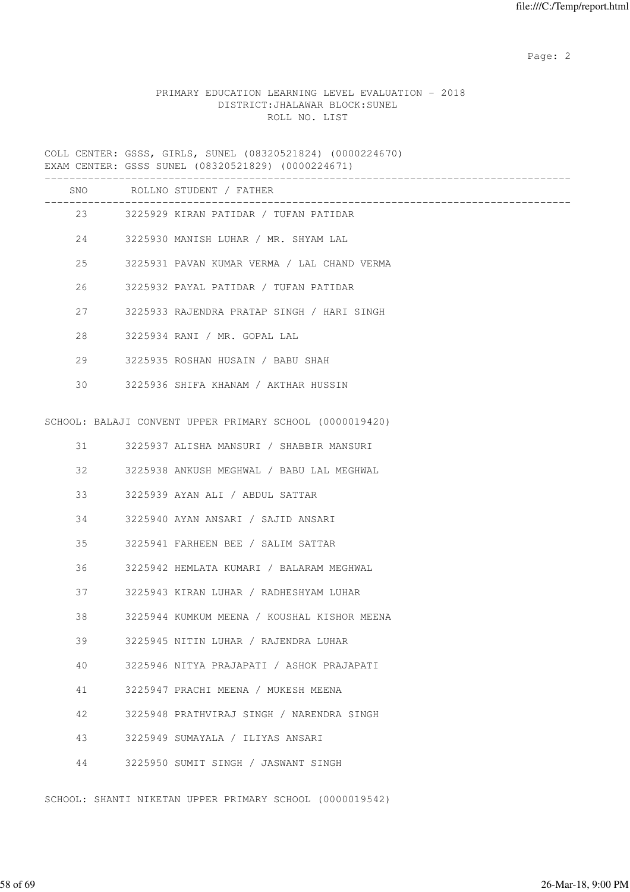PRIMARY EDUCATION LEARNING LEVEL EVALUATION - 2018
DISTRICT:JHALAWAR BLOCK:SUNEL
ROLL NO. LIST

COLL CENTER: GSSS, GIRLS, SUNEL (08320521824) (0000224670)
EXAM CENTER: GSSS SUNEL (08320521829) (0000224671)

| SNO | ROLLNO | STUDENT / FATHER |
|---|---|---|
| 23 | 3225929 | KIRAN PATIDAR / TUFAN PATIDAR |
| 24 | 3225930 | MANISH LUHAR / MR. SHYAM LAL |
| 25 | 3225931 | PAVAN KUMAR VERMA / LAL CHAND VERMA |
| 26 | 3225932 | PAYAL PATIDAR / TUFAN PATIDAR |
| 27 | 3225933 | RAJENDRA PRATAP SINGH / HARI SINGH |
| 28 | 3225934 | RANI / MR. GOPAL LAL |
| 29 | 3225935 | ROSHAN HUSAIN / BABU SHAH |
| 30 | 3225936 | SHIFA KHANAM / AKTHAR HUSSIN |

SCHOOL: BALAJI CONVENT UPPER PRIMARY SCHOOL (0000019420)

| SNO | ROLLNO | STUDENT / FATHER |
|---|---|---|
| 31 | 3225937 | ALISHA MANSURI / SHABBIR MANSURI |
| 32 | 3225938 | ANKUSH MEGHWAL / BABU LAL MEGHWAL |
| 33 | 3225939 | AYAN ALI / ABDUL SATTAR |
| 34 | 3225940 | AYAN ANSARI / SAJID ANSARI |
| 35 | 3225941 | FARHEEN BEE / SALIM SATTAR |
| 36 | 3225942 | HEMLATA KUMARI / BALARAM MEGHWAL |
| 37 | 3225943 | KIRAN LUHAR / RADHESHYAM LUHAR |
| 38 | 3225944 | KUMKUM MEENA / KOUSHAL KISHOR MEENA |
| 39 | 3225945 | NITIN LUHAR / RAJENDRA LUHAR |
| 40 | 3225946 | NITYA PRAJAPATI / ASHOK PRAJAPATI |
| 41 | 3225947 | PRACHI MEENA / MUKESH MEENA |
| 42 | 3225948 | PRATHVIRAJ SINGH / NARENDRA SINGH |
| 43 | 3225949 | SUMAYALA / ILIYAS ANSARI |
| 44 | 3225950 | SUMIT SINGH / JASWANT SINGH |

SCHOOL: SHANTI NIKETAN UPPER PRIMARY SCHOOL (0000019542)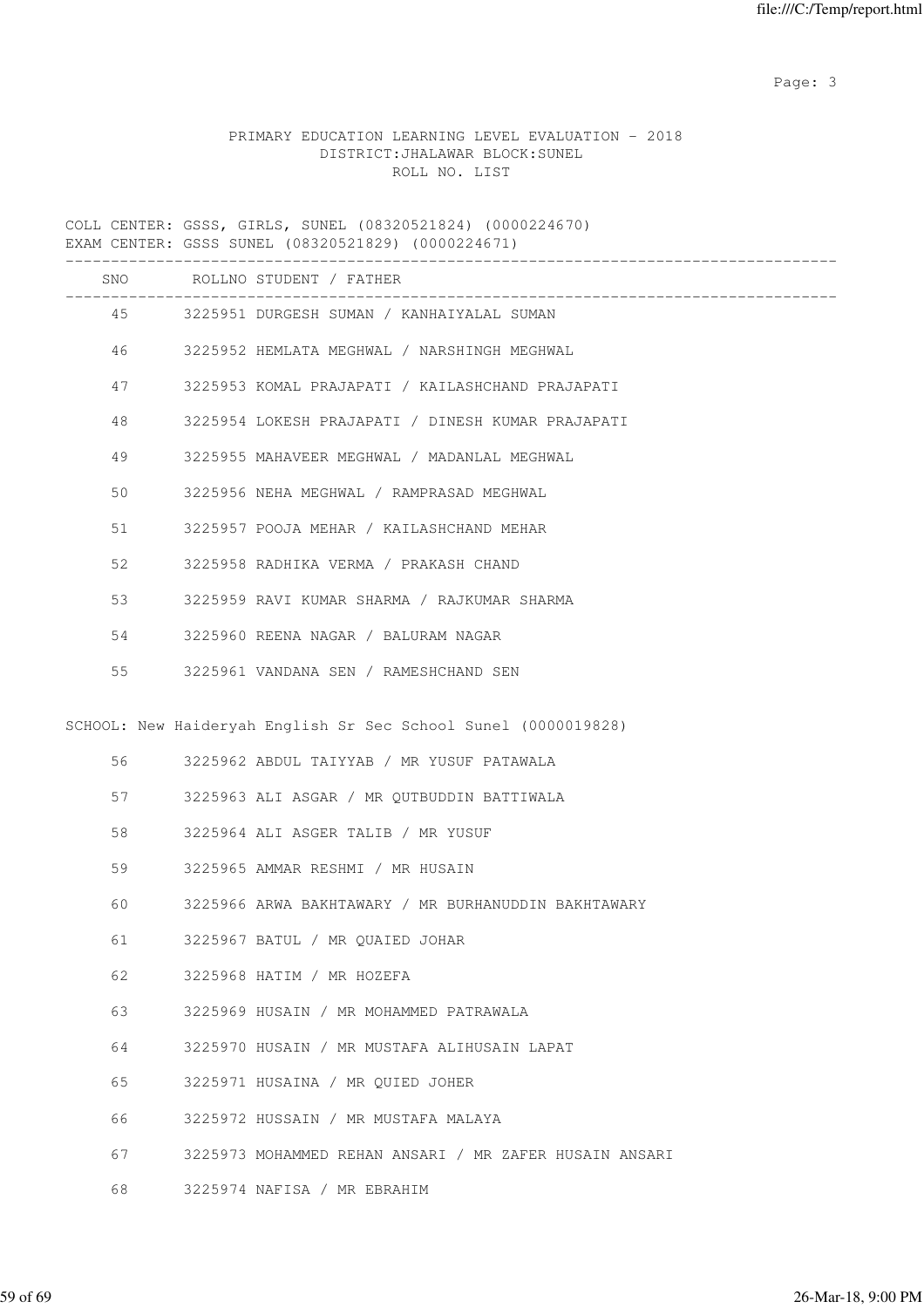PRIMARY EDUCATION LEARNING LEVEL EVALUATION - 2018
DISTRICT:JHALAWAR BLOCK:SUNEL
ROLL NO. LIST

COLL CENTER: GSSS, GIRLS, SUNEL (08320521824) (0000224670)
EXAM CENTER: GSSS SUNEL (08320521829) (0000224671)

| SNO | ROLLNO | STUDENT / FATHER |
|---|---|---|
| 45 | 3225951 | DURGESH SUMAN / KANHAIYALAL SUMAN |
| 46 | 3225952 | HEMLATA MEGHWAL / NARSHINGH MEGHWAL |
| 47 | 3225953 | KOMAL PRAJAPATI / KAILASHCHAND PRAJAPATI |
| 48 | 3225954 | LOKESH PRAJAPATI / DINESH KUMAR PRAJAPATI |
| 49 | 3225955 | MAHAVEER MEGHWAL / MADANLAL MEGHWAL |
| 50 | 3225956 | NEHA MEGHWAL / RAMPRASAD MEGHWAL |
| 51 | 3225957 | POOJA MEHAR / KAILASHCHAND MEHAR |
| 52 | 3225958 | RADHIKA VERMA / PRAKASH CHAND |
| 53 | 3225959 | RAVI KUMAR SHARMA / RAJKUMAR SHARMA |
| 54 | 3225960 | REENA NAGAR / BALURAM NAGAR |
| 55 | 3225961 | VANDANA SEN / RAMESHCHAND SEN |

SCHOOL: New Haideryah English Sr Sec School Sunel (0000019828)

| SNO | ROLLNO | STUDENT / FATHER |
|---|---|---|
| 56 | 3225962 | ABDUL TAIYYAB / MR YUSUF PATAWALA |
| 57 | 3225963 | ALI ASGAR / MR QUTBUDDIN BATTIWALA |
| 58 | 3225964 | ALI ASGER TALIB / MR YUSUF |
| 59 | 3225965 | AMMAR RESHMI / MR HUSAIN |
| 60 | 3225966 | ARWA BAKHTAWARY / MR BURHANUDDIN BAKHTAWARY |
| 61 | 3225967 | BATUL / MR QUAIED JOHAR |
| 62 | 3225968 | HATIM / MR HOZEFA |
| 63 | 3225969 | HUSAIN / MR MOHAMMED PATRAWALA |
| 64 | 3225970 | HUSAIN / MR MUSTAFA ALIHUSAIN LAPAT |
| 65 | 3225971 | HUSAINA / MR QUIED JOHER |
| 66 | 3225972 | HUSSAIN / MR MUSTAFA MALAYA |
| 67 | 3225973 | MOHAMMED REHAN ANSARI / MR ZAFER HUSAIN ANSARI |
| 68 | 3225974 | NAFISA / MR EBRAHIM |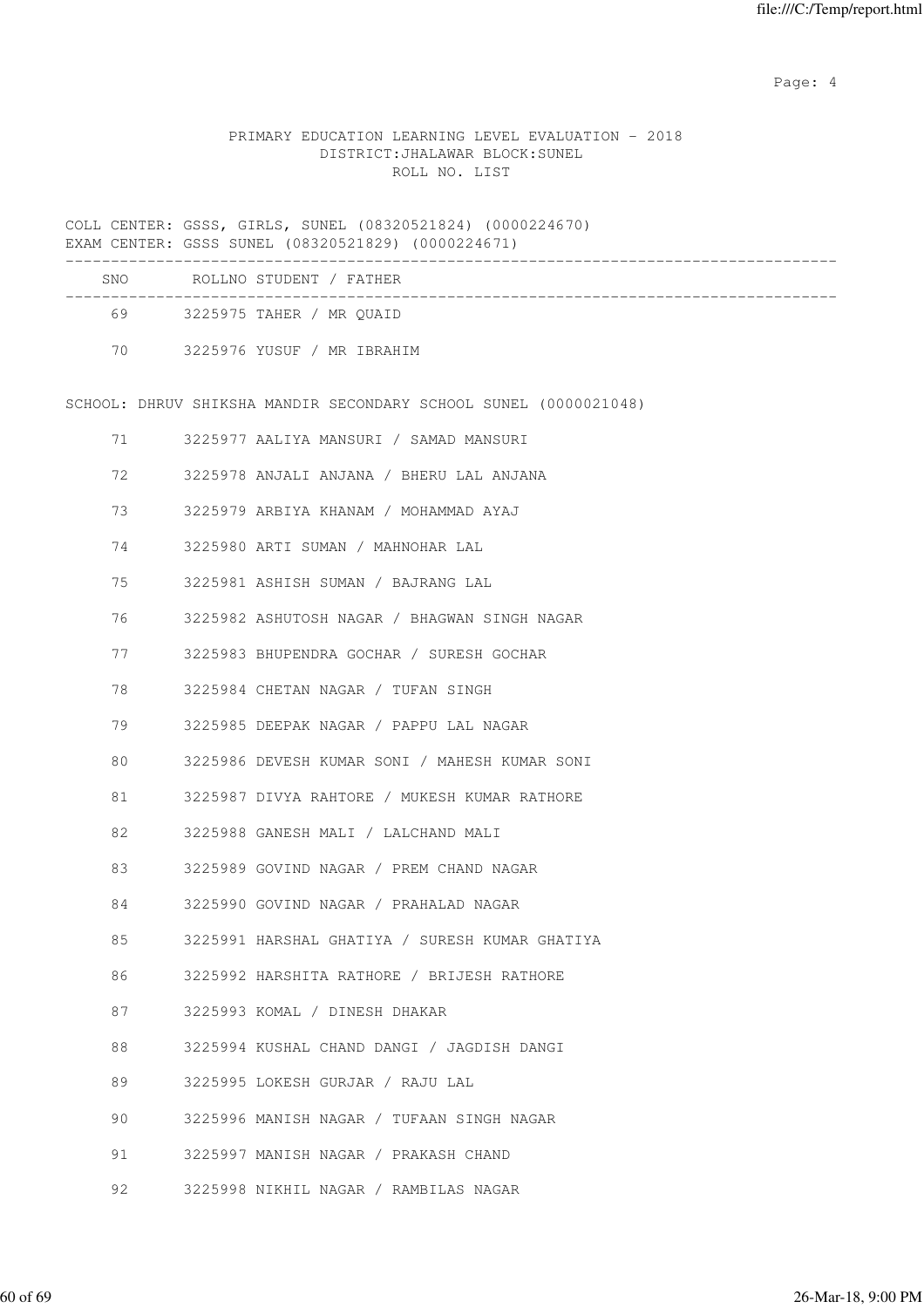PRIMARY EDUCATION LEARNING LEVEL EVALUATION - 2018
DISTRICT:JHALAWAR BLOCK:SUNEL
ROLL NO. LIST

COLL CENTER: GSSS, GIRLS, SUNEL (08320521824) (0000224670)
EXAM CENTER: GSSS SUNEL (08320521829) (0000224671)

| SNO | ROLLNO | STUDENT / FATHER |
|---|---|---|
| 69 | 3225975 | TAHER / MR QUAID |
| 70 | 3225976 | YUSUF / MR IBRAHIM |

SCHOOL: DHRUV SHIKSHA MANDIR SECONDARY SCHOOL SUNEL (0000021048)

| SNO | ROLLNO | STUDENT / FATHER |
|---|---|---|
| 71 | 3225977 | AALIYA MANSURI / SAMAD MANSURI |
| 72 | 3225978 | ANJALI ANJANA / BHERU LAL ANJANA |
| 73 | 3225979 | ARBIYA KHANAM / MOHAMMAD AYAJ |
| 74 | 3225980 | ARTI SUMAN / MAHNOHAR LAL |
| 75 | 3225981 | ASHISH SUMAN / BAJRANG LAL |
| 76 | 3225982 | ASHUTOSH NAGAR / BHAGWAN SINGH NAGAR |
| 77 | 3225983 | BHUPENDRA GOCHAR / SURESH GOCHAR |
| 78 | 3225984 | CHETAN NAGAR / TUFAN SINGH |
| 79 | 3225985 | DEEPAK NAGAR / PAPPU LAL NAGAR |
| 80 | 3225986 | DEVESH KUMAR SONI / MAHESH KUMAR SONI |
| 81 | 3225987 | DIVYA RAHTORE / MUKESH KUMAR RATHORE |
| 82 | 3225988 | GANESH MALI / LALCHAND MALI |
| 83 | 3225989 | GOVIND NAGAR / PREM CHAND NAGAR |
| 84 | 3225990 | GOVIND NAGAR / PRAHALAD NAGAR |
| 85 | 3225991 | HARSHAL GHATIYA / SURESH KUMAR GHATIYA |
| 86 | 3225992 | HARSHITA RATHORE / BRIJESH RATHORE |
| 87 | 3225993 | KOMAL / DINESH DHAKAR |
| 88 | 3225994 | KUSHAL CHAND DANGI / JAGDISH DANGI |
| 89 | 3225995 | LOKESH GURJAR / RAJU LAL |
| 90 | 3225996 | MANISH NAGAR / TUFAAN SINGH NAGAR |
| 91 | 3225997 | MANISH NAGAR / PRAKASH CHAND |
| 92 | 3225998 | NIKHIL NAGAR / RAMBILAS NAGAR |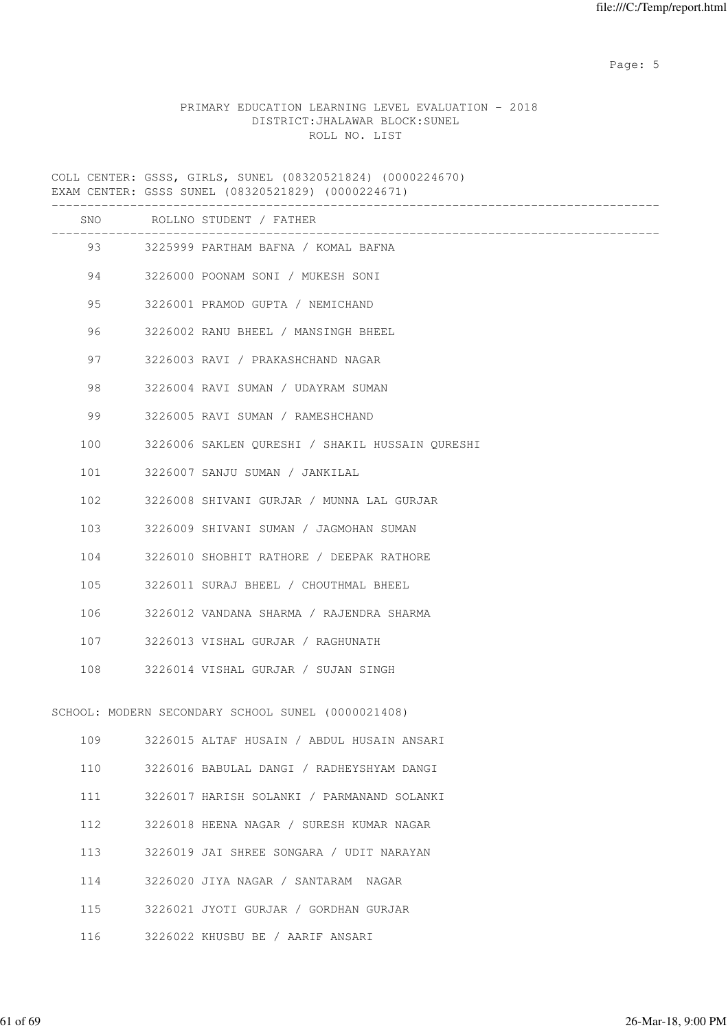PRIMARY EDUCATION LEARNING LEVEL EVALUATION - 2018
DISTRICT:JHALAWAR BLOCK:SUNEL
ROLL NO. LIST

COLL CENTER: GSSS, GIRLS, SUNEL (08320521824) (0000224670)
EXAM CENTER: GSSS SUNEL (08320521829) (0000224671)

| SNO | ROLLNO | STUDENT / FATHER |
|---|---|---|
| 93 | 3225999 | PARTHAM BAFNA / KOMAL BAFNA |
| 94 | 3226000 | POONAM SONI / MUKESH SONI |
| 95 | 3226001 | PRAMOD GUPTA / NEMICHAND |
| 96 | 3226002 | RANU BHEEL / MANSINGH BHEEL |
| 97 | 3226003 | RAVI / PRAKASHCHAND NAGAR |
| 98 | 3226004 | RAVI SUMAN / UDAYRAM SUMAN |
| 99 | 3226005 | RAVI SUMAN / RAMESHCHAND |
| 100 | 3226006 | SAKLEN QURESHI / SHAKIL HUSSAIN QURESHI |
| 101 | 3226007 | SANJU SUMAN / JANKILAL |
| 102 | 3226008 | SHIVANI GURJAR / MUNNA LAL GURJAR |
| 103 | 3226009 | SHIVANI SUMAN / JAGMOHAN SUMAN |
| 104 | 3226010 | SHOBHIT RATHORE / DEEPAK RATHORE |
| 105 | 3226011 | SURAJ BHEEL / CHOUTHMAL BHEEL |
| 106 | 3226012 | VANDANA SHARMA / RAJENDRA SHARMA |
| 107 | 3226013 | VISHAL GURJAR / RAGHUNATH |
| 108 | 3226014 | VISHAL GURJAR / SUJAN SINGH |

SCHOOL: MODERN SECONDARY SCHOOL SUNEL (0000021408)

| SNO | ROLLNO | STUDENT / FATHER |
|---|---|---|
| 109 | 3226015 | ALTAF HUSAIN / ABDUL HUSAIN ANSARI |
| 110 | 3226016 | BABULAL DANGI / RADHEYSHYAM DANGI |
| 111 | 3226017 | HARISH SOLANKI / PARMANAND SOLANKI |
| 112 | 3226018 | HEENA NAGAR / SURESH KUMAR NAGAR |
| 113 | 3226019 | JAI SHREE SONGARA / UDIT NARAYAN |
| 114 | 3226020 | JIYA NAGAR / SANTARAM NAGAR |
| 115 | 3226021 | JYOTI GURJAR / GORDHAN GURJAR |
| 116 | 3226022 | KHUSBU BE / AARIF ANSARI |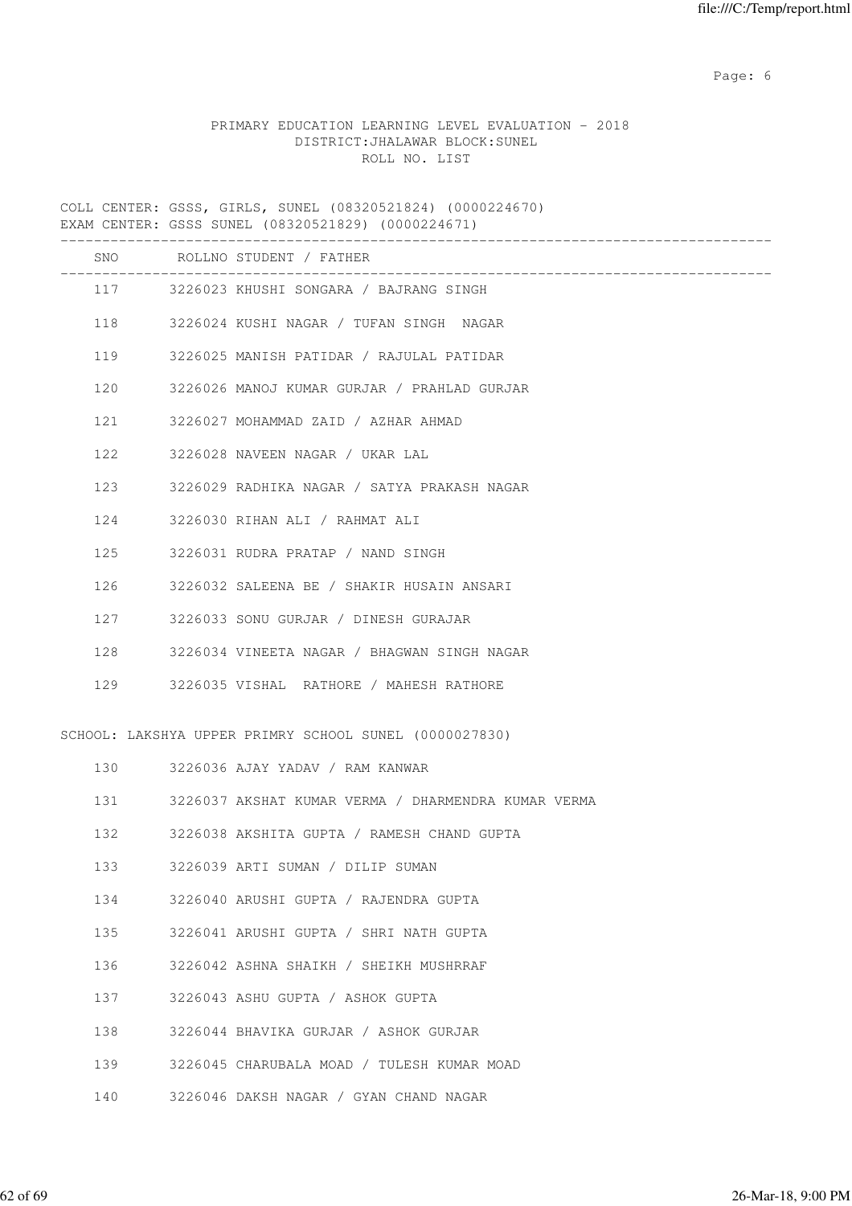PRIMARY EDUCATION LEARNING LEVEL EVALUATION - 2018
DISTRICT:JHALAWAR BLOCK:SUNEL
ROLL NO. LIST

COLL CENTER: GSSS, GIRLS, SUNEL (08320521824) (0000224670)
EXAM CENTER: GSSS SUNEL (08320521829) (0000224671)

| SNO | ROLLNO | STUDENT / FATHER |
|---|---|---|
| 117 | 3226023 | KHUSHI SONGARA / BAJRANG SINGH |
| 118 | 3226024 | KUSHI NAGAR / TUFAN SINGH NAGAR |
| 119 | 3226025 | MANISH PATIDAR / RAJULAL PATIDAR |
| 120 | 3226026 | MANOJ KUMAR GURJAR / PRAHLAD GURJAR |
| 121 | 3226027 | MOHAMMAD ZAID / AZHAR AHMAD |
| 122 | 3226028 | NAVEEN NAGAR / UKAR LAL |
| 123 | 3226029 | RADHIKA NAGAR / SATYA PRAKASH NAGAR |
| 124 | 3226030 | RIHAN ALI / RAHMAT ALI |
| 125 | 3226031 | RUDRA PRATAP / NAND SINGH |
| 126 | 3226032 | SALEENA BE / SHAKIR HUSAIN ANSARI |
| 127 | 3226033 | SONU GURJAR / DINESH GURAJAR |
| 128 | 3226034 | VINEETA NAGAR / BHAGWAN SINGH NAGAR |
| 129 | 3226035 | VISHAL RATHORE / MAHESH RATHORE |

SCHOOL: LAKSHYA UPPER PRIMRY SCHOOL SUNEL (0000027830)

| SNO | ROLLNO | STUDENT / FATHER |
|---|---|---|
| 130 | 3226036 | AJAY YADAV / RAM KANWAR |
| 131 | 3226037 | AKSHAT KUMAR VERMA / DHARMENDRA KUMAR VERMA |
| 132 | 3226038 | AKSHITA GUPTA / RAMESH CHAND GUPTA |
| 133 | 3226039 | ARTI SUMAN / DILIP SUMAN |
| 134 | 3226040 | ARUSHI GUPTA / RAJENDRA GUPTA |
| 135 | 3226041 | ARUSHI GUPTA / SHRI NATH GUPTA |
| 136 | 3226042 | ASHNA SHAIKH / SHEIKH MUSHRRAF |
| 137 | 3226043 | ASHU GUPTA / ASHOK GUPTA |
| 138 | 3226044 | BHAVIKA GURJAR / ASHOK GURJAR |
| 139 | 3226045 | CHARUBALA MOAD / TULESH KUMAR MOAD |
| 140 | 3226046 | DAKSH NAGAR / GYAN CHAND NAGAR |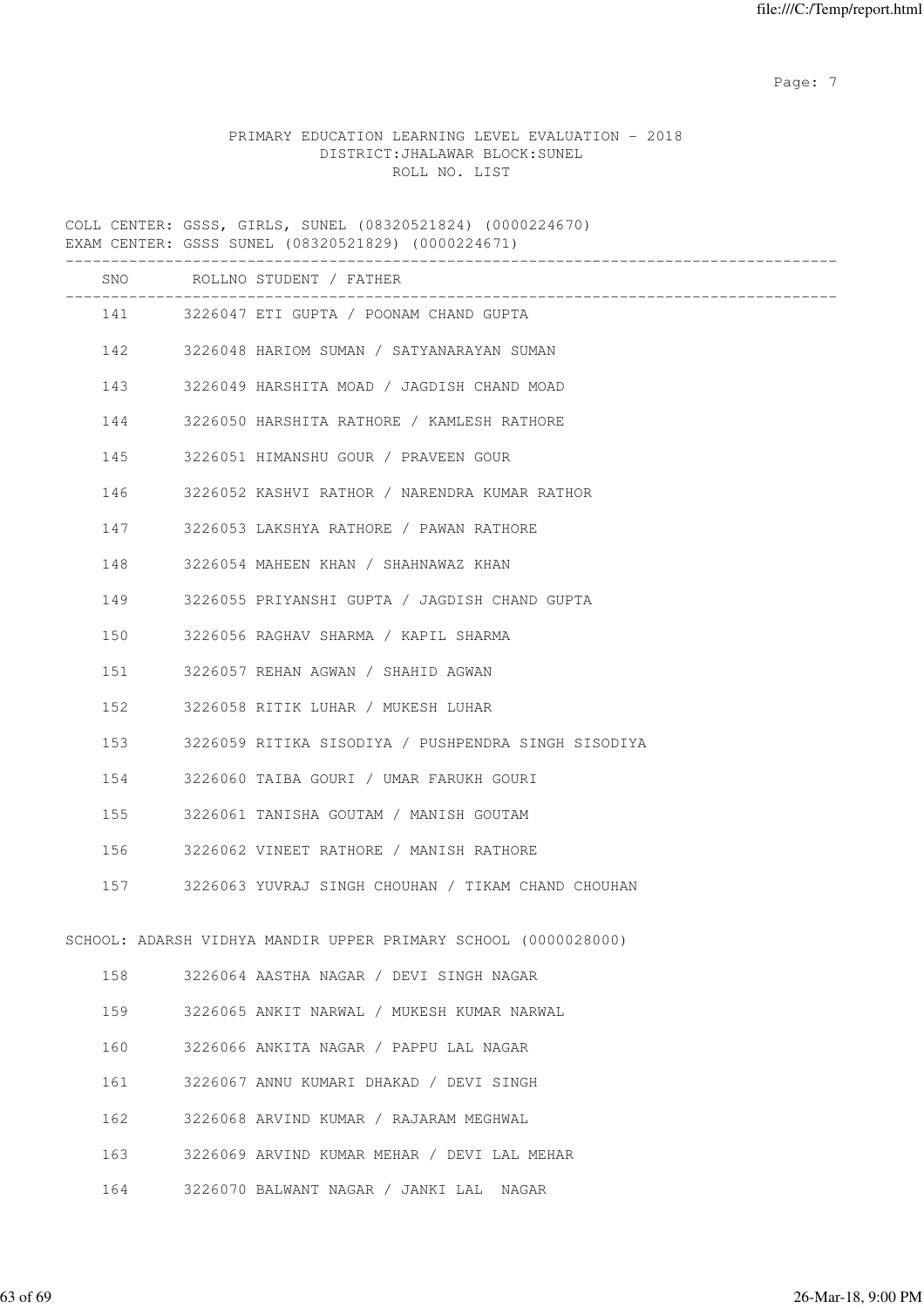PRIMARY EDUCATION LEARNING LEVEL EVALUATION - 2018
DISTRICT:JHALAWAR BLOCK:SUNEL
ROLL NO. LIST

COLL CENTER: GSSS, GIRLS, SUNEL (08320521824) (0000224670)
EXAM CENTER: GSSS SUNEL (08320521829) (0000224671)

| SNO | ROLLNO | STUDENT / FATHER |
|---|---|---|
| 141 | 3226047 | ETI GUPTA / POONAM CHAND GUPTA |
| 142 | 3226048 | HARIOM SUMAN / SATYANARAYAN SUMAN |
| 143 | 3226049 | HARSHITA MOAD / JAGDISH CHAND MOAD |
| 144 | 3226050 | HARSHITA RATHORE / KAMLESH RATHORE |
| 145 | 3226051 | HIMANSHU GOUR / PRAVEEN GOUR |
| 146 | 3226052 | KASHVI RATHOR / NARENDRA KUMAR RATHOR |
| 147 | 3226053 | LAKSHYA RATHORE / PAWAN RATHORE |
| 148 | 3226054 | MAHEEN KHAN / SHAHNAWAZ KHAN |
| 149 | 3226055 | PRIYANSHI GUPTA / JAGDISH CHAND GUPTA |
| 150 | 3226056 | RAGHAV SHARMA / KAPIL SHARMA |
| 151 | 3226057 | REHAN AGWAN / SHAHID AGWAN |
| 152 | 3226058 | RITIK LUHAR / MUKESH LUHAR |
| 153 | 3226059 | RITIKA SISODIYA / PUSHPENDRA SINGH SISODIYA |
| 154 | 3226060 | TAIBA GOURI / UMAR FARUKH GOURI |
| 155 | 3226061 | TANISHA GOUTAM / MANISH GOUTAM |
| 156 | 3226062 | VINEET RATHORE / MANISH RATHORE |
| 157 | 3226063 | YUVRAJ SINGH CHOUHAN / TIKAM CHAND CHOUHAN |

SCHOOL: ADARSH VIDHYA MANDIR UPPER PRIMARY SCHOOL (0000028000)

| SNO | ROLLNO | STUDENT / FATHER |
|---|---|---|
| 158 | 3226064 | AASTHA NAGAR / DEVI SINGH NAGAR |
| 159 | 3226065 | ANKIT NARWAL / MUKESH KUMAR NARWAL |
| 160 | 3226066 | ANKITA NAGAR / PAPPU LAL NAGAR |
| 161 | 3226067 | ANNU KUMARI DHAKAD / DEVI SINGH |
| 162 | 3226068 | ARVIND KUMAR / RAJARAM MEGHWAL |
| 163 | 3226069 | ARVIND KUMAR MEHAR / DEVI LAL MEHAR |
| 164 | 3226070 | BALWANT NAGAR / JANKI LAL NAGAR |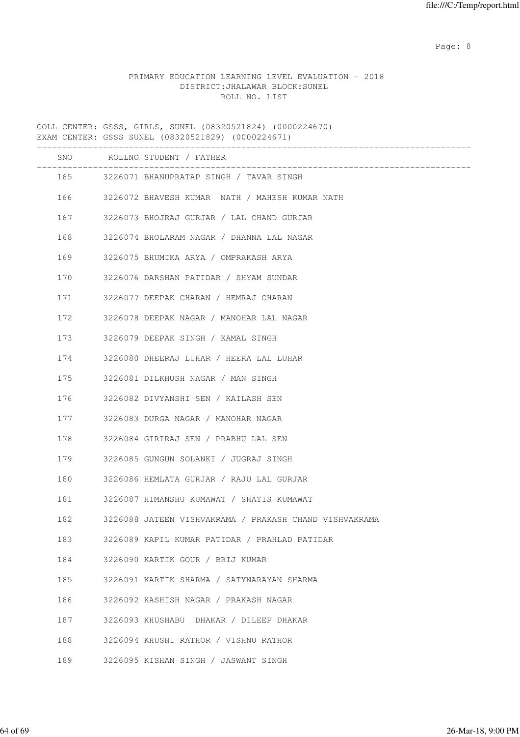PRIMARY EDUCATION LEARNING LEVEL EVALUATION - 2018
DISTRICT:JHALAWAR BLOCK:SUNEL
ROLL NO. LIST

COLL CENTER: GSSS, GIRLS, SUNEL (08320521824) (0000224670)
EXAM CENTER: GSSS SUNEL (08320521829) (0000224671)

| SNO | ROLLNO | STUDENT / FATHER |
|---|---|---|
| 165 | 3226071 | BHANUPRATAP SINGH / TAVAR SINGH |
| 166 | 3226072 | BHAVESH KUMAR NATH / MAHESH KUMAR NATH |
| 167 | 3226073 | BHOJRAJ GURJAR / LAL CHAND GURJAR |
| 168 | 3226074 | BHOLARAM NAGAR / DHANNA LAL NAGAR |
| 169 | 3226075 | BHUMIKA ARYA / OMPRAKASH ARYA |
| 170 | 3226076 | DARSHAN PATIDAR / SHYAM SUNDAR |
| 171 | 3226077 | DEEPAK CHARAN / HEMRAJ CHARAN |
| 172 | 3226078 | DEEPAK NAGAR / MANOHAR LAL NAGAR |
| 173 | 3226079 | DEEPAK SINGH / KAMAL SINGH |
| 174 | 3226080 | DHEERAJ LUHAR / HEERA LAL LUHAR |
| 175 | 3226081 | DILKHUSH NAGAR / MAN SINGH |
| 176 | 3226082 | DIVYANSHI SEN / KAILASH SEN |
| 177 | 3226083 | DURGA NAGAR / MANOHAR NAGAR |
| 178 | 3226084 | GIRIRAJ SEN / PRABHU LAL SEN |
| 179 | 3226085 | GUNGUN SOLANKI / JUGRAJ SINGH |
| 180 | 3226086 | HEMLATA GURJAR / RAJU LAL GURJAR |
| 181 | 3226087 | HIMANSHU KUMAWAT / SHATIS KUMAWAT |
| 182 | 3226088 | JATEEN VISHVAKRAMA / PRAKASH CHAND VISHVAKRAMA |
| 183 | 3226089 | KAPIL KUMAR PATIDAR / PRAHLAD PATIDAR |
| 184 | 3226090 | KARTIK GOUR / BRIJ KUMAR |
| 185 | 3226091 | KARTIK SHARMA / SATYNARAYAN SHARMA |
| 186 | 3226092 | KASHISH NAGAR / PRAKASH NAGAR |
| 187 | 3226093 | KHUSHABU DHAKAR / DILEEP DHAKAR |
| 188 | 3226094 | KHUSHI RATHOR / VISHNU RATHOR |
| 189 | 3226095 | KISHAN SINGH / JASWANT SINGH |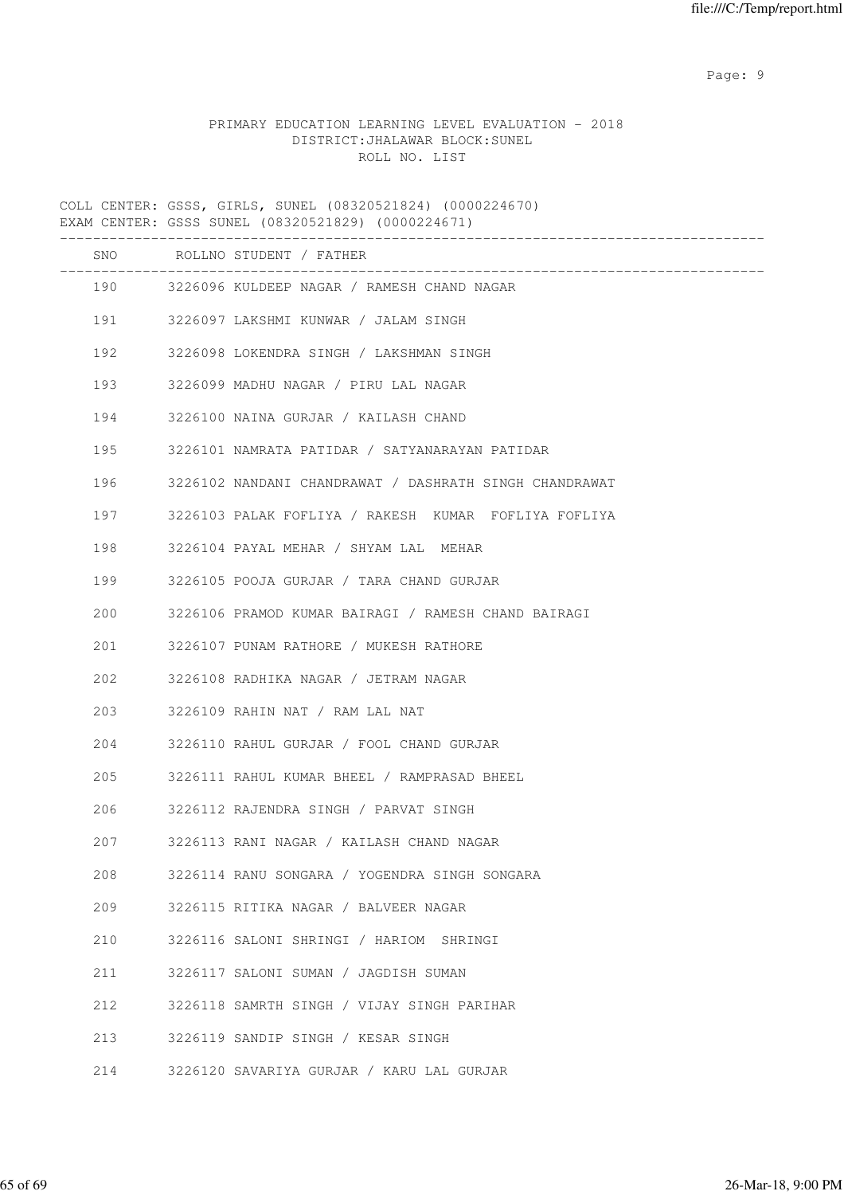PRIMARY EDUCATION LEARNING LEVEL EVALUATION - 2018
DISTRICT:JHALAWAR BLOCK:SUNEL
ROLL NO. LIST

COLL CENTER: GSSS, GIRLS, SUNEL (08320521824) (0000224670)
EXAM CENTER: GSSS SUNEL (08320521829) (0000224671)

| SNO | ROLLNO | STUDENT / FATHER |
|---|---|---|
| 190 | 3226096 | KULDEEP NAGAR / RAMESH CHAND NAGAR |
| 191 | 3226097 | LAKSHMI KUNWAR / JALAM SINGH |
| 192 | 3226098 | LOKENDRA SINGH / LAKSHMAN SINGH |
| 193 | 3226099 | MADHU NAGAR / PIRU LAL NAGAR |
| 194 | 3226100 | NAINA GURJAR / KAILASH CHAND |
| 195 | 3226101 | NAMRATA PATIDAR / SATYANARAYAN PATIDAR |
| 196 | 3226102 | NANDANI CHANDRAWAT / DASHRATH SINGH CHANDRAWAT |
| 197 | 3226103 | PALAK FOFLIYA / RAKESH KUMAR FOFLIYA FOFLIYA |
| 198 | 3226104 | PAYAL MEHAR / SHYAM LAL MEHAR |
| 199 | 3226105 | POOJA GURJAR / TARA CHAND GURJAR |
| 200 | 3226106 | PRAMOD KUMAR BAIRAGI / RAMESH CHAND BAIRAGI |
| 201 | 3226107 | PUNAM RATHORE / MUKESH RATHORE |
| 202 | 3226108 | RADHIKA NAGAR / JETRAM NAGAR |
| 203 | 3226109 | RAHIN NAT / RAM LAL NAT |
| 204 | 3226110 | RAHUL GURJAR / FOOL CHAND GURJAR |
| 205 | 3226111 | RAHUL KUMAR BHEEL / RAMPRASAD BHEEL |
| 206 | 3226112 | RAJENDRA SINGH / PARVAT SINGH |
| 207 | 3226113 | RANI NAGAR / KAILASH CHAND NAGAR |
| 208 | 3226114 | RANU SONGARA / YOGENDRA SINGH SONGARA |
| 209 | 3226115 | RITIKA NAGAR / BALVEER NAGAR |
| 210 | 3226116 | SALONI SHRINGI / HARIOM SHRINGI |
| 211 | 3226117 | SALONI SUMAN / JAGDISH SUMAN |
| 212 | 3226118 | SAMRTH SINGH / VIJAY SINGH PARIHAR |
| 213 | 3226119 | SANDIP SINGH / KESAR SINGH |
| 214 | 3226120 | SAVARIYA GURJAR / KARU LAL GURJAR |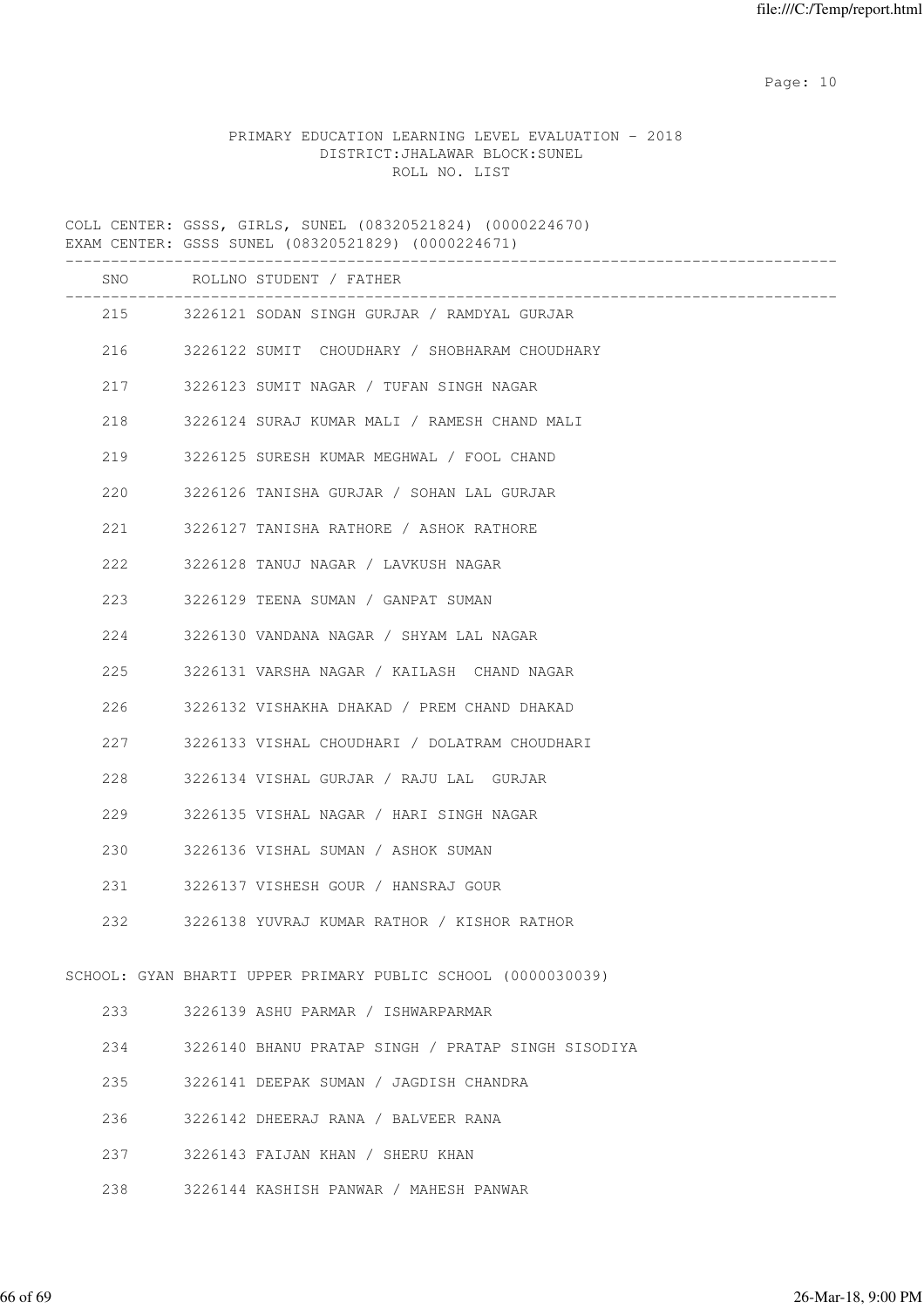PRIMARY EDUCATION LEARNING LEVEL EVALUATION - 2018
DISTRICT:JHALAWAR BLOCK:SUNEL
ROLL NO. LIST

COLL CENTER: GSSS, GIRLS, SUNEL (08320521824) (0000224670)
EXAM CENTER: GSSS SUNEL (08320521829) (0000224671)

| SNO | ROLLNO | STUDENT / FATHER |
|---|---|---|
| 215 | 3226121 | SODAN SINGH GURJAR / RAMDYAL GURJAR |
| 216 | 3226122 | SUMIT CHOUDHARY / SHOBHARAM CHOUDHARY |
| 217 | 3226123 | SUMIT NAGAR / TUFAN SINGH NAGAR |
| 218 | 3226124 | SURAJ KUMAR MALI / RAMESH CHAND MALI |
| 219 | 3226125 | SURESH KUMAR MEGHWAL / FOOL CHAND |
| 220 | 3226126 | TANISHA GURJAR / SOHAN LAL GURJAR |
| 221 | 3226127 | TANISHA RATHORE / ASHOK RATHORE |
| 222 | 3226128 | TANUJ NAGAR / LAVKUSH NAGAR |
| 223 | 3226129 | TEENA SUMAN / GANPAT SUMAN |
| 224 | 3226130 | VANDANA NAGAR / SHYAM LAL NAGAR |
| 225 | 3226131 | VARSHA NAGAR / KAILASH CHAND NAGAR |
| 226 | 3226132 | VISHAKHA DHAKAD / PREM CHAND DHAKAD |
| 227 | 3226133 | VISHAL CHOUDHARI / DOLATRAM CHOUDHARI |
| 228 | 3226134 | VISHAL GURJAR / RAJU LAL GURJAR |
| 229 | 3226135 | VISHAL NAGAR / HARI SINGH NAGAR |
| 230 | 3226136 | VISHAL SUMAN / ASHOK SUMAN |
| 231 | 3226137 | VISHESH GOUR / HANSRAJ GOUR |
| 232 | 3226138 | YUVRAJ KUMAR RATHOR / KISHOR RATHOR |

SCHOOL: GYAN BHARTI UPPER PRIMARY PUBLIC SCHOOL (0000030039)

| SNO | ROLLNO | STUDENT / FATHER |
|---|---|---|
| 233 | 3226139 | ASHU PARMAR / ISHWARPARMAR |
| 234 | 3226140 | BHANU PRATAP SINGH / PRATAP SINGH SISODIYA |
| 235 | 3226141 | DEEPAK SUMAN / JAGDISH CHANDRA |
| 236 | 3226142 | DHEERAJ RANA / BALVEER RANA |
| 237 | 3226143 | FAIJAN KHAN / SHERU KHAN |
| 238 | 3226144 | KASHISH PANWAR / MAHESH PANWAR |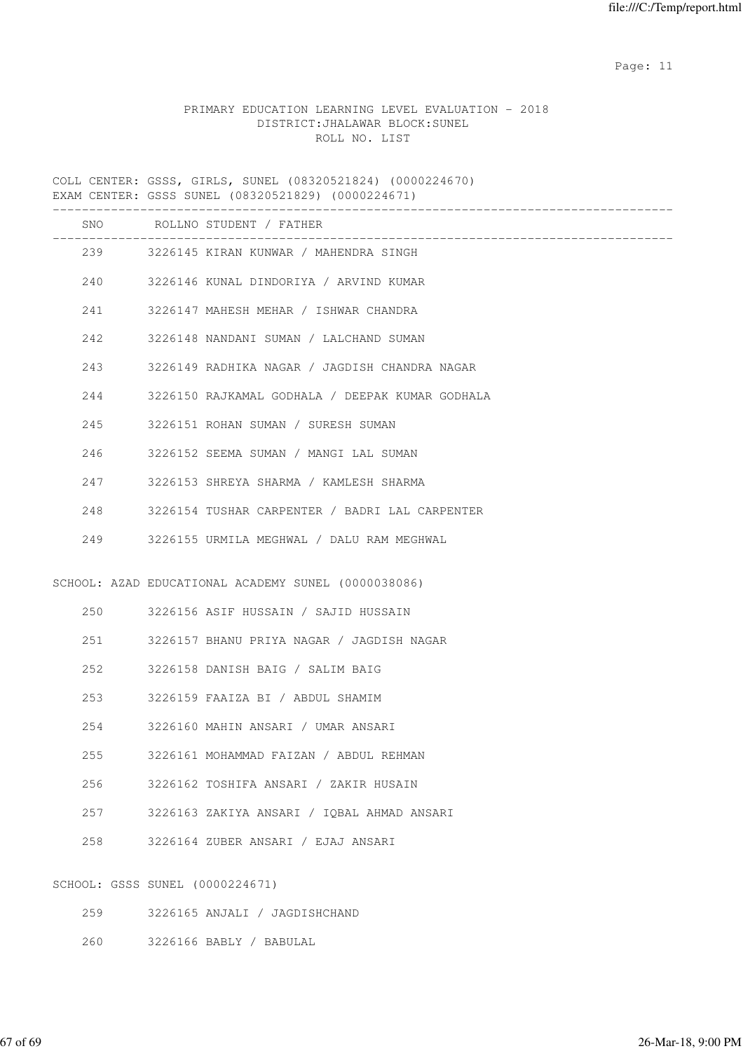PRIMARY EDUCATION LEARNING LEVEL EVALUATION - 2018
DISTRICT:JHALAWAR BLOCK:SUNEL
ROLL NO. LIST

COLL CENTER: GSSS, GIRLS, SUNEL (08320521824) (0000224670)
EXAM CENTER: GSSS SUNEL (08320521829) (0000224671)

| SNO | ROLLNO | STUDENT / FATHER |
|---|---|---|
| 239 | 3226145 | KIRAN KUNWAR / MAHENDRA SINGH |
| 240 | 3226146 | KUNAL DINDORIYA / ARVIND KUMAR |
| 241 | 3226147 | MAHESH MEHAR / ISHWAR CHANDRA |
| 242 | 3226148 | NANDANI SUMAN / LALCHAND SUMAN |
| 243 | 3226149 | RADHIKA NAGAR / JAGDISH CHANDRA NAGAR |
| 244 | 3226150 | RAJKAMAL GODHALA / DEEPAK KUMAR GODHALA |
| 245 | 3226151 | ROHAN SUMAN / SURESH SUMAN |
| 246 | 3226152 | SEEMA SUMAN / MANGI LAL SUMAN |
| 247 | 3226153 | SHREYA SHARMA / KAMLESH SHARMA |
| 248 | 3226154 | TUSHAR CARPENTER / BADRI LAL CARPENTER |
| 249 | 3226155 | URMILA MEGHWAL / DALU RAM MEGHWAL |

SCHOOL: AZAD EDUCATIONAL ACADEMY SUNEL (0000038086)

| SNO | ROLLNO | STUDENT / FATHER |
|---|---|---|
| 250 | 3226156 | ASIF HUSSAIN / SAJID HUSSAIN |
| 251 | 3226157 | BHANU PRIYA NAGAR / JAGDISH NAGAR |
| 252 | 3226158 | DANISH BAIG / SALIM BAIG |
| 253 | 3226159 | FAAIZA BI / ABDUL SHAMIM |
| 254 | 3226160 | MAHIN ANSARI / UMAR ANSARI |
| 255 | 3226161 | MOHAMMAD FAIZAN / ABDUL REHMAN |
| 256 | 3226162 | TOSHIFA ANSARI / ZAKIR HUSAIN |
| 257 | 3226163 | ZAKIYA ANSARI / IQBAL AHMAD ANSARI |
| 258 | 3226164 | ZUBER ANSARI / EJAJ ANSARI |

SCHOOL: GSSS SUNEL (0000224671)

| SNO | ROLLNO | STUDENT / FATHER |
|---|---|---|
| 259 | 3226165 | ANJALI / JAGDISHCHAND |
| 260 | 3226166 | BABLY / BABULAL |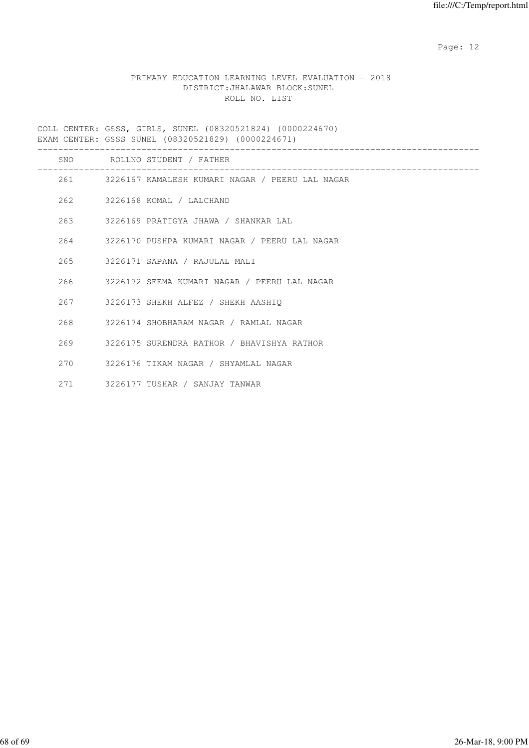PRIMARY EDUCATION LEARNING LEVEL EVALUATION - 2018
DISTRICT:JHALAWAR BLOCK:SUNEL
ROLL NO. LIST

COLL CENTER: GSSS, GIRLS, SUNEL (08320521824) (0000224670)
EXAM CENTER: GSSS SUNEL (08320521829) (0000224671)

| SNO | ROLLNO | STUDENT / FATHER |
|---|---|---|
| 261 | 3226167 | KAMALESH KUMARI NAGAR / PEERU LAL NAGAR |
| 262 | 3226168 | KOMAL / LALCHAND |
| 263 | 3226169 | PRATIGYA JHAWA / SHANKAR LAL |
| 264 | 3226170 | PUSHPA KUMARI NAGAR / PEERU LAL NAGAR |
| 265 | 3226171 | SAPANA / RAJULAL MALI |
| 266 | 3226172 | SEEMA KUMARI NAGAR / PEERU LAL NAGAR |
| 267 | 3226173 | SHEKH ALFEZ / SHEKH AASHIQ |
| 268 | 3226174 | SHOBHARAM NAGAR / RAMLAL NAGAR |
| 269 | 3226175 | SURENDRA RATHOR / BHAVISHYA RATHOR |
| 270 | 3226176 | TIKAM NAGAR / SHYAMLAL NAGAR |
| 271 | 3226177 | TUSHAR / SANJAY TANWAR |